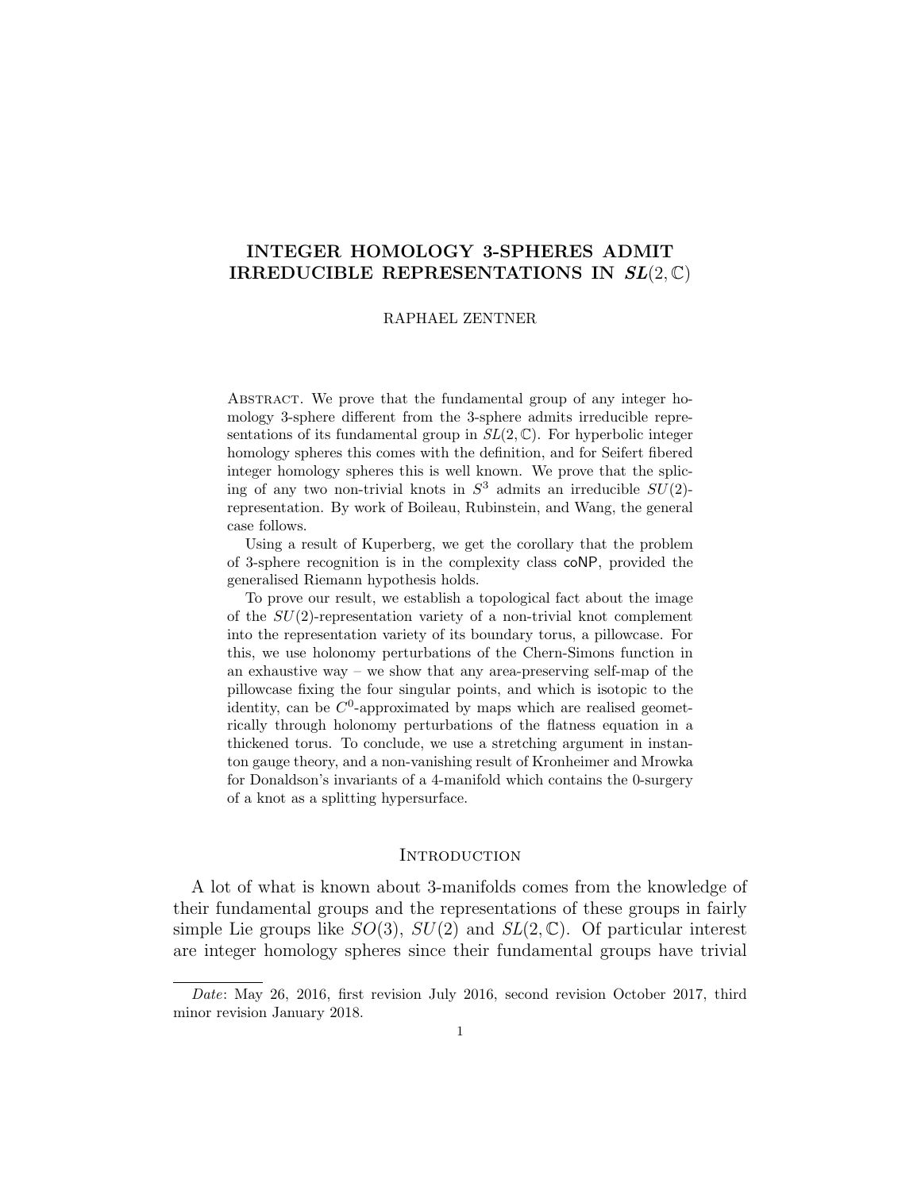# INTEGER HOMOLOGY 3-SPHERES ADMIT IRREDUCIBLE REPRESENTATIONS IN $SL(2, \mathbb{C})$

RAPHAEL ZENTNER

Abstract. We prove that the fundamental group of any integer homology 3-sphere different from the 3-sphere admits irreducible representations of its fundamental group in $SL(2, \mathbb{C})$. For hyperbolic integer homology spheres this comes with the definition, and for Seifert fibered integer homology spheres this is well known. We prove that the splicing of any two non-trivial knots in $S^3$ admits an irreducible $SU(2)$-representation. By work of Boileau, Rubinstein, and Wang, the general case follows.

Using a result of Kuperberg, we get the corollary that the problem of 3-sphere recognition is in the complexity class coNP, provided the generalised Riemann hypothesis holds.

To prove our result, we establish a topological fact about the image of the $SU(2)$-representation variety of a non-trivial knot complement into the representation variety of its boundary torus, a pillowcase. For this, we use holonomy perturbations of the Chern-Simons function in an exhaustive way – we show that any area-preserving self-map of the pillowcase fixing the four singular points, and which is isotopic to the identity, can be $C^0$-approximated by maps which are realised geometrically through holonomy perturbations of the flatness equation in a thickened torus. To conclude, we use a stretching argument in instanton gauge theory, and a non-vanishing result of Kronheimer and Mrowka for Donaldson's invariants of a 4-manifold which contains the 0-surgery of a knot as a splitting hypersurface.

## Introduction

A lot of what is known about 3-manifolds comes from the knowledge of their fundamental groups and the representations of these groups in fairly simple Lie groups like $SO(3)$, $SU(2)$ and $SL(2, \mathbb{C})$. Of particular interest are integer homology spheres since their fundamental groups have trivial

---

*Date*: May 26, 2016, first revision July 2016, second revision October 2017, third minor revision January 2018.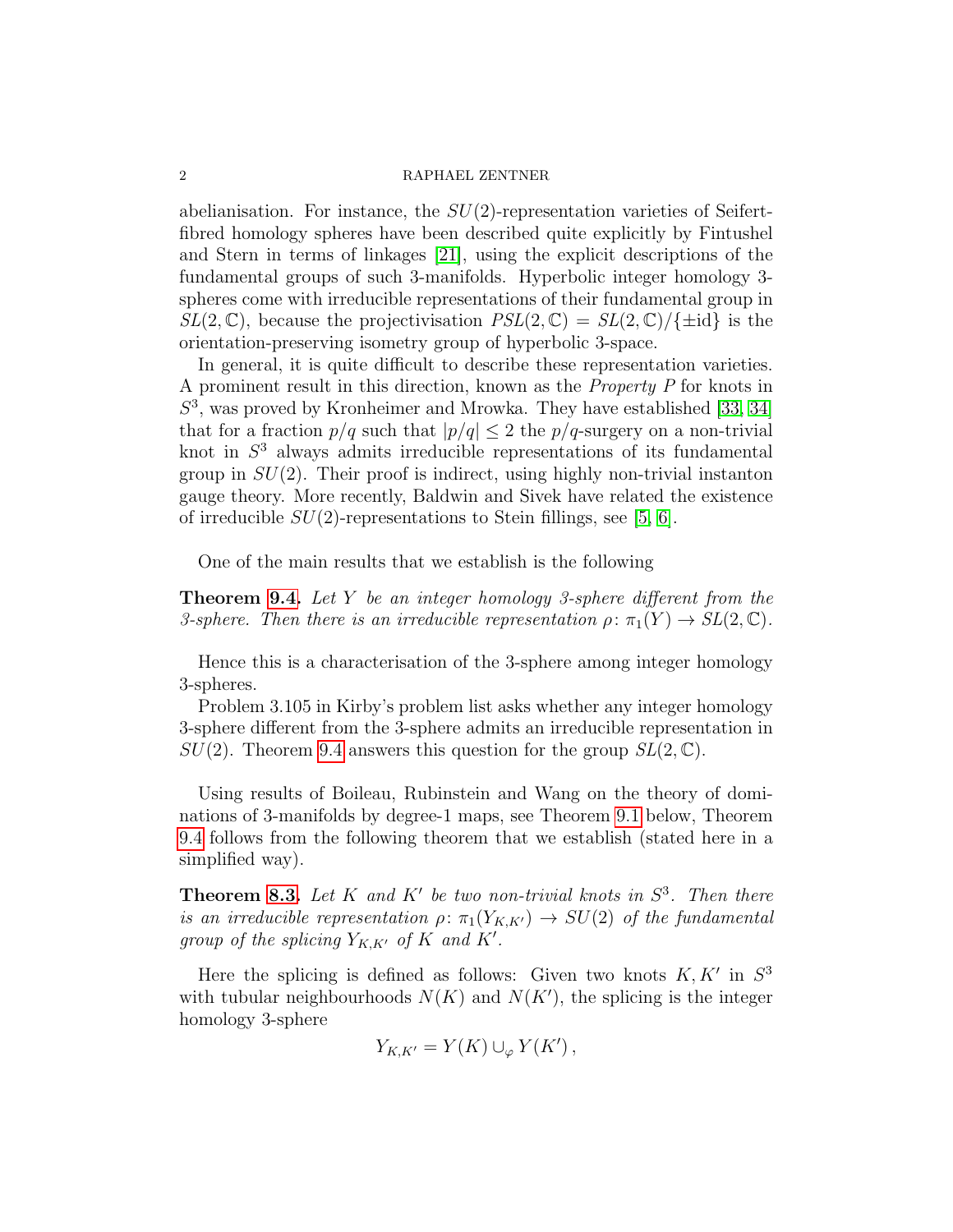abelianisation. For instance, the $SU(2)$-representation varieties of Seifert-fibred homology spheres have been described quite explicitly by Fintushel and Stern in terms of linkages [21], using the explicit descriptions of the fundamental groups of such 3-manifolds. Hyperbolic integer homology 3-spheres come with irreducible representations of their fundamental group in $SL(2,\mathbb{C})$, because the projectivisation $PSL(2,\mathbb{C}) = SL(2,\mathbb{C})/\{\pm \mathrm{id}\}$ is the orientation-preserving isometry group of hyperbolic 3-space.

In general, it is quite difficult to describe these representation varieties. A prominent result in this direction, known as the *Property P* for knots in $S^3$, was proved by Kronheimer and Mrowka. They have established [33, 34] that for a fraction $p/q$ such that $|p/q| \leq 2$ the $p/q$-surgery on a non-trivial knot in $S^3$ always admits irreducible representations of its fundamental group in $SU(2)$. Their proof is indirect, using highly non-trivial instanton gauge theory. More recently, Baldwin and Sivek have related the existence of irreducible $SU(2)$-representations to Stein fillings, see [5, 6].

One of the main results that we establish is the following

**Theorem 9.4.** *Let $Y$ be an integer homology 3-sphere different from the 3-sphere. Then there is an irreducible representation $\rho\colon \pi_1(Y) \to SL(2,\mathbb{C})$.*

Hence this is a characterisation of the 3-sphere among integer homology 3-spheres.

Problem 3.105 in Kirby's problem list asks whether any integer homology 3-sphere different from the 3-sphere admits an irreducible representation in $SU(2)$. Theorem 9.4 answers this question for the group $SL(2,\mathbb{C})$.

Using results of Boileau, Rubinstein and Wang on the theory of dominations of 3-manifolds by degree-1 maps, see Theorem 9.1 below, Theorem 9.4 follows from the following theorem that we establish (stated here in a simplified way).

**Theorem 8.3.** *Let $K$ and $K'$ be two non-trivial knots in $S^3$. Then there is an irreducible representation $\rho\colon \pi_1(Y_{K,K'}) \to SU(2)$ of the fundamental group of the splicing $Y_{K,K'}$ of $K$ and $K'$.*

Here the splicing is defined as follows: Given two knots $K, K'$ in $S^3$ with tubular neighbourhoods $N(K)$ and $N(K')$, the splicing is the integer homology 3-sphere

$$Y_{K,K'} = Y(K) \cup_{\varphi} Y(K')\,,$$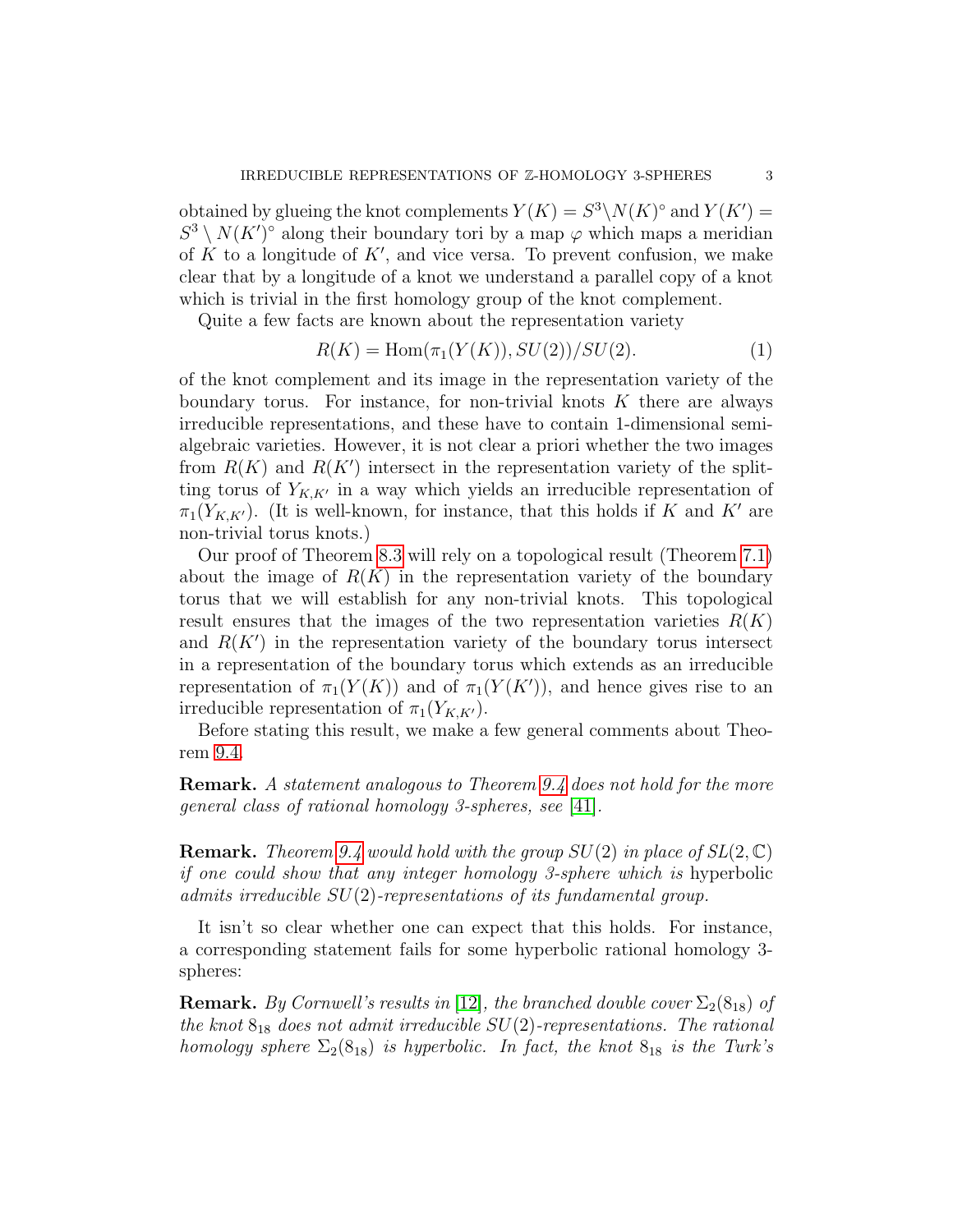obtained by glueing the knot complements $Y(K) = S^3 \setminus N(K)^\circ$ and $Y(K') = S^3 \setminus N(K')^\circ$ along their boundary tori by a map $\varphi$ which maps a meridian of $K$ to a longitude of $K'$, and vice versa. To prevent confusion, we make clear that by a longitude of a knot we understand a parallel copy of a knot which is trivial in the first homology group of the knot complement.

Quite a few facts are known about the representation variety

$$R(K) = \mathrm{Hom}(\pi_1(Y(K)), SU(2))/SU(2). \tag{1}$$

of the knot complement and its image in the representation variety of the boundary torus. For instance, for non-trivial knots $K$ there are always irreducible representations, and these have to contain 1-dimensional semi-algebraic varieties. However, it is not clear a priori whether the two images from $R(K)$ and $R(K')$ intersect in the representation variety of the splitting torus of $Y_{K,K'}$ in a way which yields an irreducible representation of $\pi_1(Y_{K,K'})$. (It is well-known, for instance, that this holds if $K$ and $K'$ are non-trivial torus knots.)

Our proof of Theorem 8.3 will rely on a topological result (Theorem 7.1) about the image of $R(K)$ in the representation variety of the boundary torus that we will establish for any non-trivial knots. This topological result ensures that the images of the two representation varieties $R(K)$ and $R(K')$ in the representation variety of the boundary torus intersect in a representation of the boundary torus which extends as an irreducible representation of $\pi_1(Y(K))$ and of $\pi_1(Y(K'))$, and hence gives rise to an irreducible representation of $\pi_1(Y_{K,K'})$.

Before stating this result, we make a few general comments about Theorem 9.4.

**Remark.** *A statement analogous to Theorem 9.4 does not hold for the more general class of rational homology 3-spheres, see [41].*

**Remark.** *Theorem 9.4 would hold with the group $SU(2)$ in place of $SL(2,\mathbb{C})$ if one could show that any integer homology 3-sphere which is* hyperbolic *admits irreducible $SU(2)$-representations of its fundamental group.*

It isn't so clear whether one can expect that this holds. For instance, a corresponding statement fails for some hyperbolic rational homology 3-spheres:

**Remark.** *By Cornwell's results in [12], the branched double cover $\Sigma_2(8_{18})$ of the knot $8_{18}$ does not admit irreducible $SU(2)$-representations. The rational homology sphere $\Sigma_2(8_{18})$ is hyperbolic. In fact, the knot $8_{18}$ is the Turk's*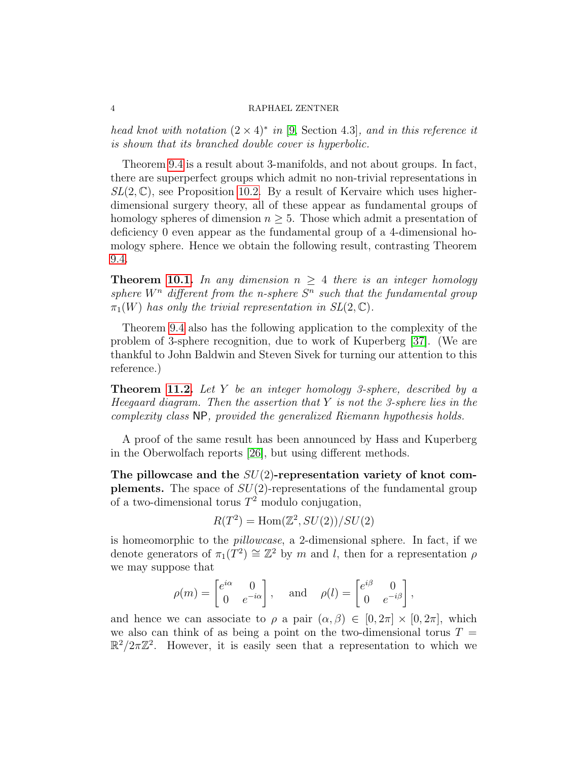*head knot with notation $(2 \times 4)^*$ in* [9, Section 4.3]*, and in this reference it is shown that its branched double cover is hyperbolic.*

Theorem 9.4 is a result about 3-manifolds, and not about groups. In fact, there are superperfect groups which admit no non-trivial representations in $SL(2,\mathbb{C})$, see Proposition 10.2. By a result of Kervaire which uses higher-dimensional surgery theory, all of these appear as fundamental groups of homology spheres of dimension $n \geq 5$. Those which admit a presentation of deficiency 0 even appear as the fundamental group of a 4-dimensional homology sphere. Hence we obtain the following result, contrasting Theorem 9.4.

**Theorem 10.1.** *In any dimension $n \geq 4$ there is an integer homology sphere $W^n$ different from the n-sphere $S^n$ such that the fundamental group $\pi_1(W)$ has only the trivial representation in $SL(2,\mathbb{C})$.*

Theorem 9.4 also has the following application to the complexity of the problem of 3-sphere recognition, due to work of Kuperberg [37]. (We are thankful to John Baldwin and Steven Sivek for turning our attention to this reference.)

**Theorem 11.2.** *Let $Y$ be an integer homology 3-sphere, described by a Heegaard diagram. Then the assertion that $Y$ is not the 3-sphere lies in the complexity class* NP*, provided the generalized Riemann hypothesis holds.*

A proof of the same result has been announced by Hass and Kuperberg in the Oberwolfach reports [26], but using different methods.

**The pillowcase and the $SU(2)$-representation variety of knot complements.** The space of $SU(2)$-representations of the fundamental group of a two-dimensional torus $T^2$ modulo conjugation,

$$R(T^2) = \mathrm{Hom}(\mathbb{Z}^2, SU(2))/SU(2)$$

is homeomorphic to the *pillowcase*, a 2-dimensional sphere. In fact, if we denote generators of $\pi_1(T^2) \cong \mathbb{Z}^2$ by $m$ and $l$, then for a representation $\rho$ we may suppose that

$$\rho(m) = \begin{bmatrix} e^{i\alpha} & 0 \\ 0 & e^{-i\alpha} \end{bmatrix}, \quad \text{and} \quad \rho(l) = \begin{bmatrix} e^{i\beta} & 0 \\ 0 & e^{-i\beta} \end{bmatrix},$$

and hence we can associate to $\rho$ a pair $(\alpha, \beta) \in [0, 2\pi] \times [0, 2\pi]$, which we also can think of as being a point on the two-dimensional torus $T = \mathbb{R}^2/2\pi\mathbb{Z}^2$. However, it is easily seen that a representation to which we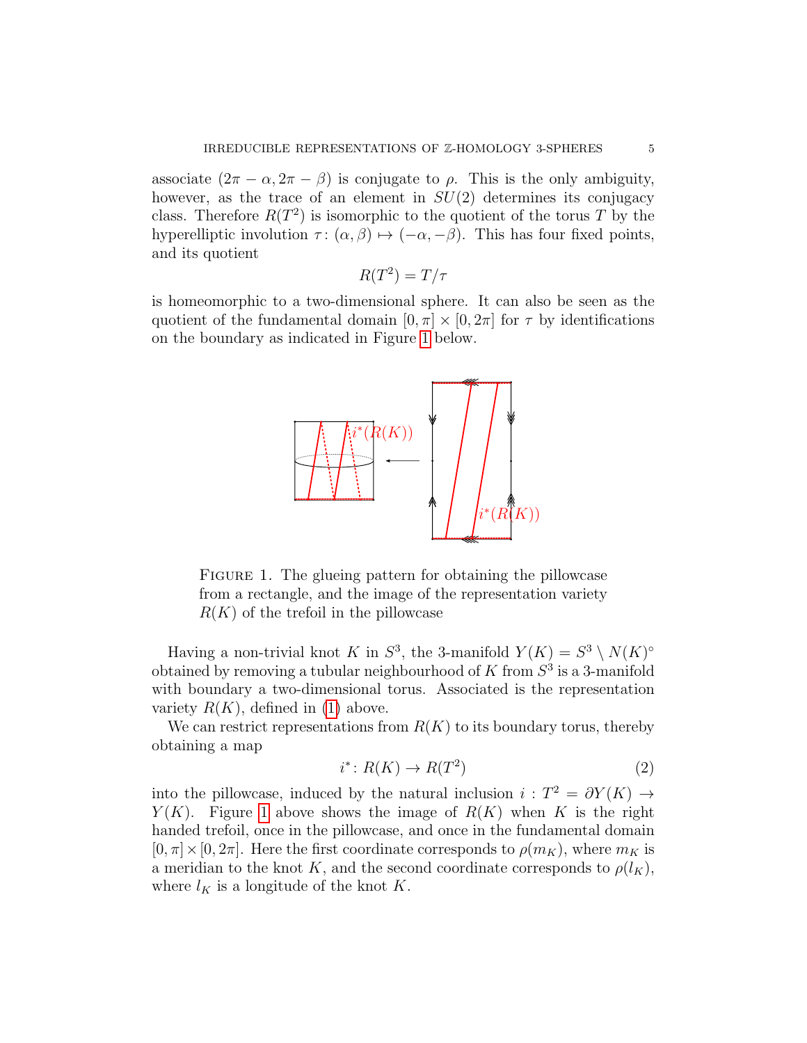associate $(2\pi - \alpha, 2\pi - \beta)$ is conjugate to $\rho$. This is the only ambiguity, however, as the trace of an element in $SU(2)$ determines its conjugacy class. Therefore $R(T^2)$ is isomorphic to the quotient of the torus $T$ by the hyperelliptic involution $\tau\colon (\alpha, \beta) \mapsto (-\alpha, -\beta)$. This has four fixed points, and its quotient

$$R(T^2) = T/\tau$$

is homeomorphic to a two-dimensional sphere. It can also be seen as the quotient of the fundamental domain $[0, \pi] \times [0, 2\pi]$ for $\tau$ by identifications on the boundary as indicated in Figure 1 below.

FIGURE 1. The glueing pattern for obtaining the pillowcase from a rectangle, and the image of the representation variety $R(K)$ of the trefoil in the pillowcase

Having a non-trivial knot $K$ in $S^3$, the 3-manifold $Y(K) = S^3 \setminus N(K)^\circ$ obtained by removing a tubular neighbourhood of $K$ from $S^3$ is a 3-manifold with boundary a two-dimensional torus. Associated is the representation variety $R(K)$, defined in (1) above.

We can restrict representations from $R(K)$ to its boundary torus, thereby obtaining a map

$$i^*\colon R(K) \to R(T^2) \tag{2}$$

into the pillowcase, induced by the natural inclusion $i : T^2 = \partial Y(K) \to Y(K)$. Figure 1 above shows the image of $R(K)$ when $K$ is the right handed trefoil, once in the pillowcase, and once in the fundamental domain $[0, \pi] \times [0, 2\pi]$. Here the first coordinate corresponds to $\rho(m_K)$, where $m_K$ is a meridian to the knot $K$, and the second coordinate corresponds to $\rho(l_K)$, where $l_K$ is a longitude of the knot $K$.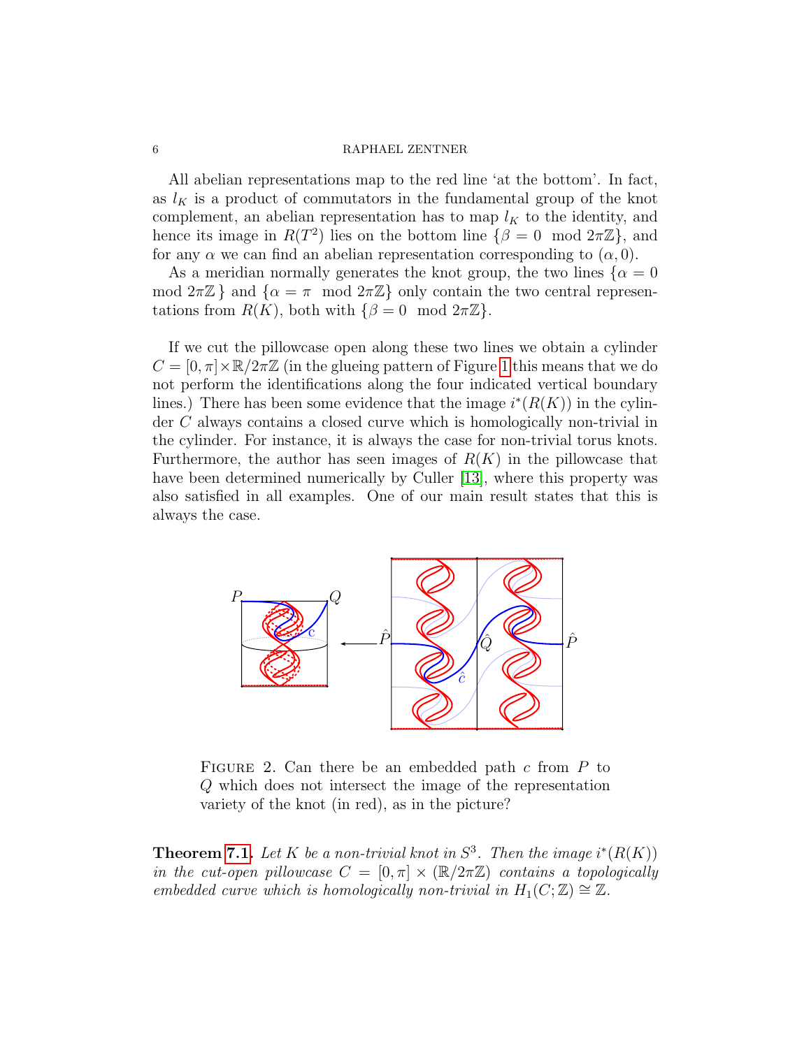All abelian representations map to the red line 'at the bottom'. In fact, as $l_K$ is a product of commutators in the fundamental group of the knot complement, an abelian representation has to map $l_K$ to the identity, and hence its image in $R(T^2)$ lies on the bottom line $\{\beta = 0 \mod 2\pi\mathbb{Z}\}$, and for any $\alpha$ we can find an abelian representation corresponding to $(\alpha, 0)$.

As a meridian normally generates the knot group, the two lines $\{\alpha = 0 \mod 2\pi\mathbb{Z}\}$ and $\{\alpha = \pi \mod 2\pi\mathbb{Z}\}$ only contain the two central representations from $R(K)$, both with $\{\beta = 0 \mod 2\pi\mathbb{Z}\}$.

If we cut the pillowcase open along these two lines we obtain a cylinder $C = [0,\pi] \times \mathbb{R}/2\pi\mathbb{Z}$ (in the glueing pattern of Figure 1 this means that we do not perform the identifications along the four indicated vertical boundary lines.) There has been some evidence that the image $i^*(R(K))$ in the cylinder $C$ always contains a closed curve which is homologically non-trivial in the cylinder. For instance, it is always the case for non-trivial torus knots. Furthermore, the author has seen images of $R(K)$ in the pillowcase that have been determined numerically by Culler [13], where this property was also satisfied in all examples. One of our main result states that this is always the case.

FIGURE 2. Can there be an embedded path $c$ from $P$ to $Q$ which does not intersect the image of the representation variety of the knot (in red), as in the picture?

**Theorem 7.1.** *Let $K$ be a non-trivial knot in $S^3$. Then the image $i^*(R(K))$ in the cut-open pillowcase $C = [0,\pi] \times (\mathbb{R}/2\pi\mathbb{Z})$ contains a topologically embedded curve which is homologically non-trivial in $H_1(C;\mathbb{Z}) \cong \mathbb{Z}$.*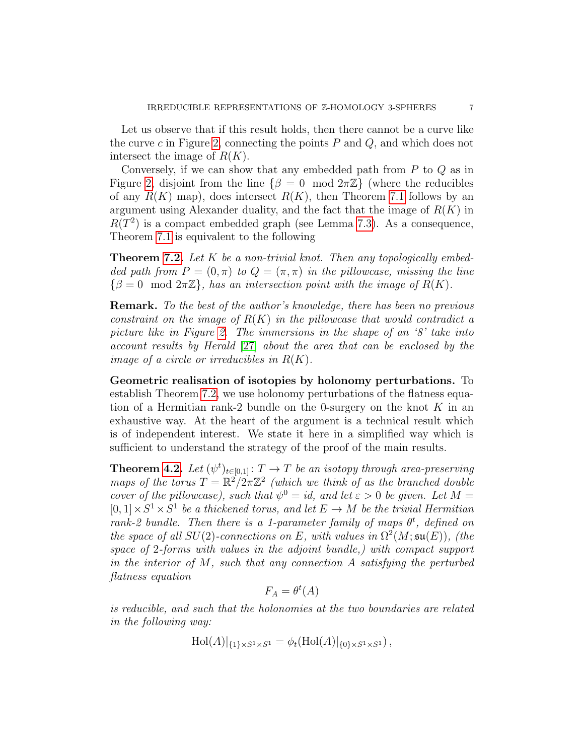Let us observe that if this result holds, then there cannot be a curve like the curve $c$ in Figure 2, connecting the points $P$ and $Q$, and which does not intersect the image of $R(K)$.

Conversely, if we can show that any embedded path from $P$ to $Q$ as in Figure 2, disjoint from the line $\{\beta = 0 \mod 2\pi\mathbb{Z}\}$ (where the reducibles of any $R(K)$ map), does intersect $R(K)$, then Theorem 7.1 follows by an argument using Alexander duality, and the fact that the image of $R(K)$ in $R(T^2)$ is a compact embedded graph (see Lemma 7.3). As a consequence, Theorem 7.1 is equivalent to the following

**Theorem 7.2.** *Let $K$ be a non-trivial knot. Then any topologically embedded path from $P = (0, \pi)$ to $Q = (\pi, \pi)$ in the pillowcase, missing the line $\{\beta = 0 \mod 2\pi\mathbb{Z}\}$, has an intersection point with the image of $R(K)$.*

**Remark.** *To the best of the author's knowledge, there has been no previous constraint on the image of $R(K)$ in the pillowcase that would contradict a picture like in Figure 2. The immersions in the shape of an '8' take into account results by Herald [27] about the area that can be enclosed by the image of a circle or irreducibles in $R(K)$.*

**Geometric realisation of isotopies by holonomy perturbations.** To establish Theorem 7.2, we use holonomy perturbations of the flatness equation of a Hermitian rank-2 bundle on the 0-surgery on the knot $K$ in an exhaustive way. At the heart of the argument is a technical result which is of independent interest. We state it here in a simplified way which is sufficient to understand the strategy of the proof of the main results.

**Theorem 4.2.** *Let $(\psi^t)_{t\in[0,1]} \colon T \to T$ be an isotopy through area-preserving maps of the torus $T = \mathbb{R}^2/2\pi\mathbb{Z}^2$ (which we think of as the branched double cover of the pillowcase), such that $\psi^0 = id$, and let $\varepsilon > 0$ be given. Let $M = [0,1] \times S^1 \times S^1$ be a thickened torus, and let $E \to M$ be the trivial Hermitian rank-2 bundle. Then there is a 1-parameter family of maps $\theta^t$, defined on the space of all $SU(2)$-connections on $E$, with values in $\Omega^2(M; \mathfrak{su}(E))$, (the space of 2-forms with values in the adjoint bundle,) with compact support in the interior of $M$, such that any connection $A$ satisfying the perturbed flatness equation*

$$F_A = \theta^t(A)$$

*is reducible, and such that the holonomies at the two boundaries are related in the following way:*

$$\mathrm{Hol}(A)|_{\{1\}\times S^1\times S^1} = \phi_t(\mathrm{Hol}(A)|_{\{0\}\times S^1\times S^1})\,,$$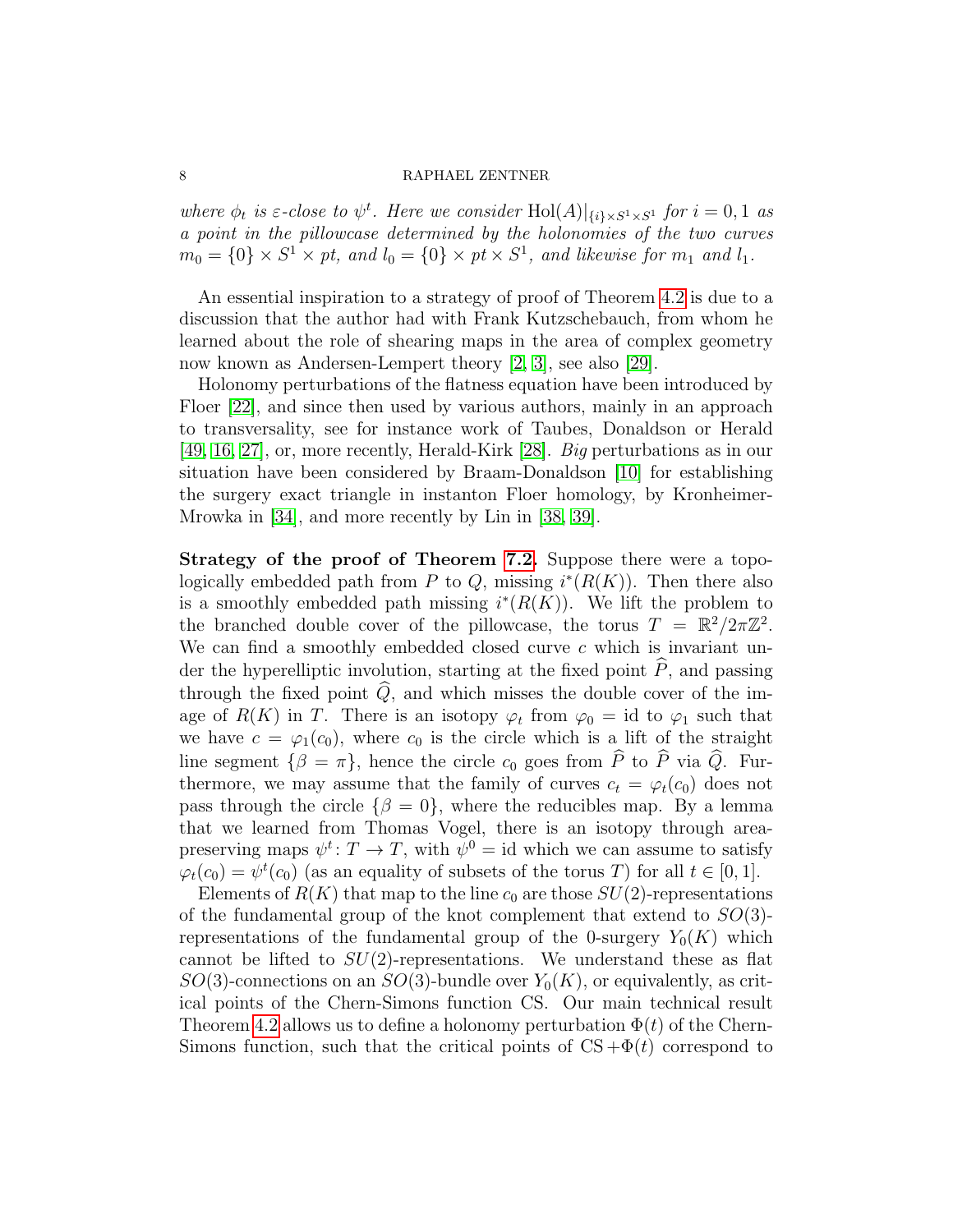*where $\phi_t$ is $\varepsilon$-close to $\psi^t$. Here we consider $\mathrm{Hol}(A)|_{\{i\}\times S^1\times S^1}$ for $i = 0, 1$ as a point in the pillowcase determined by the holonomies of the two curves $m_0 = \{0\} \times S^1 \times pt$, and $l_0 = \{0\} \times pt \times S^1$, and likewise for $m_1$ and $l_1$.*

An essential inspiration to a strategy of proof of Theorem 4.2 is due to a discussion that the author had with Frank Kutzschebauch, from whom he learned about the role of shearing maps in the area of complex geometry now known as Andersen-Lempert theory [2, 3], see also [29].

Holonomy perturbations of the flatness equation have been introduced by Floer [22], and since then used by various authors, mainly in an approach to transversality, see for instance work of Taubes, Donaldson or Herald [49, 16, 27], or, more recently, Herald-Kirk [28]. *Big* perturbations as in our situation have been considered by Braam-Donaldson [10] for establishing the surgery exact triangle in instanton Floer homology, by Kronheimer-Mrowka in [34], and more recently by Lin in [38, 39].

**Strategy of the proof of Theorem 7.2.** Suppose there were a topologically embedded path from $P$ to $Q$, missing $i^*(R(K))$. Then there also is a smoothly embedded path missing $i^*(R(K))$. We lift the problem to the branched double cover of the pillowcase, the torus $T = \mathbb{R}^2/2\pi\mathbb{Z}^2$. We can find a smoothly embedded closed curve $c$ which is invariant under the hyperelliptic involution, starting at the fixed point $\widehat{P}$, and passing through the fixed point $\widehat{Q}$, and which misses the double cover of the image of $R(K)$ in $T$. There is an isotopy $\varphi_t$ from $\varphi_0 = \mathrm{id}$ to $\varphi_1$ such that we have $c = \varphi_1(c_0)$, where $c_0$ is the circle which is a lift of the straight line segment $\{\beta = \pi\}$, hence the circle $c_0$ goes from $\widehat{P}$ to $\widehat{P}$ via $\widehat{Q}$. Furthermore, we may assume that the family of curves $c_t = \varphi_t(c_0)$ does not pass through the circle $\{\beta = 0\}$, where the reducibles map. By a lemma that we learned from Thomas Vogel, there is an isotopy through area-preserving maps $\psi^t \colon T \to T$, with $\psi^0 = \mathrm{id}$ which we can assume to satisfy $\varphi_t(c_0) = \psi^t(c_0)$ (as an equality of subsets of the torus $T$) for all $t \in [0, 1]$.

Elements of $R(K)$ that map to the line $c_0$ are those $SU(2)$-representations of the fundamental group of the knot complement that extend to $SO(3)$-representations of the fundamental group of the 0-surgery $Y_0(K)$ which cannot be lifted to $SU(2)$-representations. We understand these as flat $SO(3)$-connections on an $SO(3)$-bundle over $Y_0(K)$, or equivalently, as critical points of the Chern-Simons function CS. Our main technical result Theorem 4.2 allows us to define a holonomy perturbation $\Phi(t)$ of the Chern-Simons function, such that the critical points of $\mathrm{CS} + \Phi(t)$ correspond to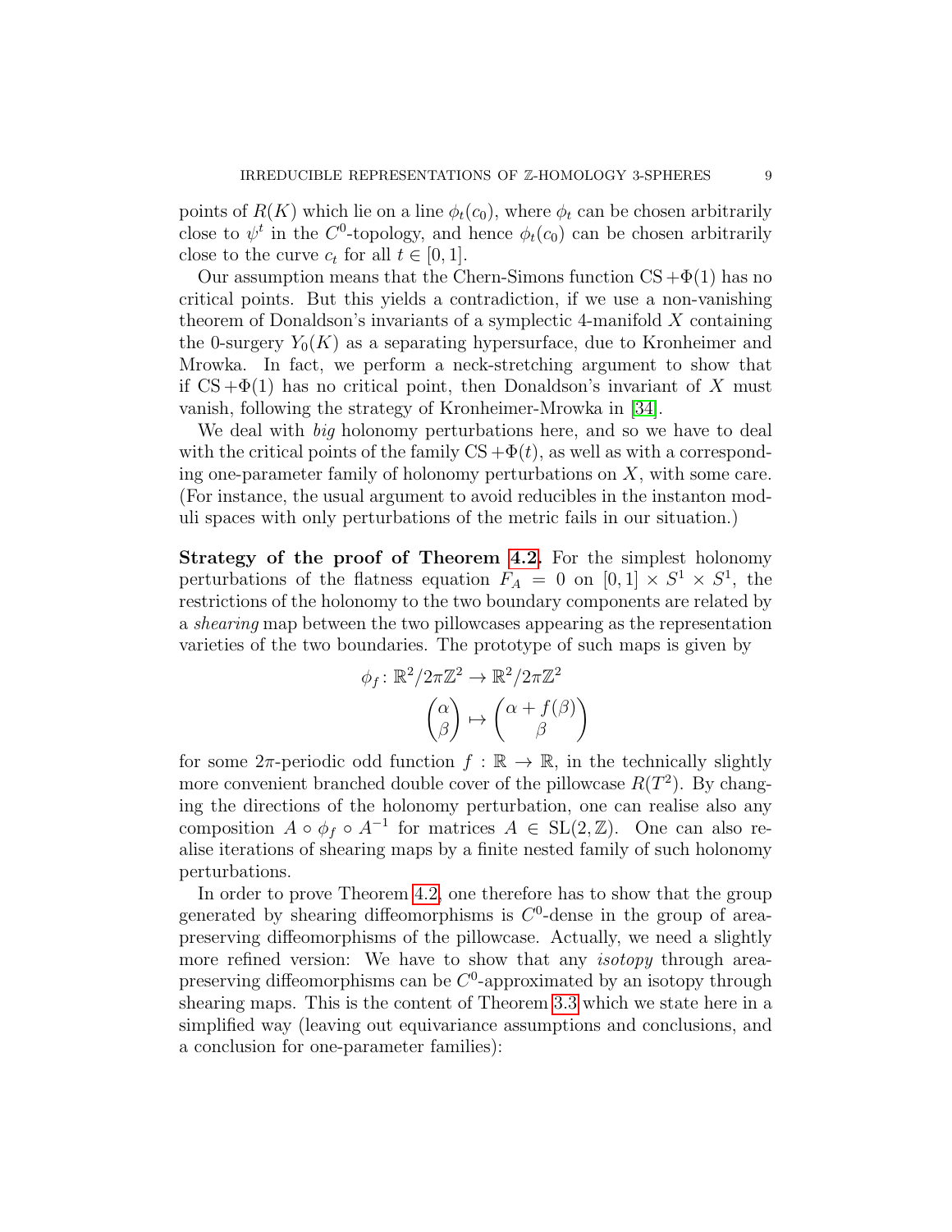points of $R(K)$ which lie on a line $\phi_t(c_0)$, where $\phi_t$ can be chosen arbitrarily close to $\psi^t$ in the $C^0$-topology, and hence $\phi_t(c_0)$ can be chosen arbitrarily close to the curve $c_t$ for all $t \in [0,1]$.

Our assumption means that the Chern-Simons function $\mathrm{CS} + \Phi(1)$ has no critical points. But this yields a contradiction, if we use a non-vanishing theorem of Donaldson's invariants of a symplectic 4-manifold $X$ containing the 0-surgery $Y_0(K)$ as a separating hypersurface, due to Kronheimer and Mrowka. In fact, we perform a neck-stretching argument to show that if $\mathrm{CS} + \Phi(1)$ has no critical point, then Donaldson's invariant of $X$ must vanish, following the strategy of Kronheimer-Mrowka in [34].

We deal with *big* holonomy perturbations here, and so we have to deal with the critical points of the family $\mathrm{CS} + \Phi(t)$, as well as with a corresponding one-parameter family of holonomy perturbations on $X$, with some care. (For instance, the usual argument to avoid reducibles in the instanton moduli spaces with only perturbations of the metric fails in our situation.)

**Strategy of the proof of Theorem 4.2.** For the simplest holonomy perturbations of the flatness equation $F_A = 0$ on $[0,1] \times S^1 \times S^1$, the restrictions of the holonomy to the two boundary components are related by a *shearing* map between the two pillowcases appearing as the representation varieties of the two boundaries. The prototype of such maps is given by

$$\phi_f \colon \mathbb{R}^2/2\pi\mathbb{Z}^2 \to \mathbb{R}^2/2\pi\mathbb{Z}^2$$
$$\begin{pmatrix}\alpha\\ \beta\end{pmatrix} \mapsto \begin{pmatrix}\alpha + f(\beta)\\ \beta\end{pmatrix}$$

for some $2\pi$-periodic odd function $f : \mathbb{R} \to \mathbb{R}$, in the technically slightly more convenient branched double cover of the pillowcase $R(T^2)$. By changing the directions of the holonomy perturbation, one can realise also any composition $A \circ \phi_f \circ A^{-1}$ for matrices $A \in \mathrm{SL}(2,\mathbb{Z})$. One can also realise iterations of shearing maps by a finite nested family of such holonomy perturbations.

In order to prove Theorem 4.2, one therefore has to show that the group generated by shearing diffeomorphisms is $C^0$-dense in the group of area-preserving diffeomorphisms of the pillowcase. Actually, we need a slightly more refined version: We have to show that any *isotopy* through area-preserving diffeomorphisms can be $C^0$-approximated by an isotopy through shearing maps. This is the content of Theorem 3.3 which we state here in a simplified way (leaving out equivariance assumptions and conclusions, and a conclusion for one-parameter families):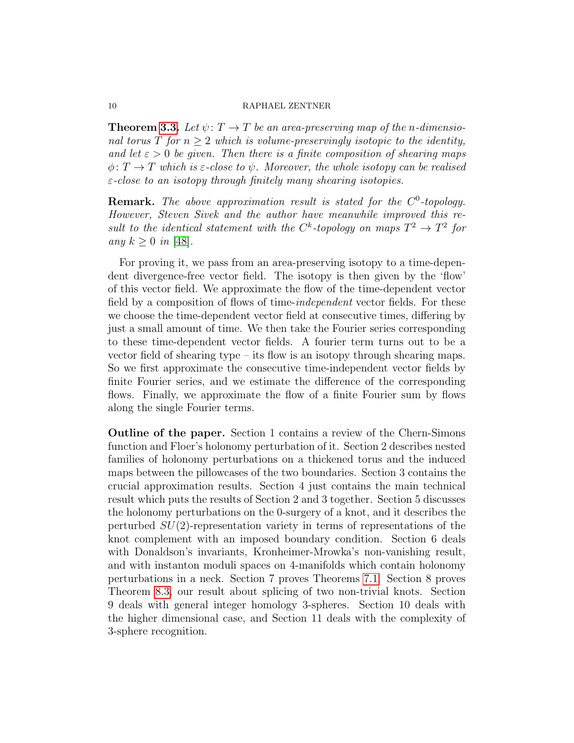**Theorem 3.3.** *Let $\psi\colon T \to T$ be an area-preserving map of the $n$-dimensional torus $T$ for $n \geq 2$ which is volume-preservingly isotopic to the identity, and let $\varepsilon > 0$ be given. Then there is a finite composition of shearing maps $\phi\colon T \to T$ which is $\varepsilon$-close to $\psi$. Moreover, the whole isotopy can be realised $\varepsilon$-close to an isotopy through finitely many shearing isotopies.*

**Remark.** *The above approximation result is stated for the $C^0$-topology. However, Steven Sivek and the author have meanwhile improved this result to the identical statement with the $C^k$-topology on maps $T^2 \to T^2$ for any $k \geq 0$ in [48].*

For proving it, we pass from an area-preserving isotopy to a time-dependent divergence-free vector field. The isotopy is then given by the 'flow' of this vector field. We approximate the flow of the time-dependent vector field by a composition of flows of time-*independent* vector fields. For these we choose the time-dependent vector field at consecutive times, differing by just a small amount of time. We then take the Fourier series corresponding to these time-dependent vector fields. A fourier term turns out to be a vector field of shearing type – its flow is an isotopy through shearing maps. So we first approximate the consecutive time-independent vector fields by finite Fourier series, and we estimate the difference of the corresponding flows. Finally, we approximate the flow of a finite Fourier sum by flows along the single Fourier terms.

**Outline of the paper.** Section 1 contains a review of the Chern-Simons function and Floer's holonomy perturbation of it. Section 2 describes nested families of holonomy perturbations on a thickened torus and the induced maps between the pillowcases of the two boundaries. Section 3 contains the crucial approximation results. Section 4 just contains the main technical result which puts the results of Section 2 and 3 together. Section 5 discusses the holonomy perturbations on the 0-surgery of a knot, and it describes the perturbed $SU(2)$-representation variety in terms of representations of the knot complement with an imposed boundary condition. Section 6 deals with Donaldson's invariants, Kronheimer-Mrowka's non-vanishing result, and with instanton moduli spaces on 4-manifolds which contain holonomy perturbations in a neck. Section 7 proves Theorems 7.1. Section 8 proves Theorem 8.3, our result about splicing of two non-trivial knots. Section 9 deals with general integer homology 3-spheres. Section 10 deals with the higher dimensional case, and Section 11 deals with the complexity of 3-sphere recognition.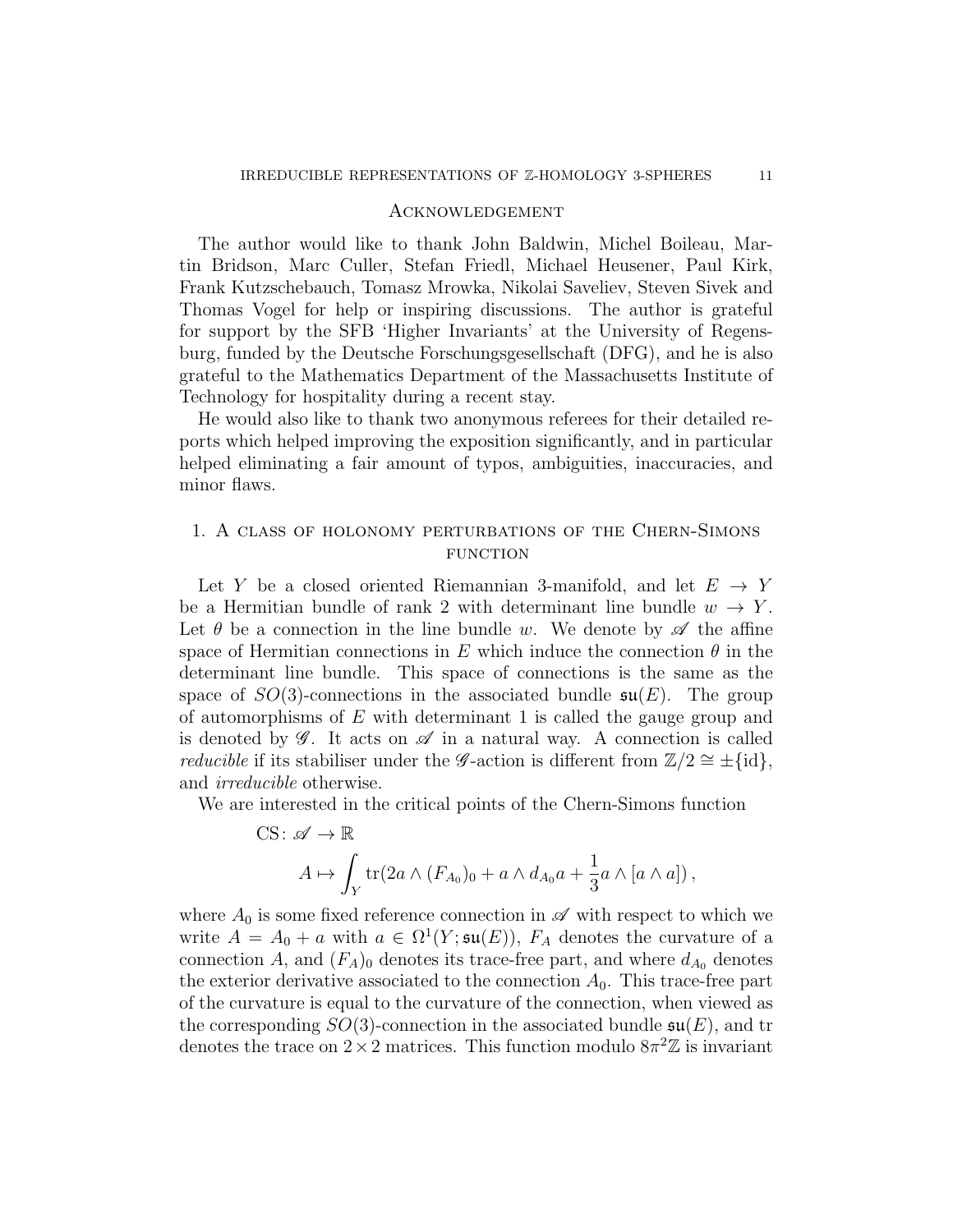## Acknowledgement

The author would like to thank John Baldwin, Michel Boileau, Martin Bridson, Marc Culler, Stefan Friedl, Michael Heusener, Paul Kirk, Frank Kutzschebauch, Tomasz Mrowka, Nikolai Saveliev, Steven Sivek and Thomas Vogel for help or inspiring discussions. The author is grateful for support by the SFB 'Higher Invariants' at the University of Regensburg, funded by the Deutsche Forschungsgesellschaft (DFG), and he is also grateful to the Mathematics Department of the Massachusetts Institute of Technology for hospitality during a recent stay.

He would also like to thank two anonymous referees for their detailed reports which helped improving the exposition significantly, and in particular helped eliminating a fair amount of typos, ambiguities, inaccuracies, and minor flaws.

## 1. A class of holonomy perturbations of the Chern-Simons function

Let $Y$ be a closed oriented Riemannian 3-manifold, and let $E \to Y$ be a Hermitian bundle of rank 2 with determinant line bundle $w \to Y$. Let $\theta$ be a connection in the line bundle $w$. We denote by $\mathscr{A}$ the affine space of Hermitian connections in $E$ which induce the connection $\theta$ in the determinant line bundle. This space of connections is the same as the space of $SO(3)$-connections in the associated bundle $\mathfrak{su}(E)$. The group of automorphisms of $E$ with determinant 1 is called the gauge group and is denoted by $\mathscr{G}$. It acts on $\mathscr{A}$ in a natural way. A connection is called *reducible* if its stabiliser under the $\mathscr{G}$-action is different from $\mathbb{Z}/2 \cong \pm\{\mathrm{id}\}$, and *irreducible* otherwise.

We are interested in the critical points of the Chern-Simons function

$$
\begin{aligned}
\mathrm{CS}\colon \mathscr{A} &\to \mathbb{R} \\
A &\mapsto \int_Y \mathrm{tr}(2a \wedge (F_{A_0})_0 + a \wedge d_{A_0} a + \frac{1}{3} a \wedge [a \wedge a])\,,
\end{aligned}
$$

where $A_0$ is some fixed reference connection in $\mathscr{A}$ with respect to which we write $A = A_0 + a$ with $a \in \Omega^1(Y; \mathfrak{su}(E))$, $F_A$ denotes the curvature of a connection $A$, and $(F_A)_0$ denotes its trace-free part, and where $d_{A_0}$ denotes the exterior derivative associated to the connection $A_0$. This trace-free part of the curvature is equal to the curvature of the connection, when viewed as the corresponding $SO(3)$-connection in the associated bundle $\mathfrak{su}(E)$, and tr denotes the trace on $2 \times 2$ matrices. This function modulo $8\pi^2\mathbb{Z}$ is invariant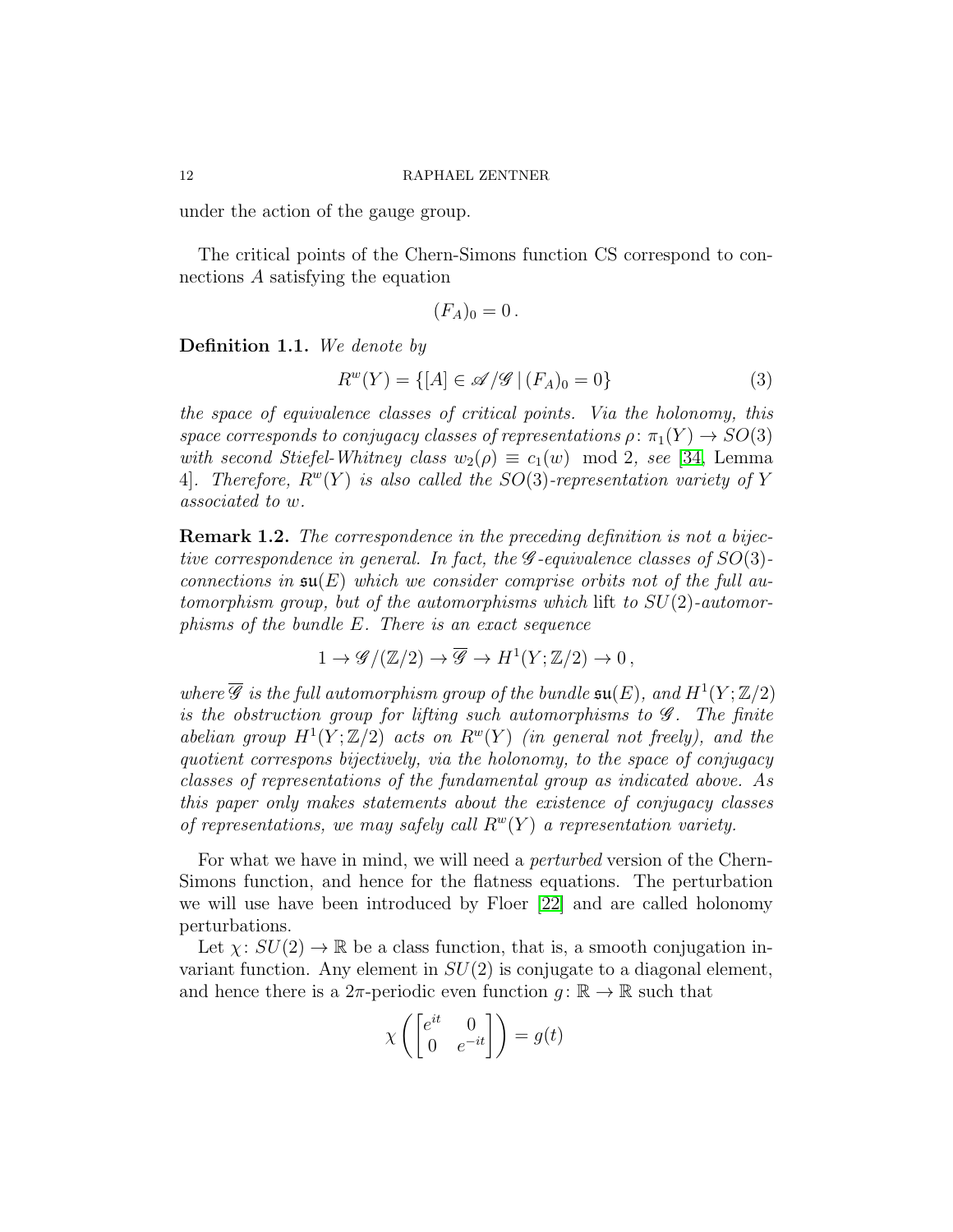under the action of the gauge group.

The critical points of the Chern-Simons function CS correspond to connections $A$ satisfying the equation

$$(F_A)_0 = 0\,.$$

**Definition 1.1.** *We denote by*

$$R^w(Y) = \{[A] \in \mathscr{A}/\mathscr{G} \,|\, (F_A)_0 = 0\} \tag{3}$$

*the space of equivalence classes of critical points. Via the holonomy, this space corresponds to conjugacy classes of representations $\rho\colon \pi_1(Y) \to SO(3)$ with second Stiefel-Whitney class $w_2(\rho) \equiv c_1(w) \mod 2$, see* [34, Lemma 4]*. Therefore, $R^w(Y)$ is also called the $SO(3)$-representation variety of $Y$ associated to $w$.*

**Remark 1.2.** *The correspondence in the preceding definition is not a bijective correspondence in general. In fact, the $\mathscr{G}$-equivalence classes of $SO(3)$-connections in $\mathfrak{su}(E)$ which we consider comprise orbits not of the full automorphism group, but of the automorphisms which* lift *to $SU(2)$-automorphisms of the bundle $E$. There is an exact sequence*

$$1 \to \mathscr{G}/(\mathbb{Z}/2) \to \overline{\mathscr{G}} \to H^1(Y;\mathbb{Z}/2) \to 0\,,$$

*where $\overline{\mathscr{G}}$ is the full automorphism group of the bundle $\mathfrak{su}(E)$, and $H^1(Y;\mathbb{Z}/2)$ is the obstruction group for lifting such automorphisms to $\mathscr{G}$. The finite abelian group $H^1(Y;\mathbb{Z}/2)$ acts on $R^w(Y)$ (in general not freely), and the quotient correspons bijectively, via the holonomy, to the space of conjugacy classes of representations of the fundamental group as indicated above. As this paper only makes statements about the existence of conjugacy classes of representations, we may safely call $R^w(Y)$ a representation variety.*

For what we have in mind, we will need a *perturbed* version of the Chern-Simons function, and hence for the flatness equations. The perturbation we will use have been introduced by Floer [22] and are called holonomy perturbations.

Let $\chi\colon SU(2) \to \mathbb{R}$ be a class function, that is, a smooth conjugation invariant function. Any element in $SU(2)$ is conjugate to a diagonal element, and hence there is a $2\pi$-periodic even function $g\colon \mathbb{R} \to \mathbb{R}$ such that

$$\chi\left(\begin{bmatrix} e^{it} & 0 \\ 0 & e^{-it} \end{bmatrix}\right) = g(t)$$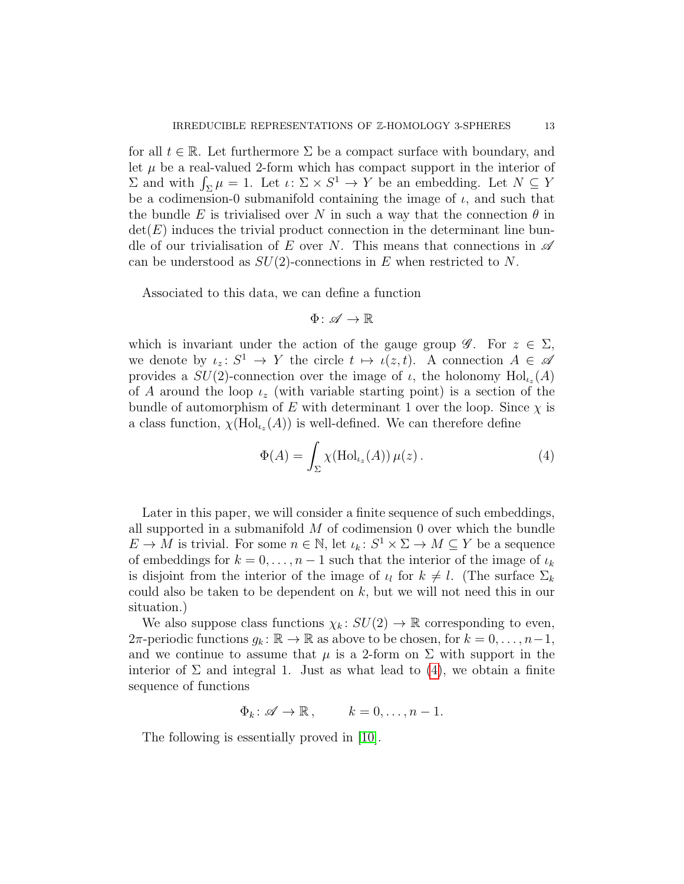for all $t \in \mathbb{R}$. Let furthermore $\Sigma$ be a compact surface with boundary, and let $\mu$ be a real-valued 2-form which has compact support in the interior of $\Sigma$ and with $\int_\Sigma \mu = 1$. Let $\iota \colon \Sigma \times S^1 \to Y$ be an embedding. Let $N \subseteq Y$ be a codimension-0 submanifold containing the image of $\iota$, and such that the bundle $E$ is trivialised over $N$ in such a way that the connection $\theta$ in $\det(E)$ induces the trivial product connection in the determinant line bundle of our trivialisation of $E$ over $N$. This means that connections in $\mathscr{A}$ can be understood as $SU(2)$-connections in $E$ when restricted to $N$.

Associated to this data, we can define a function

$$\Phi \colon \mathscr{A} \to \mathbb{R}$$

which is invariant under the action of the gauge group $\mathscr{G}$. For $z \in \Sigma$, we denote by $\iota_z \colon S^1 \to Y$ the circle $t \mapsto \iota(z,t)$. A connection $A \in \mathscr{A}$ provides a $SU(2)$-connection over the image of $\iota$, the holonomy $\mathrm{Hol}_{\iota_z}(A)$ of $A$ around the loop $\iota_z$ (with variable starting point) is a section of the bundle of automorphism of $E$ with determinant 1 over the loop. Since $\chi$ is a class function, $\chi(\mathrm{Hol}_{\iota_z}(A))$ is well-defined. We can therefore define

$$\Phi(A) = \int_\Sigma \chi(\mathrm{Hol}_{\iota_z}(A))\, \mu(z)\,. \tag{4}$$

Later in this paper, we will consider a finite sequence of such embeddings, all supported in a submanifold $M$ of codimension 0 over which the bundle $E \to M$ is trivial. For some $n \in \mathbb{N}$, let $\iota_k \colon S^1 \times \Sigma \to M \subseteq Y$ be a sequence of embeddings for $k = 0, \dots, n-1$ such that the interior of the image of $\iota_k$ is disjoint from the interior of the image of $\iota_l$ for $k \neq l$. (The surface $\Sigma_k$ could also be taken to be dependent on $k$, but we will not need this in our situation.)

We also suppose class functions $\chi_k \colon SU(2) \to \mathbb{R}$ corresponding to even, $2\pi$-periodic functions $g_k \colon \mathbb{R} \to \mathbb{R}$ as above to be chosen, for $k = 0, \dots, n-1$, and we continue to assume that $\mu$ is a 2-form on $\Sigma$ with support in the interior of $\Sigma$ and integral 1. Just as what lead to (4), we obtain a finite sequence of functions

$$\Phi_k \colon \mathscr{A} \to \mathbb{R}\,, \qquad k = 0, \dots, n-1.$$

The following is essentially proved in [10].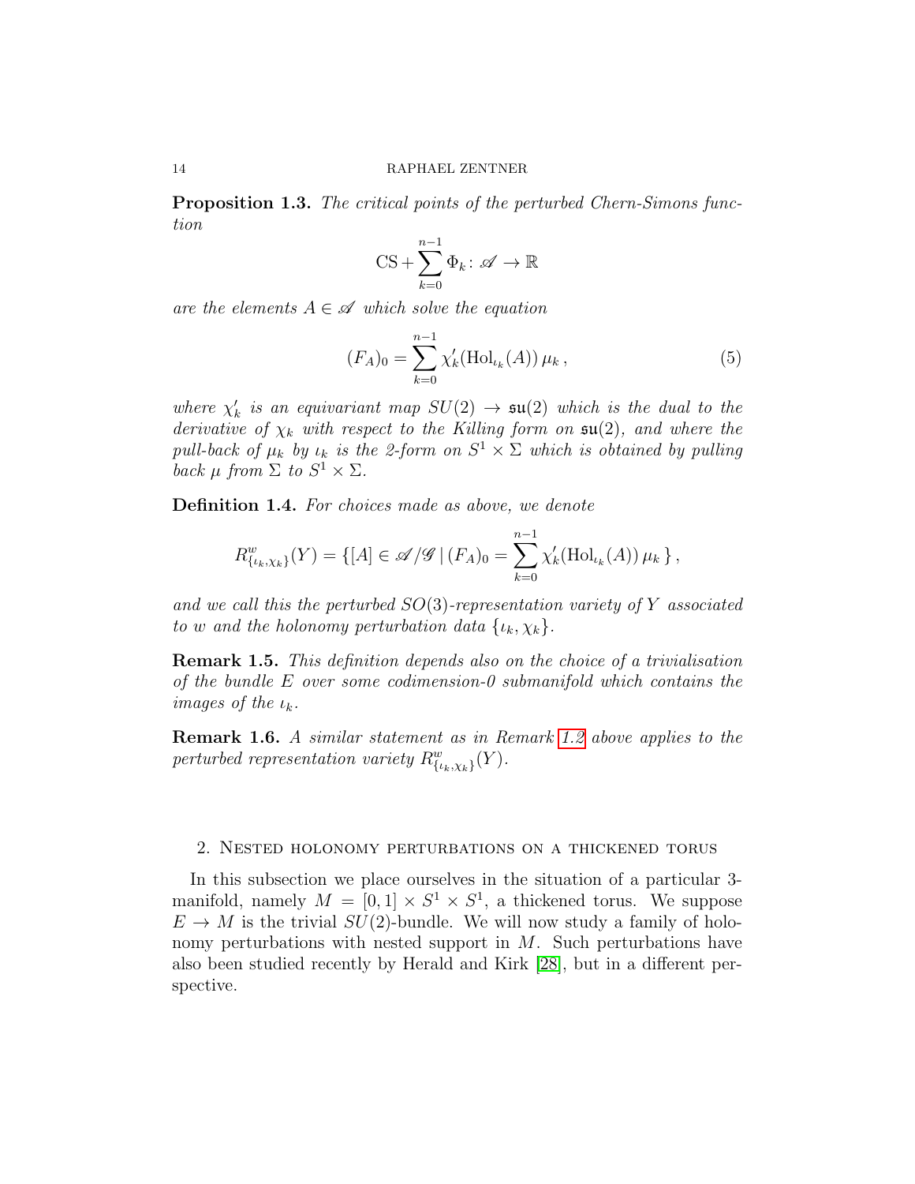**Proposition 1.3.** *The critical points of the perturbed Chern-Simons function*

$$\mathrm{CS} + \sum_{k=0}^{n-1} \Phi_k \colon \mathscr{A} \to \mathbb{R}$$

*are the elements $A \in \mathscr{A}$ which solve the equation*

$$(F_A)_0 = \sum_{k=0}^{n-1} \chi_k'(\mathrm{Hol}_{\iota_k}(A))\, \mu_k \,, \tag{5}$$

*where $\chi_k'$ is an equivariant map $SU(2) \to \mathfrak{su}(2)$ which is the dual to the derivative of $\chi_k$ with respect to the Killing form on $\mathfrak{su}(2)$, and where the pull-back of $\mu_k$ by $\iota_k$ is the 2-form on $S^1 \times \Sigma$ which is obtained by pulling back $\mu$ from $\Sigma$ to $S^1 \times \Sigma$.*

**Definition 1.4.** *For choices made as above, we denote*

$$R^w_{\{\iota_k,\chi_k\}}(Y) = \{[A] \in \mathscr{A}/\mathscr{G} \,|\, (F_A)_0 = \sum_{k=0}^{n-1} \chi_k'(\mathrm{Hol}_{\iota_k}(A))\, \mu_k \,\} \,,$$

*and we call this the perturbed $SO(3)$-representation variety of $Y$ associated to $w$ and the holonomy perturbation data $\{\iota_k, \chi_k\}$.*

**Remark 1.5.** *This definition depends also on the choice of a trivialisation of the bundle $E$ over some codimension-0 submanifold which contains the images of the $\iota_k$.*

**Remark 1.6.** *A similar statement as in Remark 1.2 above applies to the perturbed representation variety $R^w_{\{\iota_k,\chi_k\}}(Y)$.*

## 2. Nested holonomy perturbations on a thickened torus

In this subsection we place ourselves in the situation of a particular 3-manifold, namely $M = [0,1] \times S^1 \times S^1$, a thickened torus. We suppose $E \to M$ is the trivial $SU(2)$-bundle. We will now study a family of holonomy perturbations with nested support in $M$. Such perturbations have also been studied recently by Herald and Kirk [28], but in a different perspective.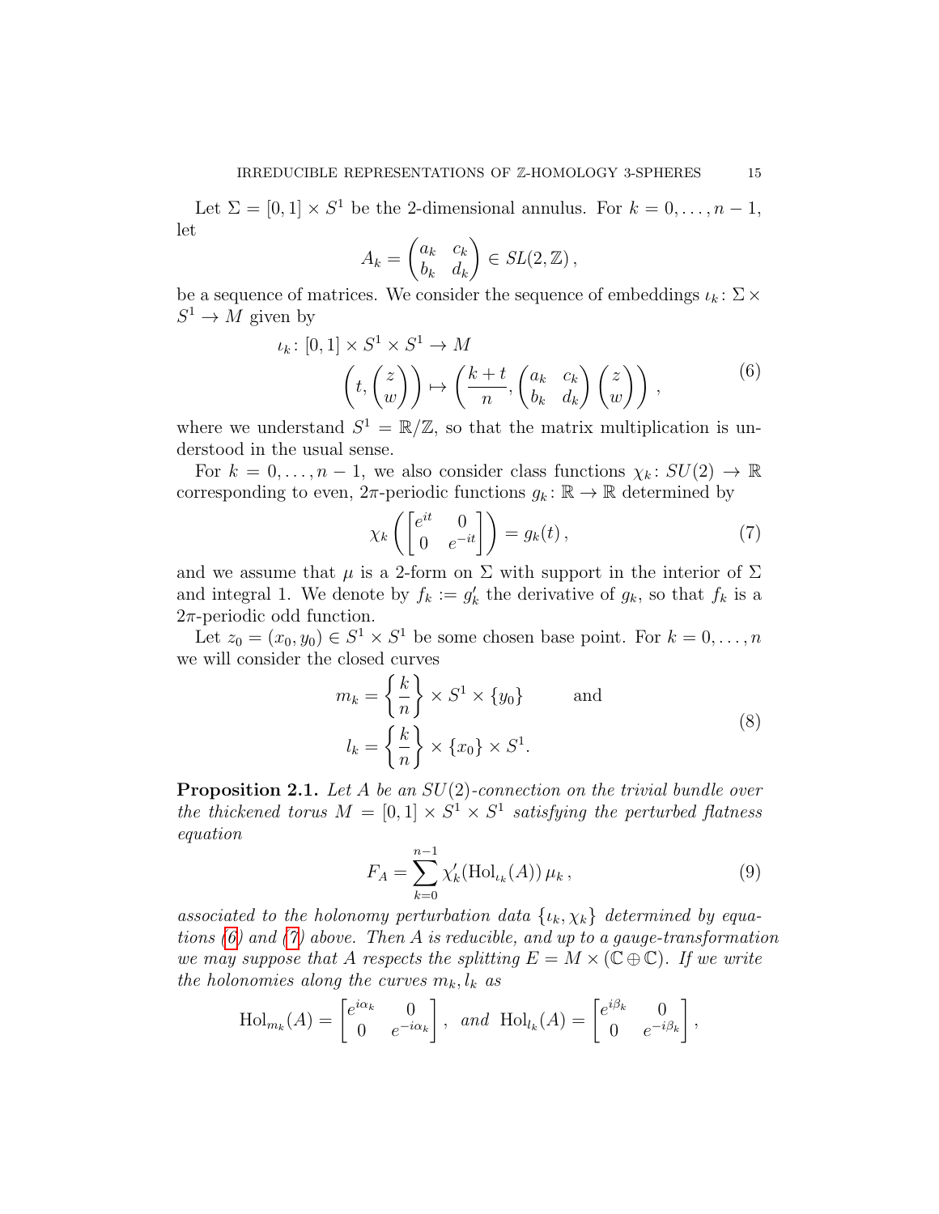Let $\Sigma = [0,1] \times S^1$ be the 2-dimensional annulus. For $k = 0, \ldots, n-1$, let

$$A_k = \begin{pmatrix} a_k & c_k \\ b_k & d_k \end{pmatrix} \in SL(2, \mathbb{Z}) \,,$$

be a sequence of matrices. We consider the sequence of embeddings $\iota_k \colon \Sigma \times S^1 \to M$ given by

$$\begin{aligned} \iota_k \colon [0,1] \times S^1 \times S^1 &\to M \\ \left( t, \begin{pmatrix} z \\ w \end{pmatrix} \right) &\mapsto \left( \frac{k+t}{n}, \begin{pmatrix} a_k & c_k \\ b_k & d_k \end{pmatrix} \begin{pmatrix} z \\ w \end{pmatrix} \right) , \end{aligned} \tag{6}$$

where we understand $S^1 = \mathbb{R}/\mathbb{Z}$, so that the matrix multiplication is understood in the usual sense.

For $k = 0, \ldots, n-1$, we also consider class functions $\chi_k \colon SU(2) \to \mathbb{R}$ corresponding to even, $2\pi$-periodic functions $g_k \colon \mathbb{R} \to \mathbb{R}$ determined by

$$\chi_k \left( \begin{bmatrix} e^{it} & 0 \\ 0 & e^{-it} \end{bmatrix} \right) = g_k(t) \,, \tag{7}$$

and we assume that $\mu$ is a 2-form on $\Sigma$ with support in the interior of $\Sigma$ and integral 1. We denote by $f_k := g_k'$ the derivative of $g_k$, so that $f_k$ is a $2\pi$-periodic odd function.

Let $z_0 = (x_0, y_0) \in S^1 \times S^1$ be some chosen base point. For $k = 0, \ldots, n$ we will consider the closed curves

$$\begin{aligned} m_k &= \left\{ \frac{k}{n} \right\} \times S^1 \times \{y_0\} \qquad \text{and} \\ l_k &= \left\{ \frac{k}{n} \right\} \times \{x_0\} \times S^1. \end{aligned} \tag{8}$$

**Proposition 2.1.** *Let $A$ be an $SU(2)$-connection on the trivial bundle over the thickened torus $M = [0,1] \times S^1 \times S^1$ satisfying the perturbed flatness equation*

$$F_A = \sum_{k=0}^{n-1} \chi_k'(\mathrm{Hol}_{\iota_k}(A))\, \mu_k \,, \tag{9}$$

*associated to the holonomy perturbation data $\{\iota_k, \chi_k\}$ determined by equations (6) and (7) above. Then $A$ is reducible, and up to a gauge-transformation we may suppose that $A$ respects the splitting $E = M \times (\mathbb{C} \oplus \mathbb{C})$. If we write the holonomies along the curves $m_k, l_k$ as*

$$\mathrm{Hol}_{m_k}(A) = \begin{bmatrix} e^{i\alpha_k} & 0 \\ 0 & e^{-i\alpha_k} \end{bmatrix}, \ \textit{and} \ \mathrm{Hol}_{l_k}(A) = \begin{bmatrix} e^{i\beta_k} & 0 \\ 0 & e^{-i\beta_k} \end{bmatrix},$$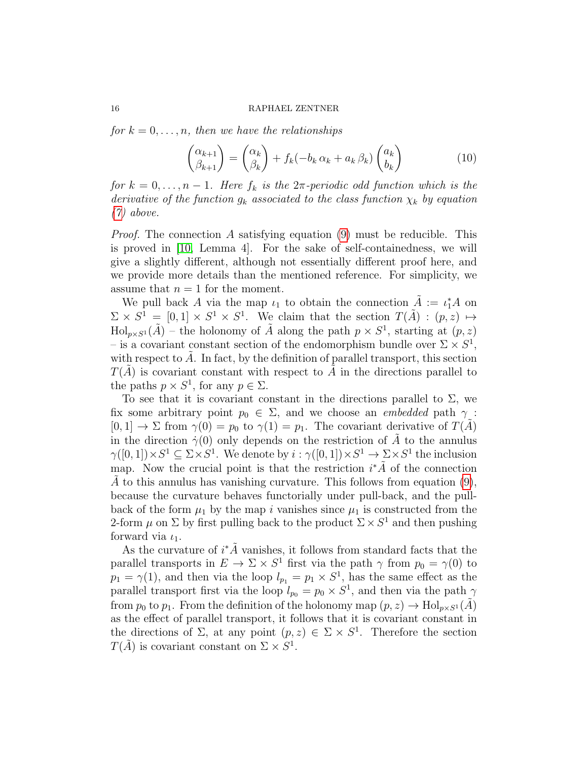*for $k = 0, \ldots, n$, then we have the relationships*

$$\begin{pmatrix} \alpha_{k+1} \\ \beta_{k+1} \end{pmatrix} = \begin{pmatrix} \alpha_k \\ \beta_k \end{pmatrix} + f_k(-b_k\, \alpha_k + a_k\, \beta_k) \begin{pmatrix} a_k \\ b_k \end{pmatrix} \tag{10}$$

*for $k = 0, \ldots, n-1$. Here $f_k$ is the $2\pi$-periodic odd function which is the derivative of the function $g_k$ associated to the class function $\chi_k$ by equation (7) above.*

*Proof.* The connection $A$ satisfying equation (9) must be reducible. This is proved in [10, Lemma 4]. For the sake of self-containedness, we will give a slightly different, although not essentially different proof here, and we provide more details than the mentioned reference. For simplicity, we assume that $n = 1$ for the moment.

We pull back $A$ via the map $\iota_1$ to obtain the connection $\tilde{A} := \iota_1^* A$ on $\Sigma \times S^1 = [0,1] \times S^1 \times S^1$. We claim that the section $T(\tilde{A}) : (p, z) \mapsto \mathrm{Hol}_{p \times S^1}(\tilde{A})$ – the holonomy of $\tilde{A}$ along the path $p \times S^1$, starting at $(p, z)$ – is a covariant constant section of the endomorphism bundle over $\Sigma \times S^1$, with respect to $\tilde{A}$. In fact, by the definition of parallel transport, this section $T(\tilde{A})$ is covariant constant with respect to $\tilde{A}$ in the directions parallel to the paths $p \times S^1$, for any $p \in \Sigma$.

To see that it is covariant constant in the directions parallel to $\Sigma$, we fix some arbitrary point $p_0 \in \Sigma$, and we choose an *embedded* path $\gamma : [0,1] \to \Sigma$ from $\gamma(0) = p_0$ to $\gamma(1) = p_1$. The covariant derivative of $T(\tilde{A})$ in the direction $\dot{\gamma}(0)$ only depends on the restriction of $\tilde{A}$ to the annulus $\gamma([0,1]) \times S^1 \subseteq \Sigma \times S^1$. We denote by $i : \gamma([0,1]) \times S^1 \to \Sigma \times S^1$ the inclusion map. Now the crucial point is that the restriction $i^* \tilde{A}$ of the connection $\tilde{A}$ to this annulus has vanishing curvature. This follows from equation (9), because the curvature behaves functorially under pull-back, and the pull-back of the form $\mu_1$ by the map $i$ vanishes since $\mu_1$ is constructed from the 2-form $\mu$ on $\Sigma$ by first pulling back to the product $\Sigma \times S^1$ and then pushing forward via $\iota_1$.

As the curvature of $i^* \tilde{A}$ vanishes, it follows from standard facts that the parallel transports in $E \to \Sigma \times S^1$ first via the path $\gamma$ from $p_0 = \gamma(0)$ to $p_1 = \gamma(1)$, and then via the loop $l_{p_1} = p_1 \times S^1$, has the same effect as the parallel transport first via the loop $l_{p_0} = p_0 \times S^1$, and then via the path $\gamma$ from $p_0$ to $p_1$. From the definition of the holonomy map $(p, z) \to \mathrm{Hol}_{p \times S^1}(\tilde{A})$ as the effect of parallel transport, it follows that it is covariant constant in the directions of $\Sigma$, at any point $(p, z) \in \Sigma \times S^1$. Therefore the section $T(\tilde{A})$ is covariant constant on $\Sigma \times S^1$.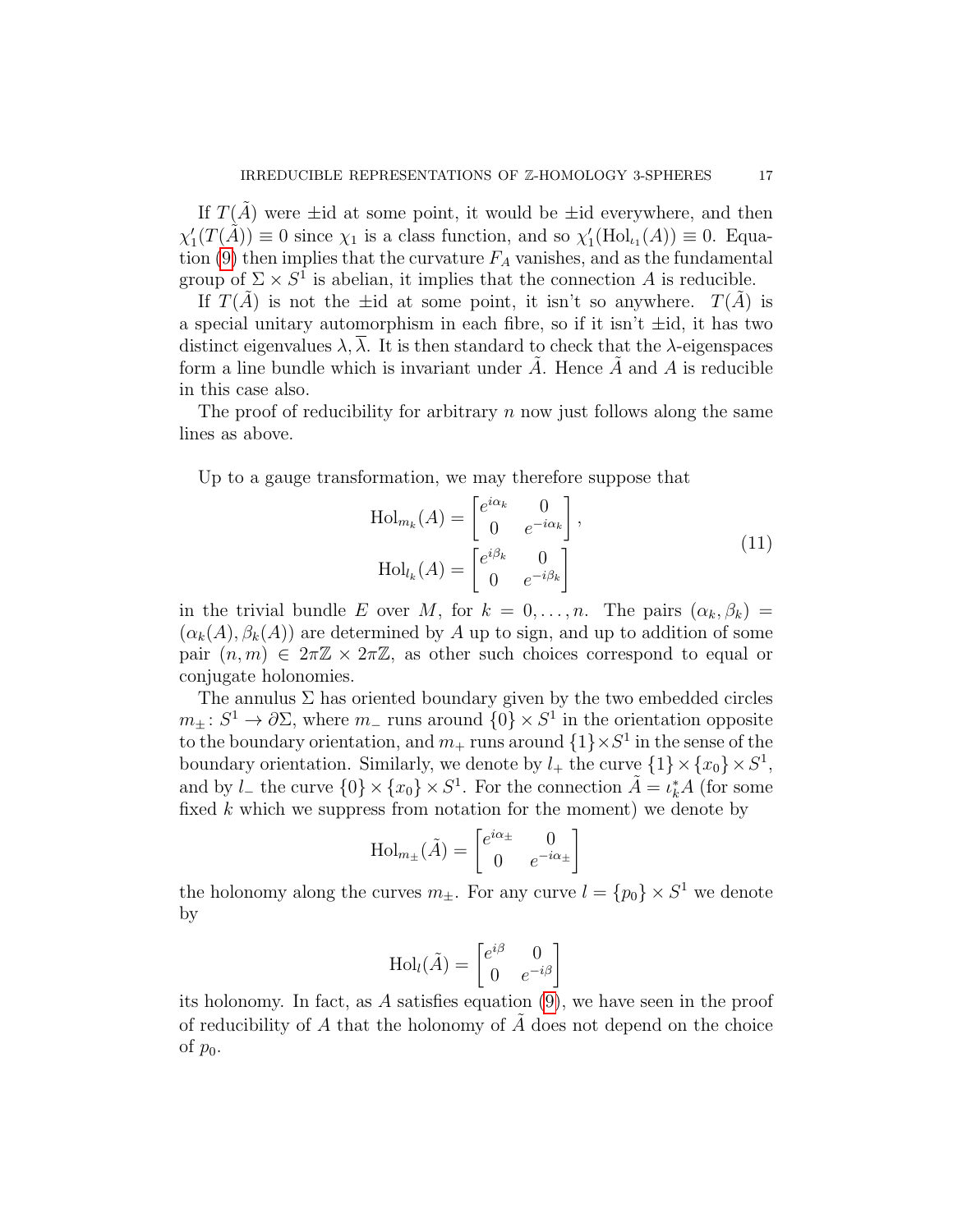If $T(\tilde{A})$ were $\pm$id at some point, it would be $\pm$id everywhere, and then $\chi_1'(T(\tilde{A})) \equiv 0$ since $\chi_1$ is a class function, and so $\chi_1'(\mathrm{Hol}_{\iota_1}(A)) \equiv 0$. Equation (9) then implies that the curvature $F_A$ vanishes, and as the fundamental group of $\Sigma \times S^1$ is abelian, it implies that the connection $A$ is reducible.

If $T(\tilde{A})$ is not the $\pm$id at some point, it isn't so anywhere. $T(\tilde{A})$ is a special unitary automorphism in each fibre, so if it isn't $\pm$id, it has two distinct eigenvalues $\lambda, \overline{\lambda}$. It is then standard to check that the $\lambda$-eigenspaces form a line bundle which is invariant under $\tilde{A}$. Hence $\tilde{A}$ and $A$ is reducible in this case also.

The proof of reducibility for arbitrary $n$ now just follows along the same lines as above.

Up to a gauge transformation, we may therefore suppose that

$$
\begin{aligned}
\mathrm{Hol}_{m_k}(A) &= \begin{bmatrix} e^{i\alpha_k} & 0 \\ 0 & e^{-i\alpha_k} \end{bmatrix}, \\
\mathrm{Hol}_{l_k}(A) &= \begin{bmatrix} e^{i\beta_k} & 0 \\ 0 & e^{-i\beta_k} \end{bmatrix}
\end{aligned}
\tag{11}
$$

in the trivial bundle $E$ over $M$, for $k = 0, \dots, n$. The pairs $(\alpha_k, \beta_k) = (\alpha_k(A), \beta_k(A))$ are determined by $A$ up to sign, and up to addition of some pair $(n, m) \in 2\pi\mathbb{Z} \times 2\pi\mathbb{Z}$, as other such choices correspond to equal or conjugate holonomies.

The annulus $\Sigma$ has oriented boundary given by the two embedded circles $m_\pm \colon S^1 \to \partial\Sigma$, where $m_-$ runs around $\{0\} \times S^1$ in the orientation opposite to the boundary orientation, and $m_+$ runs around $\{1\} \times S^1$ in the sense of the boundary orientation. Similarly, we denote by $l_+$ the curve $\{1\} \times \{x_0\} \times S^1$, and by $l_-$ the curve $\{0\} \times \{x_0\} \times S^1$. For the connection $\tilde{A} = \iota_k^* A$ (for some fixed $k$ which we suppress from notation for the moment) we denote by

$$
\mathrm{Hol}_{m_\pm}(\tilde{A}) = \begin{bmatrix} e^{i\alpha_\pm} & 0 \\ 0 & e^{-i\alpha_\pm} \end{bmatrix}
$$

the holonomy along the curves $m_\pm$. For any curve $l = \{p_0\} \times S^1$ we denote by

$$
\mathrm{Hol}_l(\tilde{A}) = \begin{bmatrix} e^{i\beta} & 0 \\ 0 & e^{-i\beta} \end{bmatrix}
$$

its holonomy. In fact, as $A$ satisfies equation (9), we have seen in the proof of reducibility of $A$ that the holonomy of $\tilde{A}$ does not depend on the choice of $p_0$.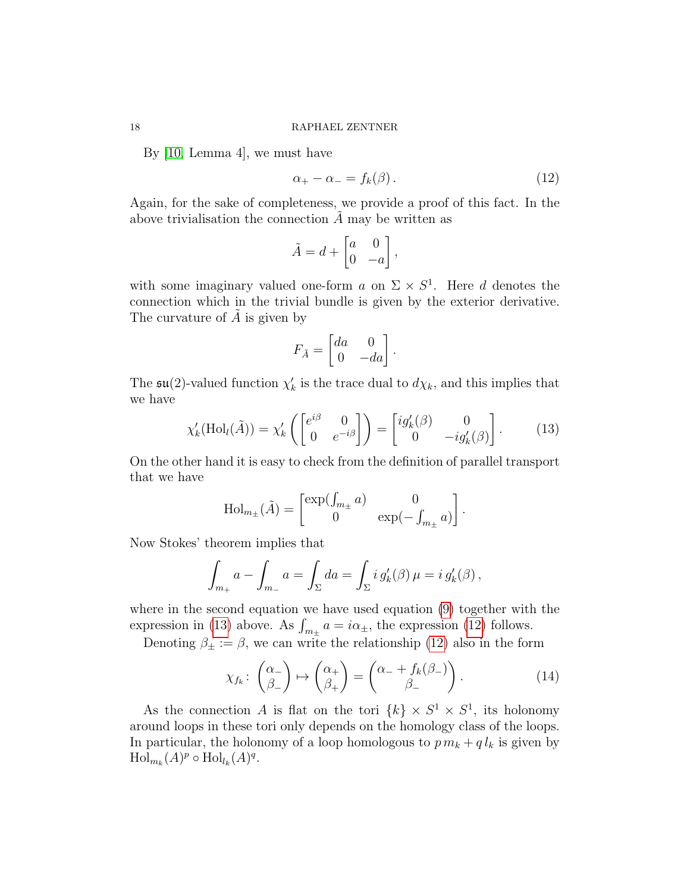By [10, Lemma 4], we must have

$$\alpha_+ - \alpha_- = f_k(\beta)\,. \tag{12}$$

Again, for the sake of completeness, we provide a proof of this fact. In the above trivialisation the connection $\tilde{A}$ may be written as

$$\tilde{A} = d + \begin{bmatrix} a & 0 \\ 0 & -a \end{bmatrix},$$

with some imaginary valued one-form $a$ on $\Sigma \times S^1$. Here $d$ denotes the connection which in the trivial bundle is given by the exterior derivative. The curvature of $\tilde{A}$ is given by

$$F_{\tilde{A}} = \begin{bmatrix} da & 0 \\ 0 & -da \end{bmatrix}.$$

The $\mathfrak{su}(2)$-valued function $\chi_k'$ is the trace dual to $d\chi_k$, and this implies that we have

$$\chi_k'(\mathrm{Hol}_l(\tilde{A})) = \chi_k'\left( \begin{bmatrix} e^{i\beta} & 0 \\ 0 & e^{-i\beta} \end{bmatrix} \right) = \begin{bmatrix} ig_k'(\beta) & 0 \\ 0 & -ig_k'(\beta) \end{bmatrix}. \tag{13}$$

On the other hand it is easy to check from the definition of parallel transport that we have

$$\mathrm{Hol}_{m_\pm}(\tilde{A}) = \begin{bmatrix} \exp(\int_{m_\pm} a) & 0 \\ 0 & \exp(-\int_{m_\pm} a) \end{bmatrix}.$$

Now Stokes' theorem implies that

$$\int_{m_+} a - \int_{m_-} a = \int_\Sigma da = \int_\Sigma i\, g_k'(\beta)\, \mu = i\, g_k'(\beta)\,,$$

where in the second equation we have used equation (9) together with the expression in (13) above. As $\int_{m_\pm} a = i\alpha_\pm$, the expression (12) follows.

Denoting $\beta_\pm := \beta$, we can write the relationship (12) also in the form

$$\chi_{f_k} \colon \begin{pmatrix} \alpha_- \\ \beta_- \end{pmatrix} \mapsto \begin{pmatrix} \alpha_+ \\ \beta_+ \end{pmatrix} = \begin{pmatrix} \alpha_- + f_k(\beta_-) \\ \beta_- \end{pmatrix}. \tag{14}$$

As the connection $A$ is flat on the tori $\{k\} \times S^1 \times S^1$, its holonomy around loops in these tori only depends on the homology class of the loops. In particular, the holonomy of a loop homologous to $p\, m_k + q\, l_k$ is given by $\mathrm{Hol}_{m_k}(A)^p \circ \mathrm{Hol}_{l_k}(A)^q$.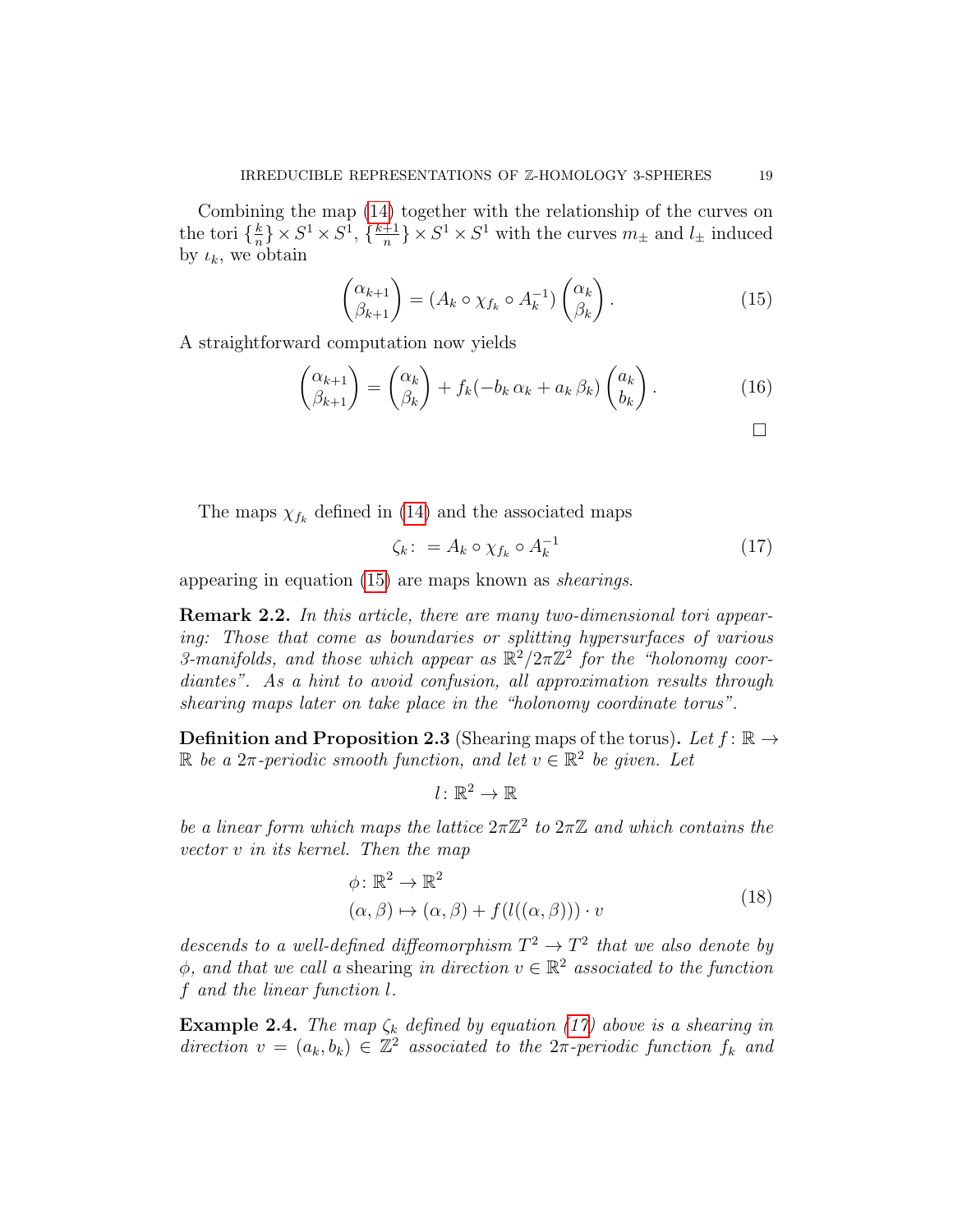Combining the map (14) together with the relationship of the curves on the tori $\{\frac{k}{n}\} \times S^1 \times S^1$, $\{\frac{k+1}{n}\} \times S^1 \times S^1$ with the curves $m_\pm$ and $l_\pm$ induced by $\iota_k$, we obtain

$$\begin{pmatrix} \alpha_{k+1} \\ \beta_{k+1} \end{pmatrix} = (A_k \circ \chi_{f_k} \circ A_k^{-1}) \begin{pmatrix} \alpha_k \\ \beta_k \end{pmatrix}. \tag{15}$$

A straightforward computation now yields

$$\begin{pmatrix} \alpha_{k+1} \\ \beta_{k+1} \end{pmatrix} = \begin{pmatrix} \alpha_k \\ \beta_k \end{pmatrix} + f_k(-b_k\, \alpha_k + a_k\, \beta_k) \begin{pmatrix} a_k \\ b_k \end{pmatrix}. \tag{16}$$

□

The maps $\chi_{f_k}$ defined in (14) and the associated maps

$$\zeta_k \colon = A_k \circ \chi_{f_k} \circ A_k^{-1} \tag{17}$$

appearing in equation (15) are maps known as *shearings*.

**Remark 2.2.** *In this article, there are many two-dimensional tori appearing: Those that come as boundaries or splitting hypersurfaces of various 3-manifolds, and those which appear as $\mathbb{R}^2/2\pi\mathbb{Z}^2$ for the "holonomy coordiantes". As a hint to avoid confusion, all approximation results through shearing maps later on take place in the "holonomy coordinate torus".*

**Definition and Proposition 2.3** (Shearing maps of the torus)**.** *Let $f \colon \mathbb{R} \to \mathbb{R}$ be a $2\pi$-periodic smooth function, and let $v \in \mathbb{R}^2$ be given. Let*

$$l \colon \mathbb{R}^2 \to \mathbb{R}$$

*be a linear form which maps the lattice $2\pi\mathbb{Z}^2$ to $2\pi\mathbb{Z}$ and which contains the vector $v$ in its kernel. Then the map*

$$\begin{aligned} \phi \colon \mathbb{R}^2 &\to \mathbb{R}^2 \\ (\alpha, \beta) &\mapsto (\alpha, \beta) + f(l((\alpha, \beta))) \cdot v \end{aligned} \tag{18}$$

*descends to a well-defined diffeomorphism $T^2 \to T^2$ that we also denote by $\phi$, and that we call a* shearing *in direction $v \in \mathbb{R}^2$ associated to the function $f$ and the linear function $l$.*

**Example 2.4.** *The map $\zeta_k$ defined by equation (17) above is a shearing in direction $v = (a_k, b_k) \in \mathbb{Z}^2$ associated to the $2\pi$-periodic function $f_k$ and*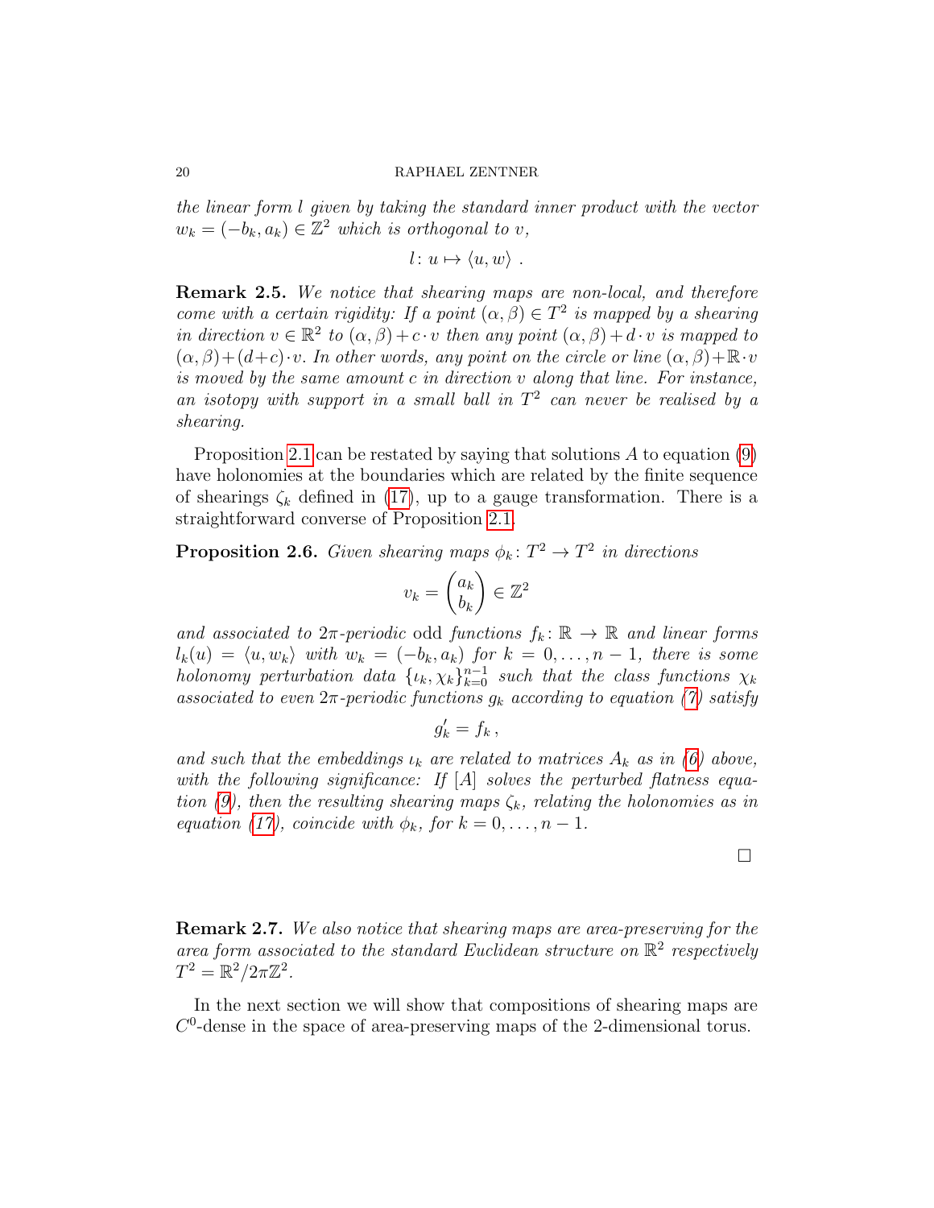*the linear form $l$ given by taking the standard inner product with the vector $w_k = (-b_k, a_k) \in \mathbb{Z}^2$ which is orthogonal to $v$,*

$$l \colon u \mapsto \langle u, w \rangle \ .$$

**Remark 2.5.** *We notice that shearing maps are non-local, and therefore come with a certain rigidity: If a point $(\alpha, \beta) \in T^2$ is mapped by a shearing in direction $v \in \mathbb{R}^2$ to $(\alpha, \beta) + c \cdot v$ then any point $(\alpha, \beta) + d \cdot v$ is mapped to $(\alpha, \beta) + (d+c) \cdot v$. In other words, any point on the circle or line $(\alpha, \beta) + \mathbb{R} \cdot v$ is moved by the same amount $c$ in direction $v$ along that line. For instance, an isotopy with support in a small ball in $T^2$ can never be realised by a shearing.*

Proposition 2.1 can be restated by saying that solutions $A$ to equation (9) have holonomies at the boundaries which are related by the finite sequence of shearings $\zeta_k$ defined in (17), up to a gauge transformation. There is a straightforward converse of Proposition 2.1.

**Proposition 2.6.** *Given shearing maps $\phi_k \colon T^2 \to T^2$ in directions*

$$v_k = \begin{pmatrix} a_k \\ b_k \end{pmatrix} \in \mathbb{Z}^2$$

*and associated to $2\pi$-periodic* odd *functions $f_k \colon \mathbb{R} \to \mathbb{R}$ and linear forms $l_k(u) = \langle u, w_k \rangle$ with $w_k = (-b_k, a_k)$ for $k = 0, \dots, n-1$, there is some holonomy perturbation data $\{\iota_k, \chi_k\}_{k=0}^{n-1}$ such that the class functions $\chi_k$ associated to even $2\pi$-periodic functions $g_k$ according to equation (7) satisfy*

$$g_k' = f_k \, ,$$

*and such that the embeddings $\iota_k$ are related to matrices $A_k$ as in (6) above, with the following significance: If $[A]$ solves the perturbed flatness equation (9), then the resulting shearing maps $\zeta_k$, relating the holonomies as in equation (17), coincide with $\phi_k$, for $k = 0, \dots, n-1$.*

□

**Remark 2.7.** *We also notice that shearing maps are area-preserving for the area form associated to the standard Euclidean structure on $\mathbb{R}^2$ respectively $T^2 = \mathbb{R}^2 / 2\pi\mathbb{Z}^2$.*

In the next section we will show that compositions of shearing maps are $C^0$-dense in the space of area-preserving maps of the 2-dimensional torus.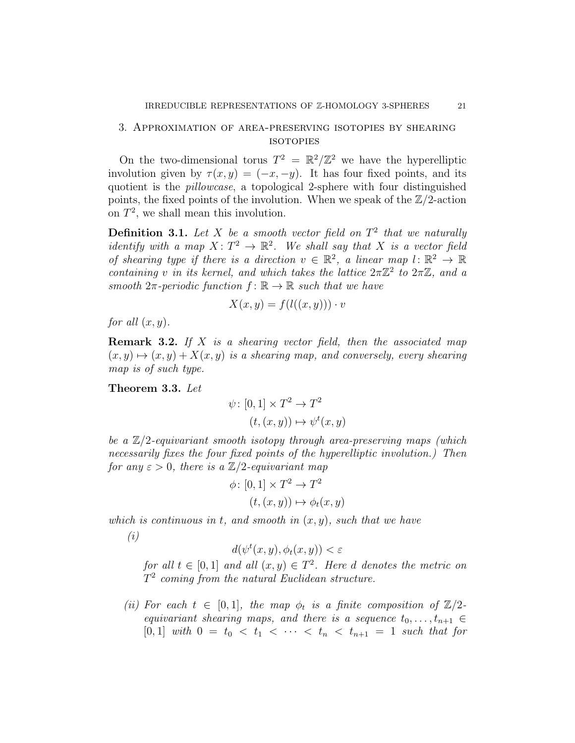## 3. Approximation of area-preserving isotopies by shearing isotopies

On the two-dimensional torus $T^2 = \mathbb{R}^2/\mathbb{Z}^2$ we have the hyperelliptic involution given by $\tau(x,y) = (-x,-y)$. It has four fixed points, and its quotient is the *pillowcase*, a topological 2-sphere with four distinguished points, the fixed points of the involution. When we speak of the $\mathbb{Z}/2$-action on $T^2$, we shall mean this involution.

**Definition 3.1.** *Let $X$ be a smooth vector field on $T^2$ that we naturally identify with a map $X\colon T^2 \to \mathbb{R}^2$. We shall say that $X$ is a vector field of shearing type if there is a direction $v \in \mathbb{R}^2$, a linear map $l\colon \mathbb{R}^2 \to \mathbb{R}$ containing $v$ in its kernel, and which takes the lattice $2\pi\mathbb{Z}^2$ to $2\pi\mathbb{Z}$, and a smooth $2\pi$-periodic function $f\colon \mathbb{R} \to \mathbb{R}$ such that we have*

$$X(x,y) = f(l((x,y))) \cdot v$$

*for all $(x,y)$.*

**Remark 3.2.** *If $X$ is a shearing vector field, then the associated map $(x,y) \mapsto (x,y) + X(x,y)$ is a shearing map, and conversely, every shearing map is of such type.*

**Theorem 3.3.** *Let*

$$\psi\colon [0,1] \times T^2 \to T^2$$
$$(t,(x,y)) \mapsto \psi^t(x,y)$$

*be a $\mathbb{Z}/2$-equivariant smooth isotopy through area-preserving maps (which necessarily fixes the four fixed points of the hyperelliptic involution.) Then for any $\varepsilon > 0$, there is a $\mathbb{Z}/2$-equivariant map*

$$\phi\colon [0,1] \times T^2 \to T^2$$
$$(t,(x,y)) \mapsto \phi_t(x,y)$$

*which is continuous in $t$, and smooth in $(x,y)$, such that we have*

*(i)*
$$d(\psi^t(x,y), \phi_t(x,y)) < \varepsilon$$
*for all $t \in [0,1]$ and all $(x,y) \in T^2$. Here $d$ denotes the metric on $T^2$ coming from the natural Euclidean structure.*

*(ii) For each $t \in [0,1]$, the map $\phi_t$ is a finite composition of $\mathbb{Z}/2$-equivariant shearing maps, and there is a sequence $t_0, \ldots, t_{n+1} \in [0,1]$ with $0 = t_0 < t_1 < \cdots < t_n < t_{n+1} = 1$ such that for*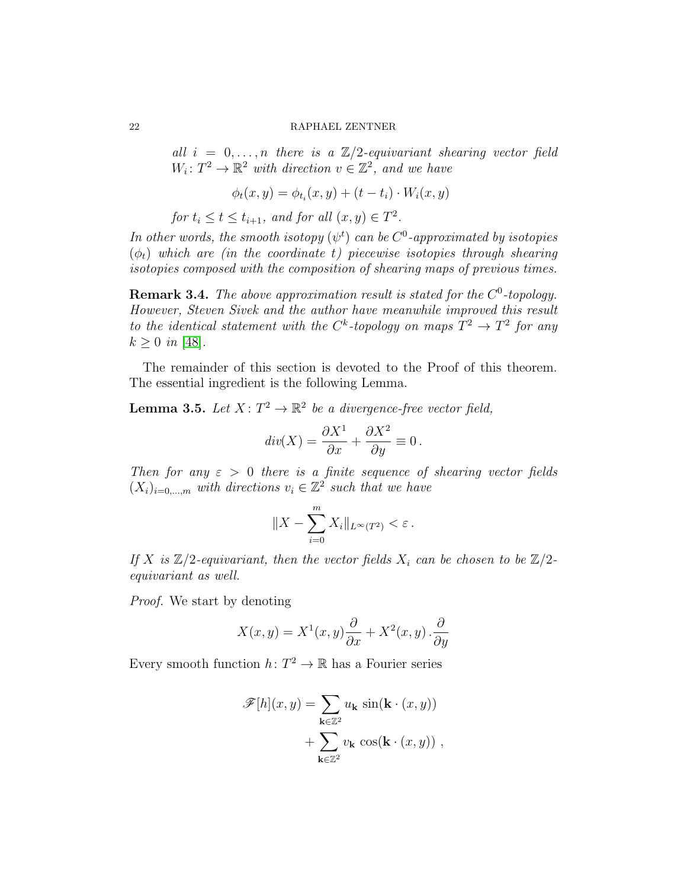*all $i = 0, \ldots, n$ there is a $\mathbb{Z}/2$-equivariant shearing vector field $W_i \colon T^2 \to \mathbb{R}^2$ with direction $v \in \mathbb{Z}^2$, and we have*

$$\phi_t(x,y) = \phi_{t_i}(x,y) + (t - t_i) \cdot W_i(x,y)$$

*for $t_i \leq t \leq t_{i+1}$, and for all $(x,y) \in T^2$.*

*In other words, the smooth isotopy $(\psi^t)$ can be $C^0$-approximated by isotopies $(\phi_t)$ which are (in the coordinate $t$) piecewise isotopies through shearing isotopies composed with the composition of shearing maps of previous times.*

**Remark 3.4.** *The above approximation result is stated for the $C^0$-topology. However, Steven Sivek and the author have meanwhile improved this result to the identical statement with the $C^k$-topology on maps $T^2 \to T^2$ for any $k \geq 0$ in [48].*

The remainder of this section is devoted to the Proof of this theorem. The essential ingredient is the following Lemma.

**Lemma 3.5.** *Let $X \colon T^2 \to \mathbb{R}^2$ be a divergence-free vector field,*

$$div(X) = \frac{\partial X^1}{\partial x} + \frac{\partial X^2}{\partial y} \equiv 0\,.$$

*Then for any $\varepsilon > 0$ there is a finite sequence of shearing vector fields $(X_i)_{i=0,\ldots,m}$ with directions $v_i \in \mathbb{Z}^2$ such that we have*

$$\| X - \sum_{i=0}^{m} X_i \|_{L^\infty(T^2)} < \varepsilon\,.$$

*If $X$ is $\mathbb{Z}/2$-equivariant, then the vector fields $X_i$ can be chosen to be $\mathbb{Z}/2$-equivariant as well.*

*Proof.* We start by denoting

$$X(x,y) = X^1(x,y)\frac{\partial}{\partial x} + X^2(x,y)\,.\frac{\partial}{\partial y}$$

Every smooth function $h \colon T^2 \to \mathbb{R}$ has a Fourier series

$$\begin{aligned}\mathscr{F}[h](x,y) = & \sum_{\mathbf{k} \in \mathbb{Z}^2} u_{\mathbf{k}} \, \sin(\mathbf{k} \cdot (x,y)) \\ & + \sum_{\mathbf{k} \in \mathbb{Z}^2} v_{\mathbf{k}} \, \cos(\mathbf{k} \cdot (x,y))\,,\end{aligned}$$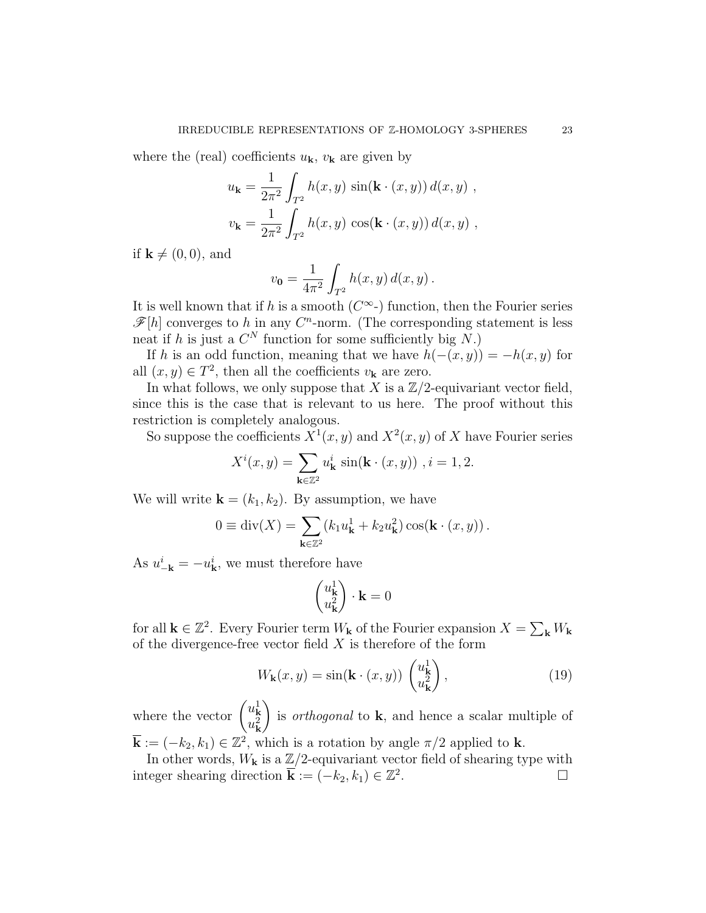where the (real) coefficients $u_{\mathbf{k}}$, $v_{\mathbf{k}}$ are given by

$$u_{\mathbf{k}} = \frac{1}{2\pi^2} \int_{T^2} h(x,y) \, \sin(\mathbf{k} \cdot (x,y)) \, d(x,y) \ ,$$
$$v_{\mathbf{k}} = \frac{1}{2\pi^2} \int_{T^2} h(x,y) \, \cos(\mathbf{k} \cdot (x,y)) \, d(x,y) \ ,$$

if $\mathbf{k} \neq (0,0)$, and

$$v_{\mathbf{0}} = \frac{1}{4\pi^2} \int_{T^2} h(x,y) \, d(x,y) \, .$$

It is well known that if $h$ is a smooth ($C^\infty$-) function, then the Fourier series $\mathscr{F}[h]$ converges to $h$ in any $C^n$-norm. (The corresponding statement is less neat if $h$ is just a $C^N$ function for some sufficiently big $N$.)

If $h$ is an odd function, meaning that we have $h(-(x,y)) = -h(x,y)$ for all $(x,y) \in T^2$, then all the coefficients $v_{\mathbf{k}}$ are zero.

In what follows, we only suppose that $X$ is a $\mathbb{Z}/2$-equivariant vector field, since this is the case that is relevant to us here. The proof without this restriction is completely analogous.

So suppose the coefficients $X^1(x,y)$ and $X^2(x,y)$ of $X$ have Fourier series

$$X^i(x,y) = \sum_{\mathbf{k} \in \mathbb{Z}^2} u^i_{\mathbf{k}} \, \sin(\mathbf{k} \cdot (x,y)) \ , i = 1,2.$$

We will write $\mathbf{k} = (k_1, k_2)$. By assumption, we have

$$0 \equiv \operatorname{div}(X) = \sum_{\mathbf{k} \in \mathbb{Z}^2} (k_1 u^1_{\mathbf{k}} + k_2 u^2_{\mathbf{k}}) \cos(\mathbf{k} \cdot (x,y)) \, .$$

As $u^i_{-\mathbf{k}} = -u^i_{\mathbf{k}}$, we must therefore have

$$\begin{pmatrix} u^1_{\mathbf{k}} \\ u^2_{\mathbf{k}} \end{pmatrix} \cdot \mathbf{k} = 0$$

for all $\mathbf{k} \in \mathbb{Z}^2$. Every Fourier term $W_{\mathbf{k}}$ of the Fourier expansion $X = \sum_{\mathbf{k}} W_{\mathbf{k}}$ of the divergence-free vector field $X$ is therefore of the form

$$W_{\mathbf{k}}(x,y) = \sin(\mathbf{k} \cdot (x,y)) \begin{pmatrix} u^1_{\mathbf{k}} \\ u^2_{\mathbf{k}} \end{pmatrix}, \tag{19}$$

where the vector $\begin{pmatrix} u^1_{\mathbf{k}} \\ u^2_{\mathbf{k}} \end{pmatrix}$ is *orthogonal* to $\mathbf{k}$, and hence a scalar multiple of $\overline{\mathbf{k}} := (-k_2, k_1) \in \mathbb{Z}^2$, which is a rotation by angle $\pi/2$ applied to $\mathbf{k}$.

In other words, $W_{\mathbf{k}}$ is a $\mathbb{Z}/2$-equivariant vector field of shearing type with integer shearing direction $\overline{\mathbf{k}} := (-k_2, k_1) \in \mathbb{Z}^2$. □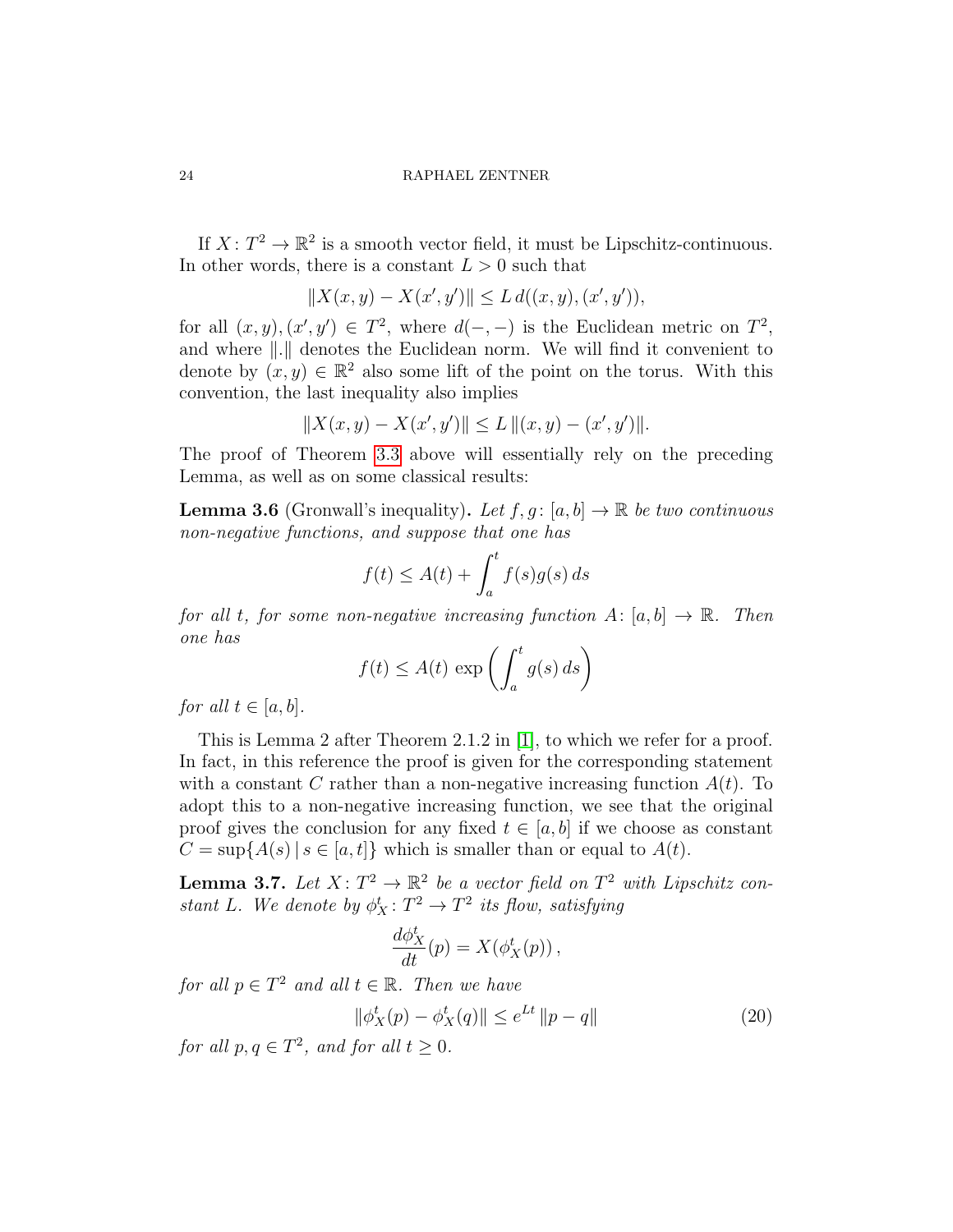If $X: T^2 \to \mathbb{R}^2$ is a smooth vector field, it must be Lipschitz-continuous. In other words, there is a constant $L > 0$ such that

$$\|X(x,y) - X(x',y')\| \leq L\, d((x,y),(x',y')),$$

for all $(x,y),(x',y') \in T^2$, where $d(-,-)$ is the Euclidean metric on $T^2$, and where $\|.\|$ denotes the Euclidean norm. We will find it convenient to denote by $(x,y) \in \mathbb{R}^2$ also some lift of the point on the torus. With this convention, the last inequality also implies

$$\|X(x,y) - X(x',y')\| \leq L\, \|(x,y) - (x',y')\|.$$

The proof of Theorem 3.3 above will essentially rely on the preceding Lemma, as well as on some classical results:

**Lemma 3.6** (Gronwall's inequality)**.** *Let $f, g: [a,b] \to \mathbb{R}$ be two continuous non-negative functions, and suppose that one has*

$$f(t) \leq A(t) + \int_a^t f(s)g(s)\, ds$$

*for all $t$, for some non-negative increasing function $A: [a,b] \to \mathbb{R}$. Then one has*

$$f(t) \leq A(t)\, \exp\left(\int_a^t g(s)\, ds\right)$$

*for all $t \in [a,b]$.*

This is Lemma 2 after Theorem 2.1.2 in [1], to which we refer for a proof. In fact, in this reference the proof is given for the corresponding statement with a constant $C$ rather than a non-negative increasing function $A(t)$. To adopt this to a non-negative increasing function, we see that the original proof gives the conclusion for any fixed $t \in [a,b]$ if we choose as constant $C = \sup\{A(s) \,|\, s \in [a,t]\}$ which is smaller than or equal to $A(t)$.

**Lemma 3.7.** *Let $X: T^2 \to \mathbb{R}^2$ be a vector field on $T^2$ with Lipschitz constant $L$. We denote by $\phi_X^t: T^2 \to T^2$ its flow, satisfying*

$$\frac{d\phi_X^t}{dt}(p) = X(\phi_X^t(p))\,,$$

*for all $p \in T^2$ and all $t \in \mathbb{R}$. Then we have*

$$\|\phi_X^t(p) - \phi_X^t(q)\| \leq e^{Lt}\, \|p - q\| \tag{20}$$

*for all $p, q \in T^2$, and for all $t \geq 0$.*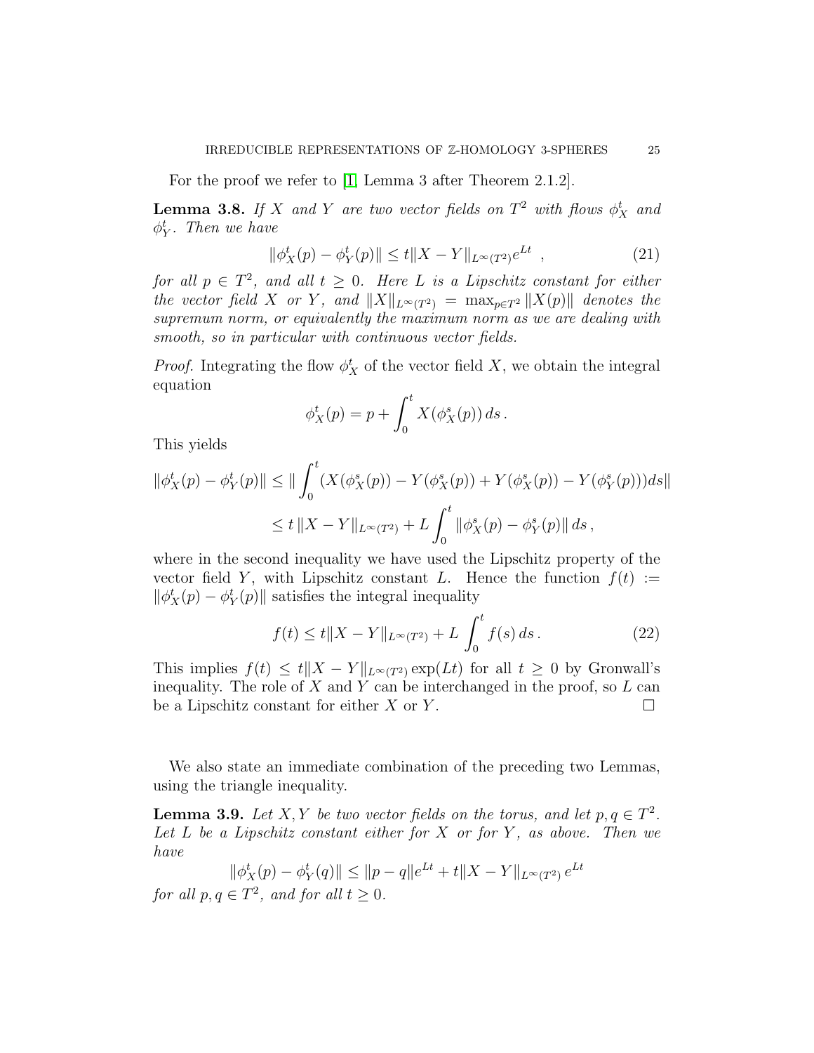For the proof we refer to [1, Lemma 3 after Theorem 2.1.2].

**Lemma 3.8.** *If $X$ and $Y$ are two vector fields on $T^2$ with flows $\phi_X^t$ and $\phi_Y^t$. Then we have*

$$\|\phi_X^t(p) - \phi_Y^t(p)\| \leq t\|X - Y\|_{L^\infty(T^2)} e^{Lt} \ , \tag{21}$$

*for all $p \in T^2$, and all $t \geq 0$. Here $L$ is a Lipschitz constant for either the vector field $X$ or $Y$, and $\|X\|_{L^\infty(T^2)} = \max_{p \in T^2} \|X(p)\|$ denotes the supremum norm, or equivalently the maximum norm as we are dealing with smooth, so in particular with continuous vector fields.*

*Proof.* Integrating the flow $\phi_X^t$ of the vector field $X$, we obtain the integral equation

$$\phi_X^t(p) = p + \int_0^t X(\phi_X^s(p))\, ds\,.$$

This yields

$$\begin{aligned}\|\phi_X^t(p) - \phi_Y^t(p)\| &\leq \| \int_0^t (X(\phi_X^s(p)) - Y(\phi_X^s(p)) + Y(\phi_X^s(p)) - Y(\phi_Y^s(p)))ds\| \\ &\leq t\,\|X - Y\|_{L^\infty(T^2)} + L \int_0^t \|\phi_X^s(p) - \phi_Y^s(p)\|\, ds\,,\end{aligned}$$

where in the second inequality we have used the Lipschitz property of the vector field $Y$, with Lipschitz constant $L$. Hence the function $f(t) := \|\phi_X^t(p) - \phi_Y^t(p)\|$ satisfies the integral inequality

$$f(t) \leq t\|X - Y\|_{L^\infty(T^2)} + L \int_0^t f(s)\, ds\,. \tag{22}$$

This implies $f(t) \leq t\|X - Y\|_{L^\infty(T^2)} \exp(Lt)$ for all $t \geq 0$ by Gronwall's inequality. The role of $X$ and $Y$ can be interchanged in the proof, so $L$ can be a Lipschitz constant for either $X$ or $Y$. $\square$

We also state an immediate combination of the preceding two Lemmas, using the triangle inequality.

**Lemma 3.9.** *Let $X, Y$ be two vector fields on the torus, and let $p, q \in T^2$. Let $L$ be a Lipschitz constant either for $X$ or for $Y$, as above. Then we have*

$$\|\phi_X^t(p) - \phi_Y^t(q)\| \leq \|p - q\|e^{Lt} + t\|X - Y\|_{L^\infty(T^2)}\, e^{Lt}$$

*for all $p, q \in T^2$, and for all $t \geq 0$.*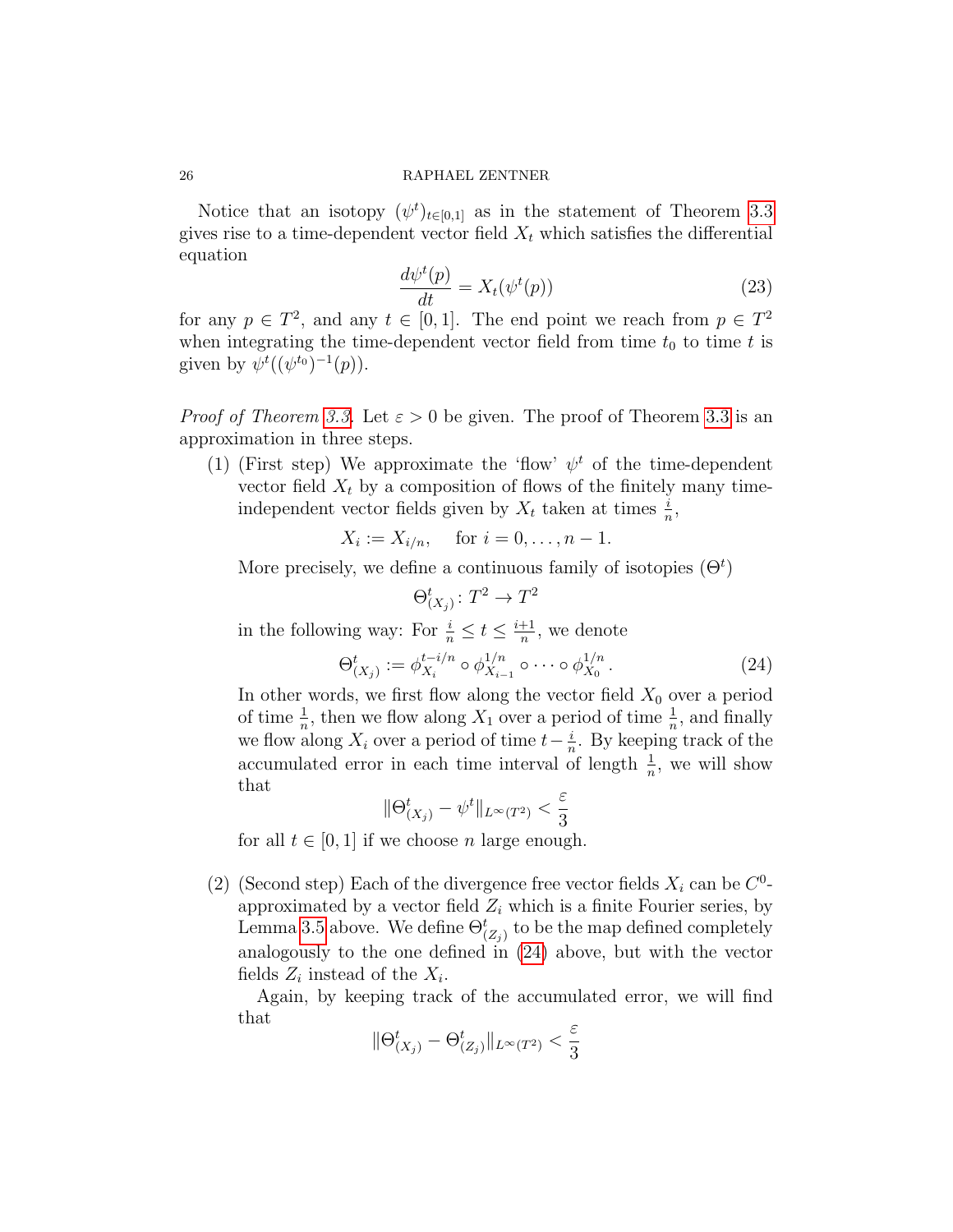Notice that an isotopy $(\psi^t)_{t\in[0,1]}$ as in the statement of Theorem 3.3 gives rise to a time-dependent vector field $X_t$ which satisfies the differential equation

$$\frac{d\psi^t(p)}{dt} = X_t(\psi^t(p)) \tag{23}$$

for any $p \in T^2$, and any $t \in [0,1]$. The end point we reach from $p \in T^2$ when integrating the time-dependent vector field from time $t_0$ to time $t$ is given by $\psi^t((\psi^{t_0})^{-1}(p))$.

*Proof of Theorem 3.3.* Let $\varepsilon > 0$ be given. The proof of Theorem 3.3 is an approximation in three steps.

(1) (First step) We approximate the 'flow' $\psi^t$ of the time-dependent vector field $X_t$ by a composition of flows of the finitely many time-independent vector fields given by $X_t$ taken at times $\frac{i}{n}$,

$$X_i := X_{i/n}, \quad \text{for } i = 0, \dots, n-1.$$

More precisely, we define a continuous family of isotopies $(\Theta^t)$

$$\Theta^t_{(X_j)} \colon T^2 \to T^2$$

in the following way: For $\frac{i}{n} \leq t \leq \frac{i+1}{n}$, we denote

$$\Theta^t_{(X_j)} := \phi^{t-i/n}_{X_i} \circ \phi^{1/n}_{X_{i-1}} \circ \cdots \circ \phi^{1/n}_{X_0}. \tag{24}$$

In other words, we first flow along the vector field $X_0$ over a period of time $\frac{1}{n}$, then we flow along $X_1$ over a period of time $\frac{1}{n}$, and finally we flow along $X_i$ over a period of time $t - \frac{i}{n}$. By keeping track of the accumulated error in each time interval of length $\frac{1}{n}$, we will show that

$$\|\Theta^t_{(X_j)} - \psi^t\|_{L^\infty(T^2)} < \frac{\varepsilon}{3}$$

for all $t \in [0,1]$ if we choose $n$ large enough.

(2) (Second step) Each of the divergence free vector fields $X_i$ can be $C^0$-approximated by a vector field $Z_i$ which is a finite Fourier series, by Lemma 3.5 above. We define $\Theta^t_{(Z_j)}$ to be the map defined completely analogously to the one defined in (24) above, but with the vector fields $Z_i$ instead of the $X_i$.

Again, by keeping track of the accumulated error, we will find that

$$\|\Theta^t_{(X_j)} - \Theta^t_{(Z_j)}\|_{L^\infty(T^2)} < \frac{\varepsilon}{3}$$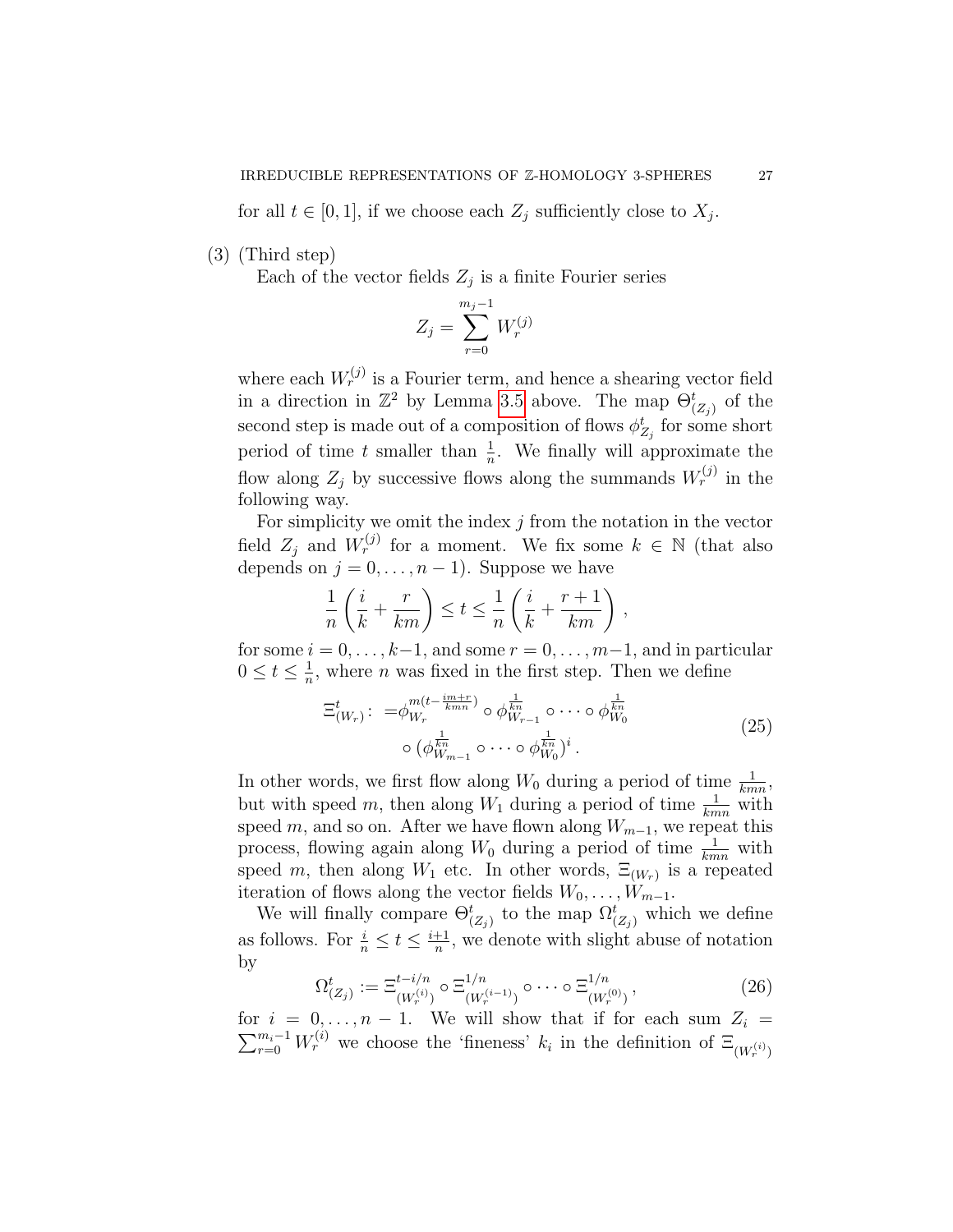for all $t \in [0,1]$, if we choose each $Z_j$ sufficiently close to $X_j$.

(3) (Third step)

Each of the vector fields $Z_j$ is a finite Fourier series

$$Z_j = \sum_{r=0}^{m_j-1} W_r^{(j)}$$

where each $W_r^{(j)}$ is a Fourier term, and hence a shearing vector field in a direction in $\mathbb{Z}^2$ by Lemma 3.5 above. The map $\Theta^t_{(Z_j)}$ of the second step is made out of a composition of flows $\phi^t_{Z_j}$ for some short period of time $t$ smaller than $\frac{1}{n}$. We finally will approximate the flow along $Z_j$ by successive flows along the summands $W_r^{(j)}$ in the following way.

For simplicity we omit the index $j$ from the notation in the vector field $Z_j$ and $W_r^{(j)}$ for a moment. We fix some $k \in \mathbb{N}$ (that also depends on $j = 0, \ldots, n-1$). Suppose we have

$$\frac{1}{n}\left(\frac{i}{k} + \frac{r}{km}\right) \leq t \leq \frac{1}{n}\left(\frac{i}{k} + \frac{r+1}{km}\right),$$

for some $i = 0, \ldots, k-1$, and some $r = 0, \ldots, m-1$, and in particular $0 \leq t \leq \frac{1}{n}$, where $n$ was fixed in the first step. Then we define

$$\begin{aligned} \Xi^t_{(W_r)} \colon &= \phi_{W_r}^{m(t - \frac{im+r}{kmn})} \circ \phi_{W_{r-1}}^{\frac{1}{kn}} \circ \cdots \circ \phi_{W_0}^{\frac{1}{kn}} \\ &\circ (\phi_{W_{m-1}}^{\frac{1}{kn}} \circ \cdots \circ \phi_{W_0}^{\frac{1}{kn}})^i \,. \end{aligned} \tag{25}$$

In other words, we first flow along $W_0$ during a period of time $\frac{1}{kmn}$, but with speed $m$, then along $W_1$ during a period of time $\frac{1}{kmn}$ with speed $m$, and so on. After we have flown along $W_{m-1}$, we repeat this process, flowing again along $W_0$ during a period of time $\frac{1}{kmn}$ with speed $m$, then along $W_1$ etc. In other words, $\Xi_{(W_r)}$ is a repeated iteration of flows along the vector fields $W_0, \ldots, W_{m-1}$.

We will finally compare $\Theta^t_{(Z_j)}$ to the map $\Omega^t_{(Z_j)}$ which we define as follows. For $\frac{i}{n} \leq t \leq \frac{i+1}{n}$, we denote with slight abuse of notation by

$$\Omega^t_{(Z_j)} := \Xi^{t-i/n}_{(W_r^{(i)})} \circ \Xi^{1/n}_{(W_r^{(i-1)})} \circ \cdots \circ \Xi^{1/n}_{(W_r^{(0)})}\,, \tag{26}$$

for $i = 0, \ldots, n-1$. We will show that if for each sum $Z_i = \sum_{r=0}^{m_i-1} W_r^{(i)}$ we choose the 'fineness' $k_i$ in the definition of $\Xi_{(W_r^{(i)})}$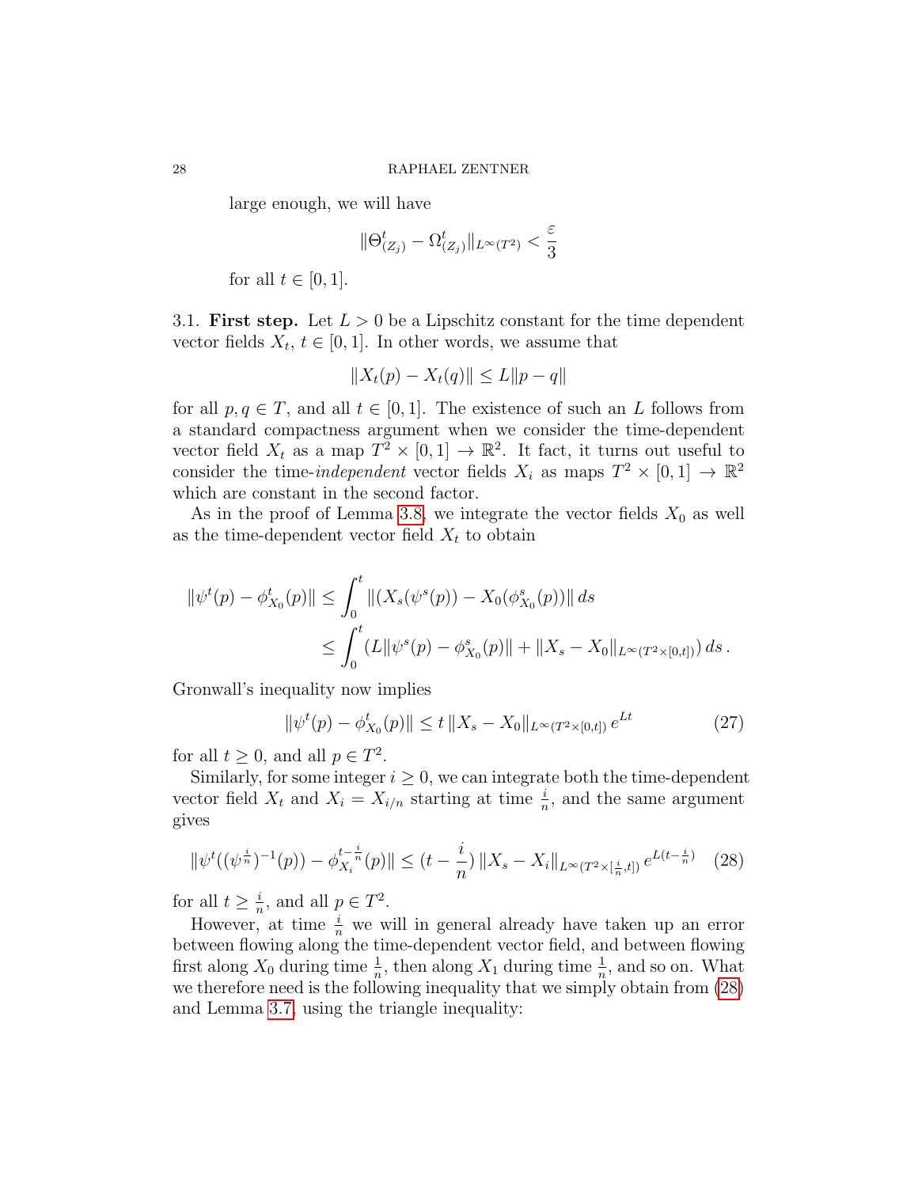large enough, we will have

$$\|\Theta^t_{(Z_j)} - \Omega^t_{(Z_j)}\|_{L^\infty(T^2)} < \frac{\varepsilon}{3}$$

for all $t \in [0,1]$.

3.1. **First step.** Let $L > 0$ be a Lipschitz constant for the time dependent vector fields $X_t$, $t \in [0,1]$. In other words, we assume that

$$\|X_t(p) - X_t(q)\| \leq L\|p - q\|$$

for all $p, q \in T$, and all $t \in [0,1]$. The existence of such an $L$ follows from a standard compactness argument when we consider the time-dependent vector field $X_t$ as a map $T^2 \times [0,1] \to \mathbb{R}^2$. It fact, it turns out useful to consider the time-*independent* vector fields $X_i$ as maps $T^2 \times [0,1] \to \mathbb{R}^2$ which are constant in the second factor.

As in the proof of Lemma 3.8, we integrate the vector fields $X_0$ as well as the time-dependent vector field $X_t$ to obtain

$$\begin{aligned}
\|\psi^t(p) - \phi^t_{X_0}(p)\| &\leq \int_0^t \|(X_s(\psi^s(p)) - X_0(\phi^s_{X_0}(p))\| \, ds \\
&\leq \int_0^t \left(L\|\psi^s(p) - \phi^s_{X_0}(p)\| + \|X_s - X_0\|_{L^\infty(T^2\times[0,t])}\right) ds \,.
\end{aligned}$$

Gronwall's inequality now implies

$$\|\psi^t(p) - \phi^t_{X_0}(p)\| \leq t\, \|X_s - X_0\|_{L^\infty(T^2\times[0,t])}\, e^{Lt} \tag{27}$$

for all $t \geq 0$, and all $p \in T^2$.

Similarly, for some integer $i \geq 0$, we can integrate both the time-dependent vector field $X_t$ and $X_i = X_{i/n}$ starting at time $\frac{i}{n}$, and the same argument gives

$$\|\psi^t((\psi^{\frac{i}{n}})^{-1}(p)) - \phi^{t-\frac{i}{n}}_{X_i}(p)\| \leq (t - \frac{i}{n})\, \|X_s - X_i\|_{L^\infty(T^2\times[\frac{i}{n},t])}\, e^{L(t-\frac{i}{n})} \tag{28}$$

for all $t \geq \frac{i}{n}$, and all $p \in T^2$.

However, at time $\frac{i}{n}$ we will in general already have taken up an error between flowing along the time-dependent vector field, and between flowing first along $X_0$ during time $\frac{1}{n}$, then along $X_1$ during time $\frac{1}{n}$, and so on. What we therefore need is the following inequality that we simply obtain from (28) and Lemma 3.7, using the triangle inequality: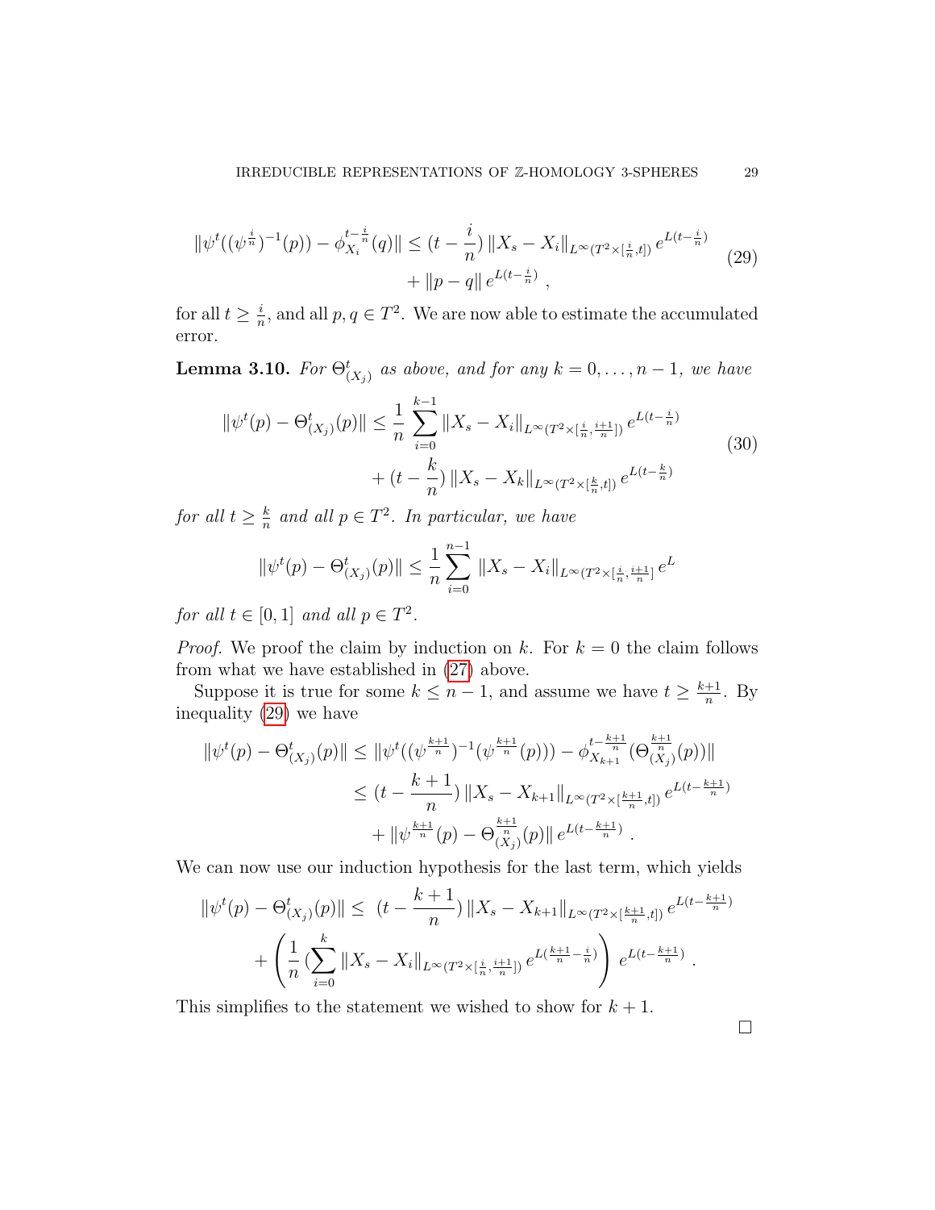$$
\|\psi^t((\psi^{\frac{i}{n}})^{-1}(p)) - \phi_{X_i}^{t-\frac{i}{n}}(q)\| \leq (t-\frac{i}{n})\, \|X_s - X_i\|_{L^\infty(T^2\times[\frac{i}{n},t])}\, e^{L(t-\frac{i}{n})} + \|p-q\|\, e^{L(t-\frac{i}{n})} \ , \tag{29}
$$

for all $t \geq \frac{i}{n}$, and all $p, q \in T^2$. We are now able to estimate the accumulated error.

**Lemma 3.10.** *For $\Theta^t_{(X_j)}$ as above, and for any $k = 0, \ldots, n-1$, we have*

$$
\|\psi^t(p) - \Theta^t_{(X_j)}(p)\| \leq \frac{1}{n} \sum_{i=0}^{k-1} \|X_s - X_i\|_{L^\infty(T^2\times[\frac{i}{n},\frac{i+1}{n}])}\, e^{L(t-\frac{i}{n})} + (t-\frac{k}{n})\, \|X_s - X_k\|_{L^\infty(T^2\times[\frac{k}{n},t])}\, e^{L(t-\frac{k}{n})} \tag{30}
$$

*for all $t \geq \frac{k}{n}$ and all $p \in T^2$. In particular, we have*

$$
\|\psi^t(p) - \Theta^t_{(X_j)}(p)\| \leq \frac{1}{n} \sum_{i=0}^{n-1} \|X_s - X_i\|_{L^\infty(T^2\times[\frac{i}{n},\frac{i+1}{n}]}\, e^{L}
$$

*for all $t \in [0,1]$ and all $p \in T^2$.*

*Proof.* We proof the claim by induction on $k$. For $k = 0$ the claim follows from what we have established in (27) above.

Suppose it is true for some $k \leq n-1$, and assume we have $t \geq \frac{k+1}{n}$. By inequality (29) we have

$$
\begin{aligned}
\|\psi^t(p) - \Theta^t_{(X_j)}(p)\| &\leq \|\psi^t((\psi^{\frac{k+1}{n}})^{-1}(\psi^{\frac{k+1}{n}}(p))) - \phi_{X_{k+1}}^{t-\frac{k+1}{n}}(\Theta^{\frac{k+1}{n}}_{(X_j)}(p))\| \\
&\leq (t-\frac{k+1}{n})\, \|X_s - X_{k+1}\|_{L^\infty(T^2\times[\frac{k+1}{n},t])}\, e^{L(t-\frac{k+1}{n})} \\
&\quad + \|\psi^{\frac{k+1}{n}}(p) - \Theta^{\frac{k+1}{n}}_{(X_j)}(p)\|\, e^{L(t-\frac{k+1}{n})} \ .
\end{aligned}
$$

We can now use our induction hypothesis for the last term, which yields

$$
\begin{aligned}
\|\psi^t(p) - \Theta^t_{(X_j)}(p)\| \leq\ & (t-\frac{k+1}{n})\, \|X_s - X_{k+1}\|_{L^\infty(T^2\times[\frac{k+1}{n},t])}\, e^{L(t-\frac{k+1}{n})} \\
&+ \left( \frac{1}{n} (\sum_{i=0}^{k} \|X_s - X_i\|_{L^\infty(T^2\times[\frac{i}{n},\frac{i+1}{n}])}\, e^{L(\frac{k+1}{n}-\frac{i}{n})} \right) e^{L(t-\frac{k+1}{n})} \ .
\end{aligned}
$$

This simplifies to the statement we wished to show for $k+1$.

∎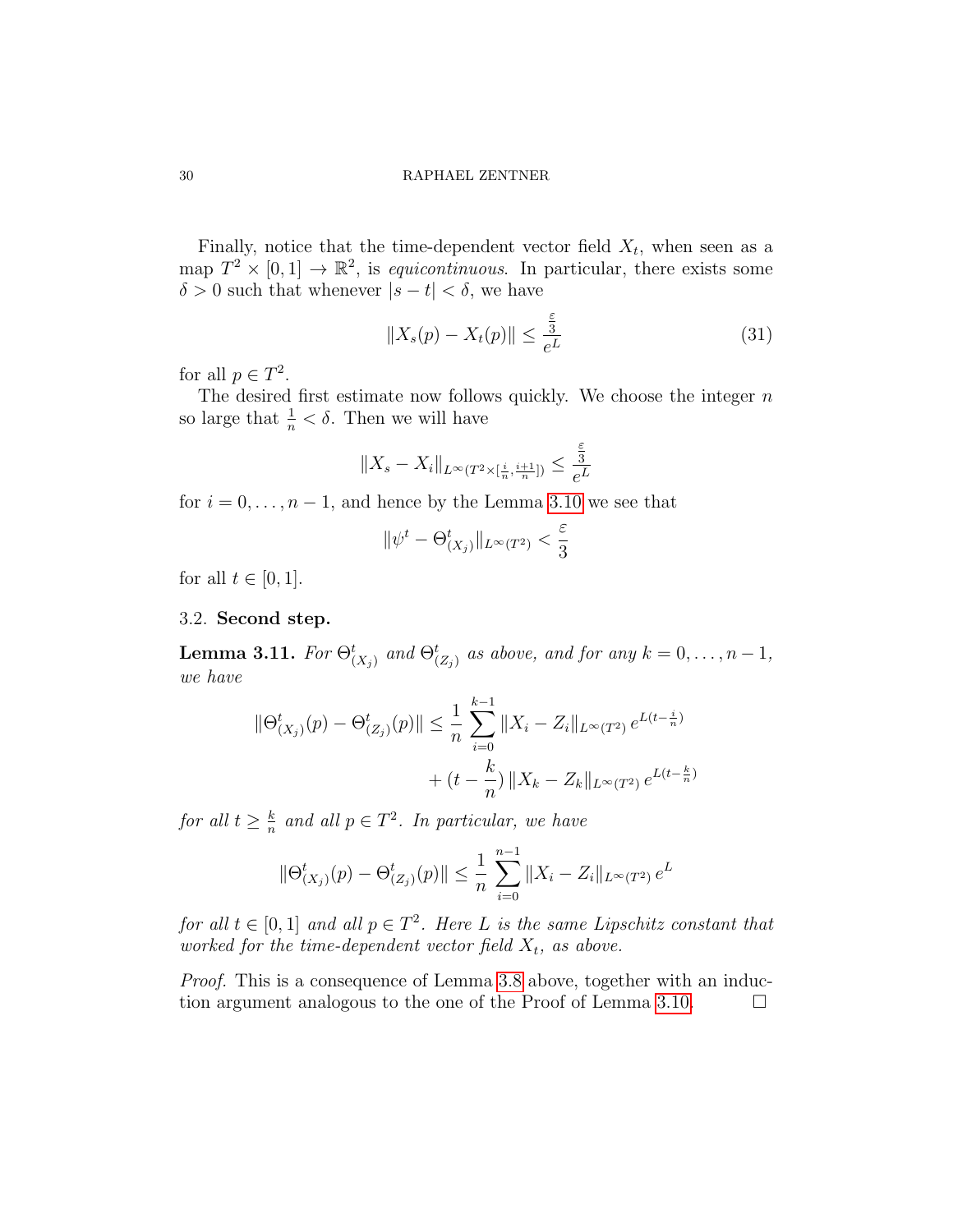Finally, notice that the time-dependent vector field $X_t$, when seen as a map $T^2 \times [0,1] \to \mathbb{R}^2$, is *equicontinuous*. In particular, there exists some $\delta > 0$ such that whenever $|s - t| < \delta$, we have

$$\|X_s(p) - X_t(p)\| \leq \frac{\frac{\varepsilon}{3}}{e^L} \tag{31}$$

for all $p \in T^2$.

The desired first estimate now follows quickly. We choose the integer $n$ so large that $\frac{1}{n} < \delta$. Then we will have

$$\|X_s - X_i\|_{L^\infty(T^2 \times [\frac{i}{n}, \frac{i+1}{n}])} \leq \frac{\frac{\varepsilon}{3}}{e^L}$$

for $i = 0, \ldots, n-1$, and hence by the Lemma 3.10 we see that

$$\|\psi^t - \Theta^t_{(X_j)}\|_{L^\infty(T^2)} < \frac{\varepsilon}{3}$$

for all $t \in [0,1]$.

## 3.2. Second step.

**Lemma 3.11.** *For $\Theta^t_{(X_j)}$ and $\Theta^t_{(Z_j)}$ as above, and for any $k = 0, \ldots, n-1$, we have*

$$\begin{aligned}\|\Theta^t_{(X_j)}(p) - \Theta^t_{(Z_j)}(p)\| \leq \frac{1}{n} \sum_{i=0}^{k-1} \|X_i - Z_i\|_{L^\infty(T^2)}\, e^{L(t - \frac{i}{n})} \\ + (t - \frac{k}{n})\, \|X_k - Z_k\|_{L^\infty(T^2)}\, e^{L(t - \frac{k}{n})}\end{aligned}$$

*for all $t \geq \frac{k}{n}$ and all $p \in T^2$. In particular, we have*

$$\|\Theta^t_{(X_j)}(p) - \Theta^t_{(Z_j)}(p)\| \leq \frac{1}{n} \sum_{i=0}^{n-1} \|X_i - Z_i\|_{L^\infty(T^2)}\, e^L$$

*for all $t \in [0,1]$ and all $p \in T^2$. Here $L$ is the same Lipschitz constant that worked for the time-dependent vector field $X_t$, as above.*

*Proof.* This is a consequence of Lemma 3.8 above, together with an induction argument analogous to the one of the Proof of Lemma 3.10. □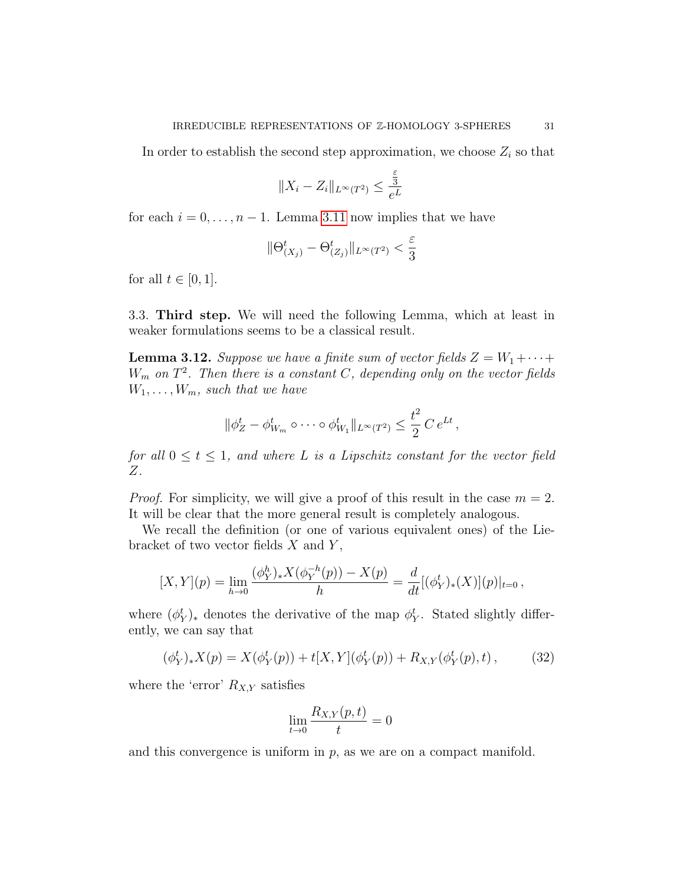In order to establish the second step approximation, we choose $Z_i$ so that

$$\|X_i - Z_i\|_{L^\infty(T^2)} \leq \frac{\frac{\varepsilon}{3}}{e^L}$$

for each $i = 0, \ldots, n-1$. Lemma 3.11 now implies that we have

$$\|\Theta^t_{(X_j)} - \Theta^t_{(Z_j)}\|_{L^\infty(T^2)} < \frac{\varepsilon}{3}$$

for all $t \in [0, 1]$.

## 3.3. **Third step.**

We will need the following Lemma, which at least in weaker formulations seems to be a classical result.

**Lemma 3.12.** *Suppose we have a finite sum of vector fields $Z = W_1 + \cdots + W_m$ on $T^2$. Then there is a constant $C$, depending only on the vector fields $W_1, \ldots, W_m$, such that we have*

$$\|\phi^t_Z - \phi^t_{W_m} \circ \cdots \circ \phi^t_{W_1}\|_{L^\infty(T^2)} \leq \frac{t^2}{2}\, C\, e^{Lt}\,,$$

*for all $0 \leq t \leq 1$, and where $L$ is a Lipschitz constant for the vector field $Z$.*

*Proof.* For simplicity, we will give a proof of this result in the case $m = 2$. It will be clear that the more general result is completely analogous.

We recall the definition (or one of various equivalent ones) of the Lie-bracket of two vector fields $X$ and $Y$,

$$[X, Y](p) = \lim_{h \to 0} \frac{(\phi^h_Y)_* X(\phi^{-h}_Y(p)) - X(p)}{h} = \frac{d}{dt}[(\phi^t_Y)_*(X)](p)|_{t=0}\,,$$

where $(\phi^t_Y)_*$ denotes the derivative of the map $\phi^t_Y$. Stated slightly differently, we can say that

$$(\phi^t_Y)_* X(p) = X(\phi^t_Y(p)) + t[X, Y](\phi^t_Y(p)) + R_{X,Y}(\phi^t_Y(p), t)\,, \tag{32}$$

where the 'error' $R_{X,Y}$ satisfies

$$\lim_{t \to 0} \frac{R_{X,Y}(p, t)}{t} = 0$$

and this convergence is uniform in $p$, as we are on a compact manifold.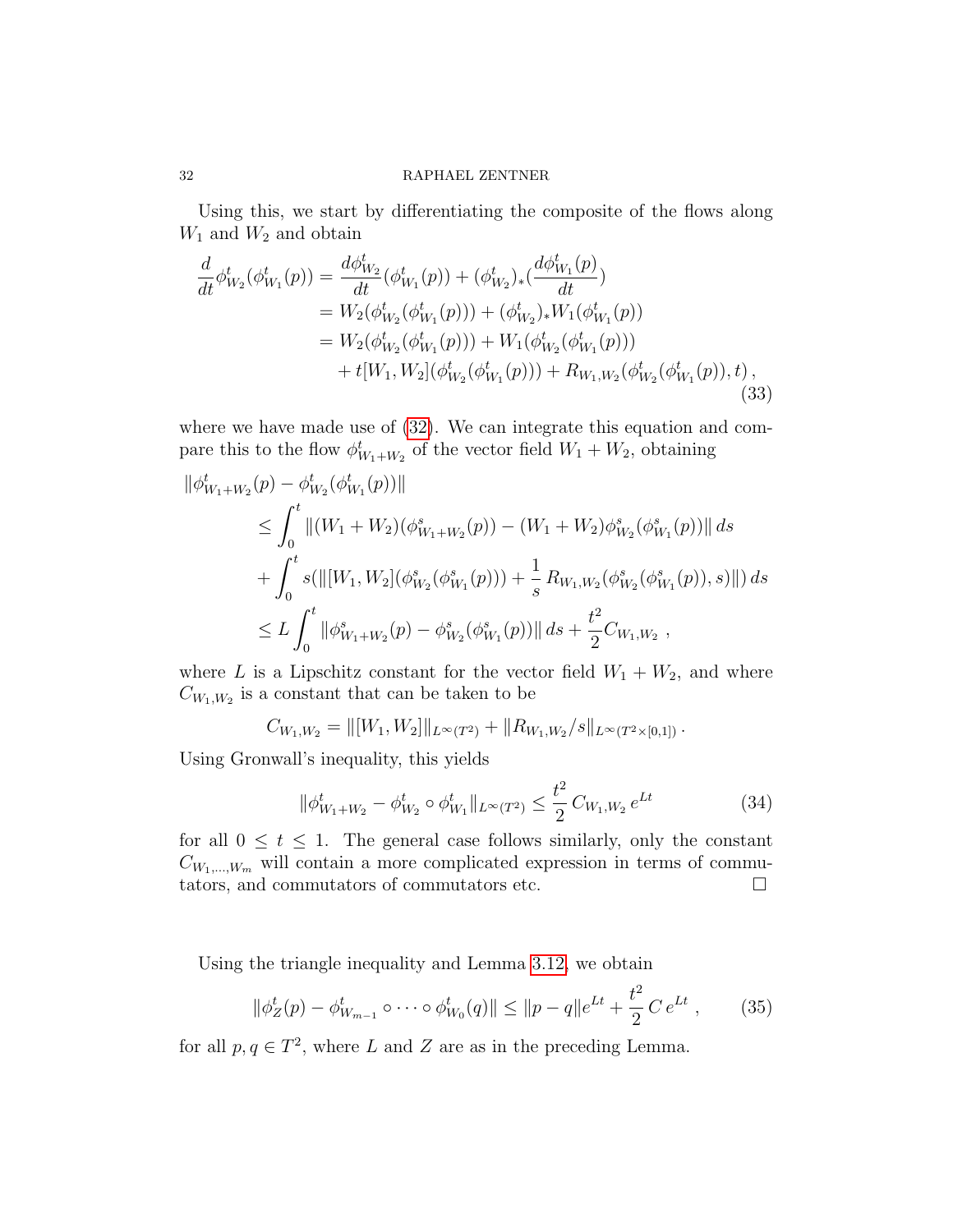Using this, we start by differentiating the composite of the flows along $W_1$ and $W_2$ and obtain

$$
\begin{aligned}
\frac{d}{dt}\phi^t_{W_2}(\phi^t_{W_1}(p)) &= \frac{d\phi^t_{W_2}}{dt}(\phi^t_{W_1}(p)) + (\phi^t_{W_2})_*(\frac{d\phi^t_{W_1}(p)}{dt}) \\
&= W_2(\phi^t_{W_2}(\phi^t_{W_1}(p))) + (\phi^t_{W_2})_* W_1(\phi^t_{W_1}(p)) \\
&= W_2(\phi^t_{W_2}(\phi^t_{W_1}(p))) + W_1(\phi^t_{W_2}(\phi^t_{W_1}(p))) \\
&\quad + t[W_1, W_2](\phi^t_{W_2}(\phi^t_{W_1}(p))) + R_{W_1,W_2}(\phi^t_{W_2}(\phi^t_{W_1}(p)), t)\,,
\end{aligned} \tag{33}
$$

where we have made use of (32). We can integrate this equation and compare this to the flow $\phi^t_{W_1+W_2}$ of the vector field $W_1 + W_2$, obtaining

$$
\begin{aligned}
&\|\phi^t_{W_1+W_2}(p) - \phi^t_{W_2}(\phi^t_{W_1}(p))\| \\
&\qquad \leq \int_0^t \|(W_1+W_2)(\phi^s_{W_1+W_2}(p)) - (W_1+W_2)\phi^s_{W_2}(\phi^s_{W_1}(p))\|\, ds \\
&\qquad + \int_0^t s(\|[W_1,W_2](\phi^s_{W_2}(\phi^s_{W_1}(p))) + \frac{1}{s}\, R_{W_1,W_2}(\phi^s_{W_2}(\phi^s_{W_1}(p)), s)\|)\, ds \\
&\qquad \leq L \int_0^t \|\phi^s_{W_1+W_2}(p) - \phi^s_{W_2}(\phi^s_{W_1}(p))\|\, ds + \frac{t^2}{2} C_{W_1,W_2}\ ,
\end{aligned}
$$

where $L$ is a Lipschitz constant for the vector field $W_1 + W_2$, and where $C_{W_1,W_2}$ is a constant that can be taken to be

$$
C_{W_1,W_2} = \|[W_1,W_2]\|_{L^\infty(T^2)} + \|R_{W_1,W_2}/s\|_{L^\infty(T^2\times[0,1])}\,.
$$

Using Gronwall's inequality, this yields

$$
\|\phi^t_{W_1+W_2} - \phi^t_{W_2}\circ\phi^t_{W_1}\|_{L^\infty(T^2)} \leq \frac{t^2}{2}\, C_{W_1,W_2}\, e^{Lt} \tag{34}
$$

for all $0 \leq t \leq 1$. The general case follows similarly, only the constant $C_{W_1,\dots,W_m}$ will contain a more complicated expression in terms of commutators, and commutators of commutators etc. □

Using the triangle inequality and Lemma 3.12, we obtain

$$
\|\phi^t_Z(p) - \phi^t_{W_{m-1}}\circ\cdots\circ\phi^t_{W_0}(q)\| \leq \|p-q\|e^{Lt} + \frac{t^2}{2}\, C\, e^{Lt}\ , \tag{35}
$$

for all $p, q \in T^2$, where $L$ and $Z$ are as in the preceding Lemma.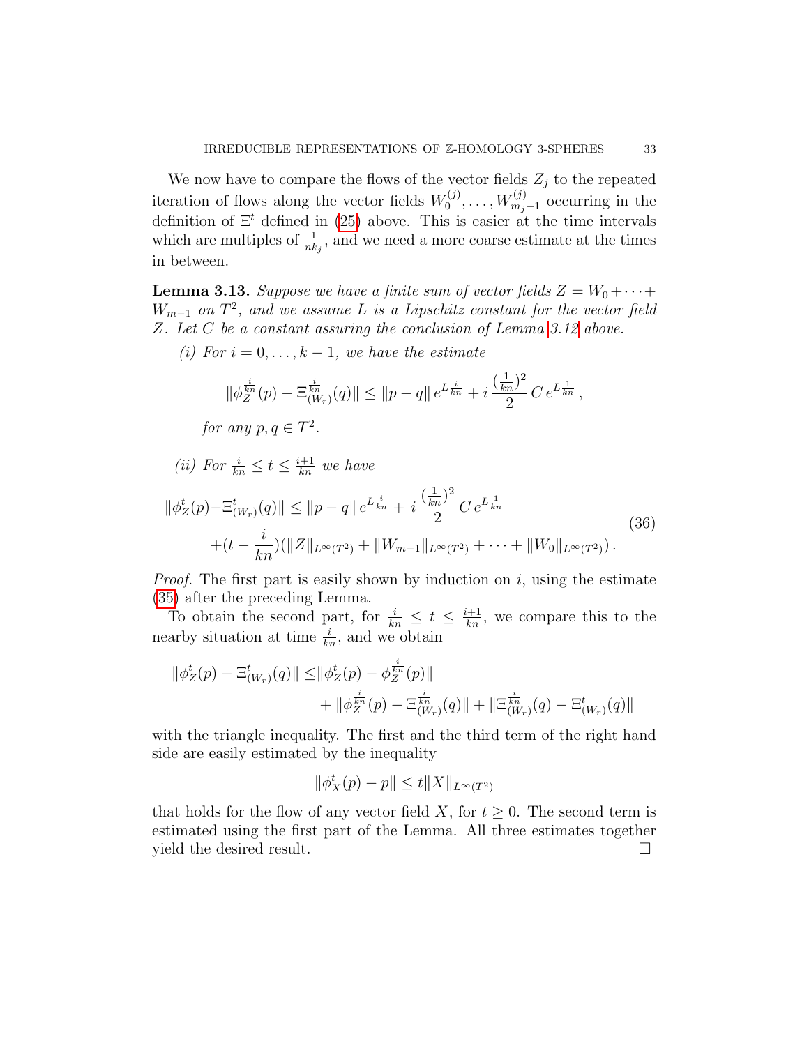We now have to compare the flows of the vector fields $Z_j$ to the repeated iteration of flows along the vector fields $W_0^{(j)}, \dots, W_{m_j-1}^{(j)}$ occurring in the definition of $\Xi^t$ defined in (25) above. This is easier at the time intervals which are multiples of $\frac{1}{nk_j}$, and we need a more coarse estimate at the times in between.

**Lemma 3.13.** *Suppose we have a finite sum of vector fields $Z = W_0 + \cdots + W_{m-1}$ on $T^2$, and we assume $L$ is a Lipschitz constant for the vector field $Z$. Let $C$ be a constant assuring the conclusion of Lemma 3.12 above.*

*(i) For $i = 0, \dots, k-1$, we have the estimate*

$$\|\phi_Z^{\frac{i}{kn}}(p) - \Xi_{(W_r)}^{\frac{i}{kn}}(q)\| \le \|p-q\|\, e^{L\frac{i}{kn}} + i\,\frac{(\frac{1}{kn})^2}{2}\, C\, e^{L\frac{1}{kn}}\,,$$

*for any $p, q \in T^2$.*

*(ii) For $\frac{i}{kn} \le t \le \frac{i+1}{kn}$ we have*

$$\begin{aligned}\|\phi_Z^t(p) - \Xi_{(W_r)}^t(q)\| \le\; &\|p-q\|\, e^{L\frac{i}{kn}} + i\,\frac{(\frac{1}{kn})^2}{2}\, C\, e^{L\frac{1}{kn}} \\ &+ (t - \frac{i}{kn})(\|Z\|_{L^\infty(T^2)} + \|W_{m-1}\|_{L^\infty(T^2)} + \cdots + \|W_0\|_{L^\infty(T^2)})\,.\end{aligned} \tag{36}$$

*Proof.* The first part is easily shown by induction on $i$, using the estimate (35) after the preceding Lemma.

To obtain the second part, for $\frac{i}{kn} \le t \le \frac{i+1}{kn}$, we compare this to the nearby situation at time $\frac{i}{kn}$, and we obtain

$$\begin{aligned}\|\phi_Z^t(p) - \Xi_{(W_r)}^t(q)\| \le &\|\phi_Z^t(p) - \phi_Z^{\frac{i}{kn}}(p)\| \\ &+ \|\phi_Z^{\frac{i}{kn}}(p) - \Xi_{(W_r)}^{\frac{i}{kn}}(q)\| + \|\Xi_{(W_r)}^{\frac{i}{kn}}(q) - \Xi_{(W_r)}^t(q)\|\end{aligned}$$

with the triangle inequality. The first and the third term of the right hand side are easily estimated by the inequality

$$\|\phi_X^t(p) - p\| \le t\|X\|_{L^\infty(T^2)}$$

that holds for the flow of any vector field $X$, for $t \ge 0$. The second term is estimated using the first part of the Lemma. All three estimates together yield the desired result. $\square$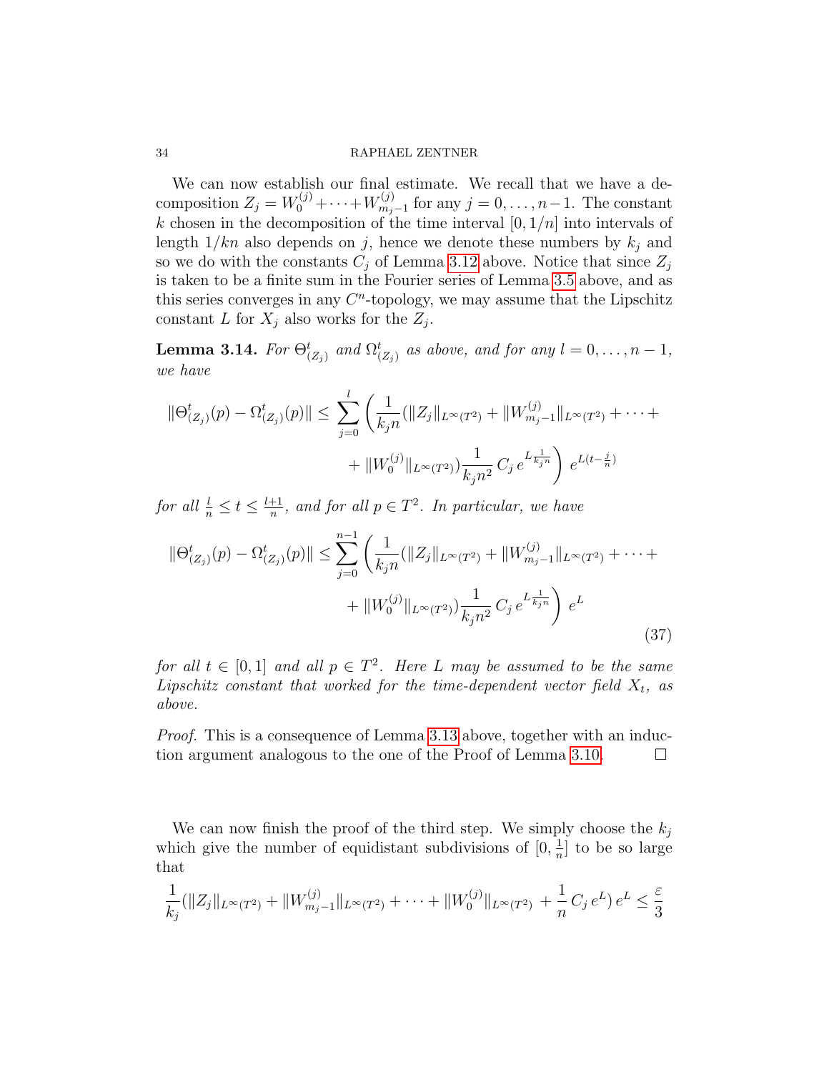We can now establish our final estimate. We recall that we have a decomposition $Z_j = W_0^{(j)} + \cdots + W_{m_j-1}^{(j)}$ for any $j = 0, \dots, n-1$. The constant $k$ chosen in the decomposition of the time interval $[0, 1/n]$ into intervals of length $1/kn$ also depends on $j$, hence we denote these numbers by $k_j$ and so we do with the constants $C_j$ of Lemma 3.12 above. Notice that since $Z_j$ is taken to be a finite sum in the Fourier series of Lemma 3.5 above, and as this series converges in any $C^n$-topology, we may assume that the Lipschitz constant $L$ for $X_j$ also works for the $Z_j$.

**Lemma 3.14.** *For $\Theta^t_{(Z_j)}$ and $\Omega^t_{(Z_j)}$ as above, and for any $l = 0, \dots, n-1$, we have*

$$\|\Theta^t_{(Z_j)}(p) - \Omega^t_{(Z_j)}(p)\| \leq \sum_{j=0}^{l} \left( \frac{1}{k_j n} (\|Z_j\|_{L^\infty(T^2)} + \|W^{(j)}_{m_j-1}\|_{L^\infty(T^2)} + \cdots + \|W^{(j)}_0\|_{L^\infty(T^2)}) \frac{1}{k_j n^2} \, C_j \, e^{L \frac{1}{k_j n}} \right) e^{L(t - \frac{j}{n})}$$

*for all $\frac{l}{n} \leq t \leq \frac{l+1}{n}$, and for all $p \in T^2$. In particular, we have*

$$\|\Theta^t_{(Z_j)}(p) - \Omega^t_{(Z_j)}(p)\| \leq \sum_{j=0}^{n-1} \left( \frac{1}{k_j n} (\|Z_j\|_{L^\infty(T^2)} + \|W^{(j)}_{m_j-1}\|_{L^\infty(T^2)} + \cdots + \|W^{(j)}_0\|_{L^\infty(T^2)}) \frac{1}{k_j n^2} \, C_j \, e^{L \frac{1}{k_j n}} \right) e^{L} \tag{37}$$

*for all $t \in [0, 1]$ and all $p \in T^2$. Here $L$ may be assumed to be the same Lipschitz constant that worked for the time-dependent vector field $X_t$, as above.*

*Proof.* This is a consequence of Lemma 3.13 above, together with an induction argument analogous to the one of the Proof of Lemma 3.10. $\square$

We can now finish the proof of the third step. We simply choose the $k_j$ which give the number of equidistant subdivisions of $[0, \frac{1}{n}]$ to be so large that

$$\frac{1}{k_j} (\|Z_j\|_{L^\infty(T^2)} + \|W^{(j)}_{m_j-1}\|_{L^\infty(T^2)} + \cdots + \|W^{(j)}_0\|_{L^\infty(T^2)} + \frac{1}{n} \, C_j \, e^L) \, e^L \leq \frac{\varepsilon}{3}$$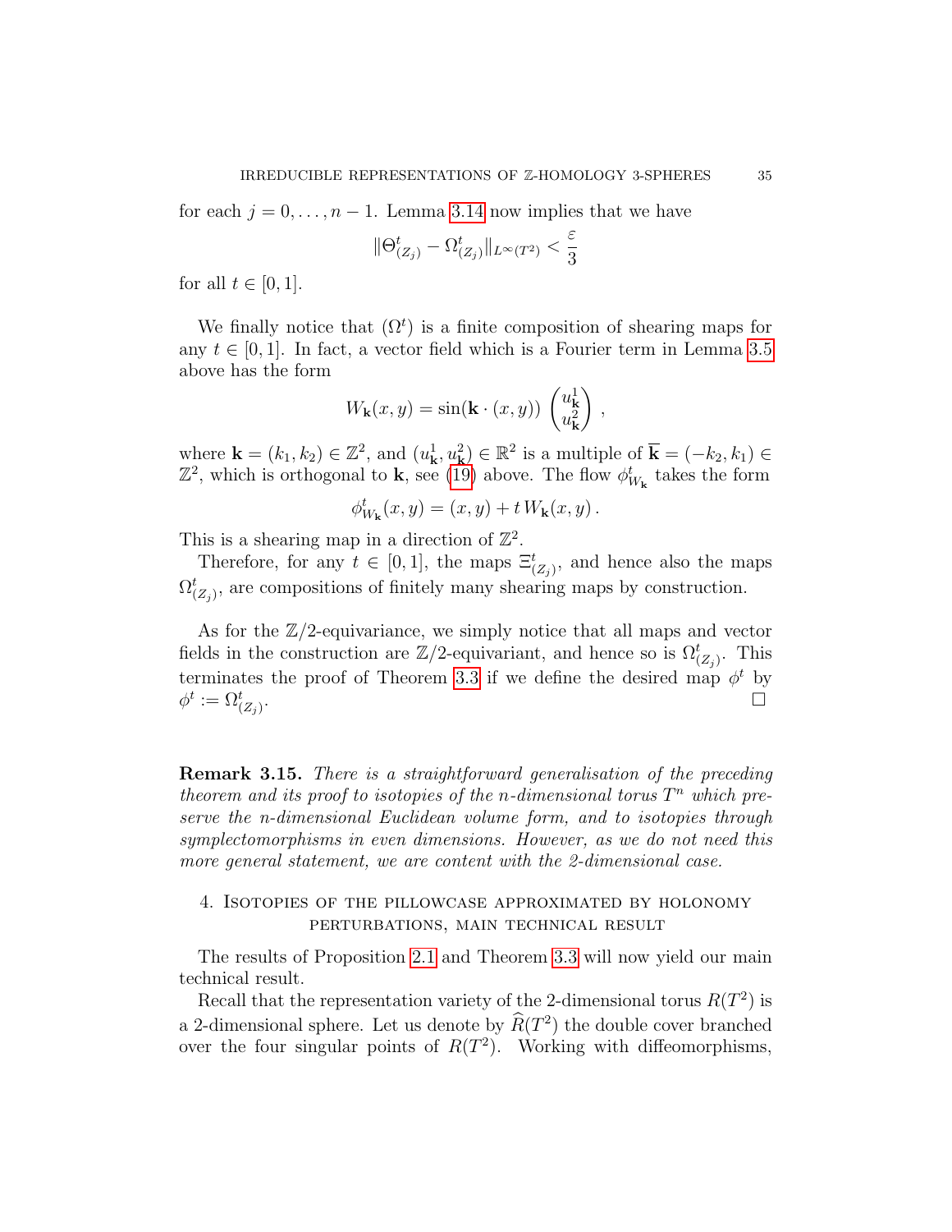for each $j = 0, \ldots, n-1$. Lemma 3.14 now implies that we have

$$\|\Theta^t_{(Z_j)} - \Omega^t_{(Z_j)}\|_{L^\infty(T^2)} < \frac{\varepsilon}{3}$$

for all $t \in [0,1]$.

We finally notice that $(\Omega^t)$ is a finite composition of shearing maps for any $t \in [0,1]$. In fact, a vector field which is a Fourier term in Lemma 3.5 above has the form

$$W_{\mathbf{k}}(x,y) = \sin(\mathbf{k} \cdot (x,y)) \begin{pmatrix} u^1_{\mathbf{k}} \\ u^2_{\mathbf{k}} \end{pmatrix},$$

where $\mathbf{k} = (k_1, k_2) \in \mathbb{Z}^2$, and $(u^1_{\mathbf{k}}, u^2_{\mathbf{k}}) \in \mathbb{R}^2$ is a multiple of $\overline{\mathbf{k}} = (-k_2, k_1) \in \mathbb{Z}^2$, which is orthogonal to $\mathbf{k}$, see (19) above. The flow $\phi^t_{W_{\mathbf{k}}}$ takes the form

$$\phi^t_{W_{\mathbf{k}}}(x,y) = (x,y) + t\, W_{\mathbf{k}}(x,y)\,.$$

This is a shearing map in a direction of $\mathbb{Z}^2$.

Therefore, for any $t \in [0,1]$, the maps $\Xi^t_{(Z_j)}$, and hence also the maps $\Omega^t_{(Z_j)}$, are compositions of finitely many shearing maps by construction.

As for the $\mathbb{Z}/2$-equivariance, we simply notice that all maps and vector fields in the construction are $\mathbb{Z}/2$-equivariant, and hence so is $\Omega^t_{(Z_j)}$. This terminates the proof of Theorem 3.3 if we define the desired map $\phi^t$ by $\phi^t := \Omega^t_{(Z_j)}$. □

**Remark 3.15.** *There is a straightforward generalisation of the preceding theorem and its proof to isotopies of the n-dimensional torus $T^n$ which preserve the n-dimensional Euclidean volume form, and to isotopies through symplectomorphisms in even dimensions. However, as we do not need this more general statement, we are content with the 2-dimensional case.*

## 4. Isotopies of the pillowcase approximated by holonomy perturbations, main technical result

The results of Proposition 2.1 and Theorem 3.3 will now yield our main technical result.

Recall that the representation variety of the 2-dimensional torus $R(T^2)$ is a 2-dimensional sphere. Let us denote by $\widehat{R}(T^2)$ the double cover branched over the four singular points of $R(T^2)$. Working with diffeomorphisms,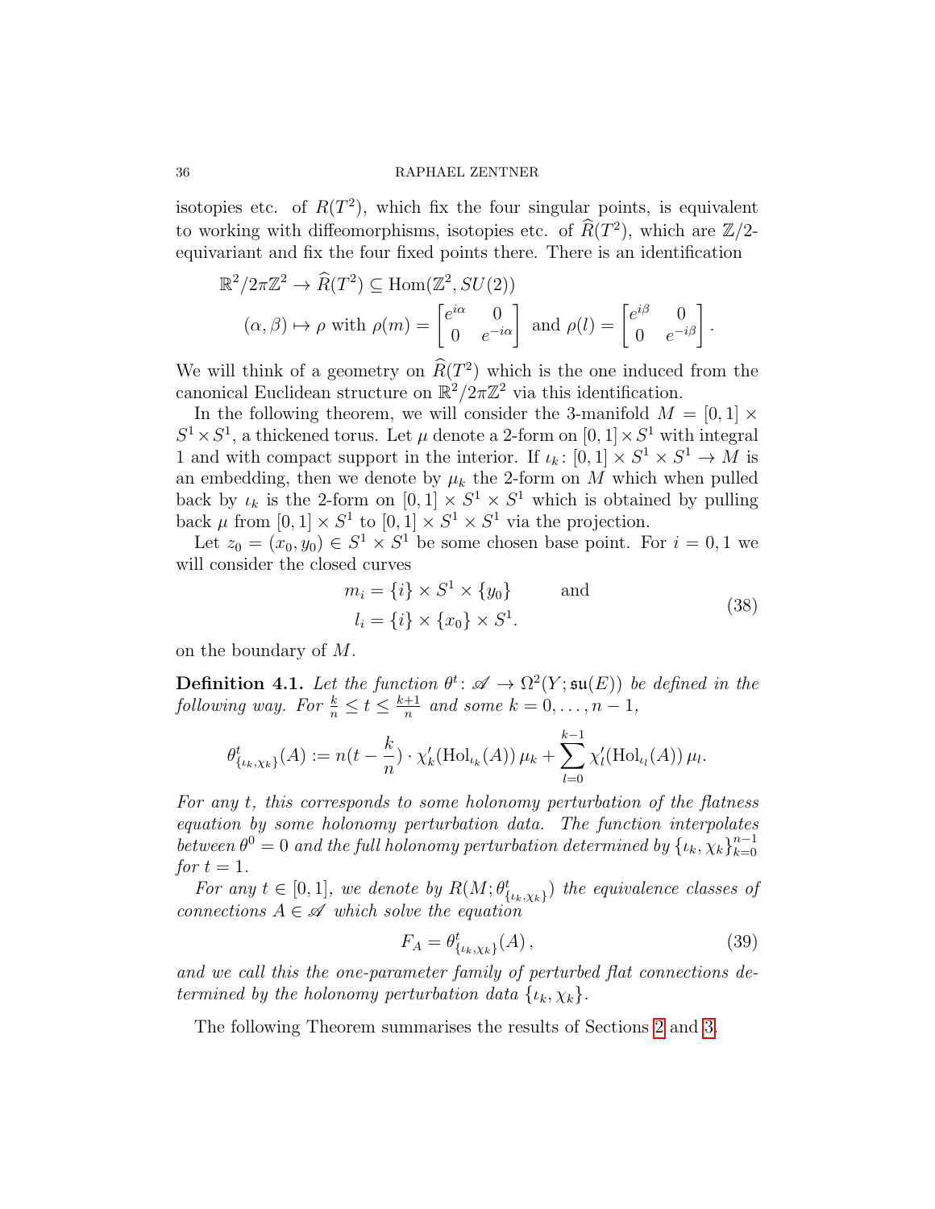isotopies etc. of $R(T^2)$, which fix the four singular points, is equivalent to working with diffeomorphisms, isotopies etc. of $\widehat{R}(T^2)$, which are $\mathbb{Z}/2$-equivariant and fix the four fixed points there. There is an identification

$$\begin{aligned} \mathbb{R}^2/2\pi\mathbb{Z}^2 &\to \widehat{R}(T^2) \subseteq \mathrm{Hom}(\mathbb{Z}^2, SU(2)) \\ (\alpha,\beta) &\mapsto \rho \text{ with } \rho(m) = \begin{bmatrix} e^{i\alpha} & 0 \\ 0 & e^{-i\alpha} \end{bmatrix} \text{ and } \rho(l) = \begin{bmatrix} e^{i\beta} & 0 \\ 0 & e^{-i\beta} \end{bmatrix}. \end{aligned}$$

We will think of a geometry on $\widehat{R}(T^2)$ which is the one induced from the canonical Euclidean structure on $\mathbb{R}^2/2\pi\mathbb{Z}^2$ via this identification.

In the following theorem, we will consider the 3-manifold $M = [0,1] \times S^1 \times S^1$, a thickened torus. Let $\mu$ denote a 2-form on $[0,1]\times S^1$ with integral 1 and with compact support in the interior. If $\iota_k \colon [0,1] \times S^1 \times S^1 \to M$ is an embedding, then we denote by $\mu_k$ the 2-form on $M$ which when pulled back by $\iota_k$ is the 2-form on $[0,1] \times S^1 \times S^1$ which is obtained by pulling back $\mu$ from $[0,1] \times S^1$ to $[0,1] \times S^1 \times S^1$ via the projection.

Let $z_0 = (x_0, y_0) \in S^1 \times S^1$ be some chosen base point. For $i = 0, 1$ we will consider the closed curves

$$\begin{aligned} m_i &= \{i\} \times S^1 \times \{y_0\} \qquad \text{and} \\ l_i &= \{i\} \times \{x_0\} \times S^1. \end{aligned} \tag{38}$$

on the boundary of $M$.

**Definition 4.1.** *Let the function $\theta^t \colon \mathscr{A} \to \Omega^2(Y; \mathfrak{su}(E))$ be defined in the following way. For $\frac{k}{n} \leq t \leq \frac{k+1}{n}$ and some $k = 0, \dots, n-1$,*

$$\theta^t_{\{\iota_k,\chi_k\}}(A) := n(t - \frac{k}{n}) \cdot \chi_k'(\mathrm{Hol}_{\iota_k}(A))\, \mu_k + \sum_{l=0}^{k-1} \chi_l'(\mathrm{Hol}_{\iota_l}(A))\, \mu_l.$$

*For any $t$, this corresponds to some holonomy perturbation of the flatness equation by some holonomy perturbation data. The function interpolates between $\theta^0 = 0$ and the full holonomy perturbation determined by $\{\iota_k, \chi_k\}_{k=0}^{n-1}$ for $t = 1$.*

*For any $t \in [0,1]$, we denote by $R(M; \theta^t_{\{\iota_k,\chi_k\}})$ the equivalence classes of connections $A \in \mathscr{A}$ which solve the equation*

$$F_A = \theta^t_{\{\iota_k,\chi_k\}}(A)\,, \tag{39}$$

*and we call this the one-parameter family of perturbed flat connections determined by the holonomy perturbation data $\{\iota_k, \chi_k\}$.*

The following Theorem summarises the results of Sections 2 and 3.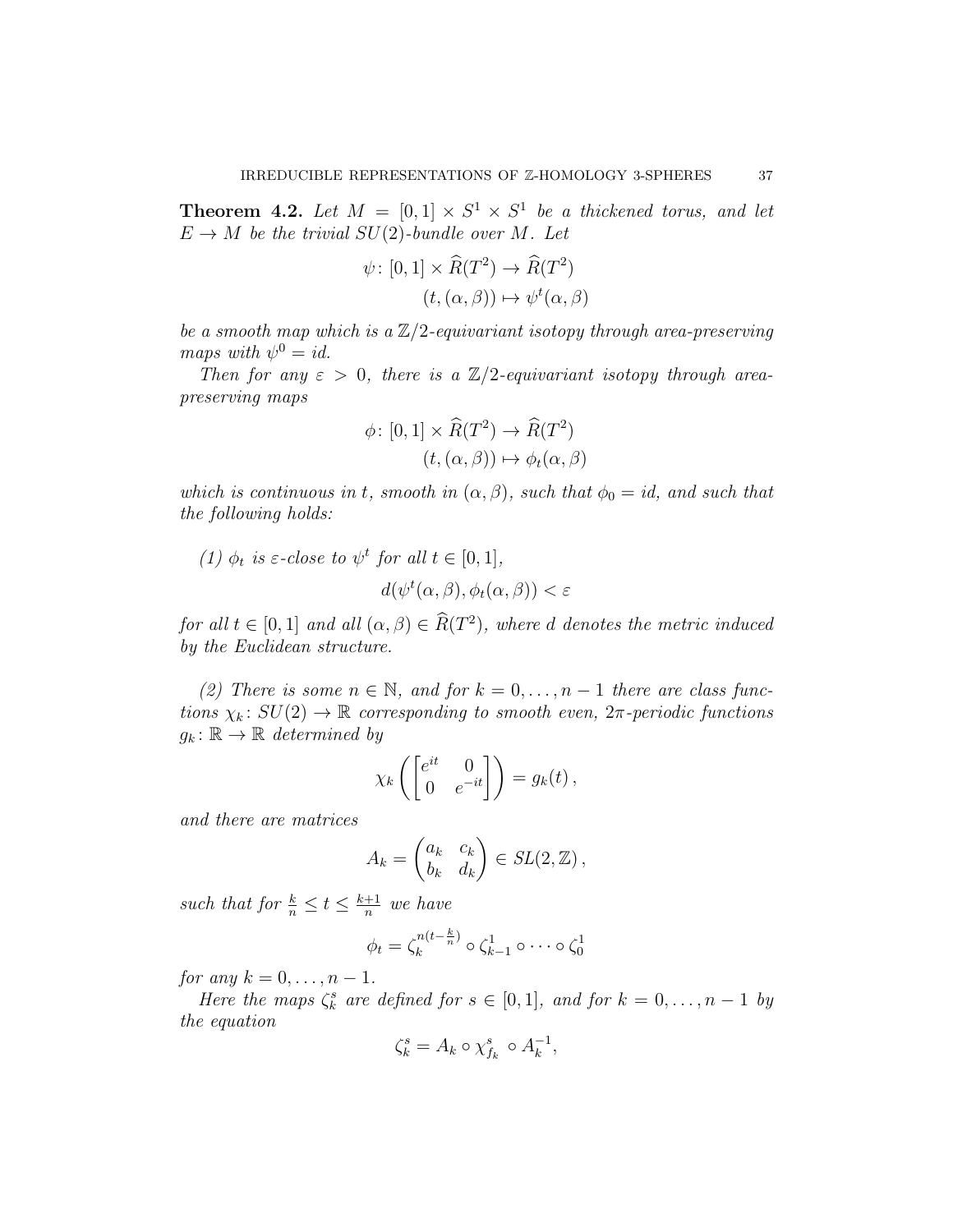**Theorem 4.2.** *Let $M = [0,1] \times S^1 \times S^1$ be a thickened torus, and let $E \to M$ be the trivial $SU(2)$-bundle over $M$. Let*

$$\psi \colon [0,1] \times \widehat{R}(T^2) \to \widehat{R}(T^2)$$
$$(t, (\alpha, \beta)) \mapsto \psi^t(\alpha, \beta)$$

*be a smooth map which is a $\mathbb{Z}/2$-equivariant isotopy through area-preserving maps with $\psi^0 = id$.*

*Then for any $\varepsilon > 0$, there is a $\mathbb{Z}/2$-equivariant isotopy through area-preserving maps*

$$\phi \colon [0,1] \times \widehat{R}(T^2) \to \widehat{R}(T^2)$$
$$(t, (\alpha, \beta)) \mapsto \phi_t(\alpha, \beta)$$

*which is continuous in $t$, smooth in $(\alpha, \beta)$, such that $\phi_0 = id$, and such that the following holds:*

*(1) $\phi_t$ is $\varepsilon$-close to $\psi^t$ for all $t \in [0,1]$,*

$$d(\psi^t(\alpha, \beta), \phi_t(\alpha, \beta)) < \varepsilon$$

*for all $t \in [0,1]$ and all $(\alpha, \beta) \in \widehat{R}(T^2)$, where $d$ denotes the metric induced by the Euclidean structure.*

*(2) There is some $n \in \mathbb{N}$, and for $k = 0, \dots, n-1$ there are class functions $\chi_k \colon SU(2) \to \mathbb{R}$ corresponding to smooth even, $2\pi$-periodic functions $g_k \colon \mathbb{R} \to \mathbb{R}$ determined by*

$$\chi_k\left(\begin{bmatrix} e^{it} & 0 \\ 0 & e^{-it} \end{bmatrix}\right) = g_k(t)\,,$$

*and there are matrices*

$$A_k = \begin{pmatrix} a_k & c_k \\ b_k & d_k \end{pmatrix} \in SL(2, \mathbb{Z})\,,$$

*such that for $\frac{k}{n} \le t \le \frac{k+1}{n}$ we have*

$$\phi_t = \zeta_k^{n(t - \frac{k}{n})} \circ \zeta_{k-1}^1 \circ \cdots \circ \zeta_0^1$$

*for any $k = 0, \dots, n-1$.*

*Here the maps $\zeta_k^s$ are defined for $s \in [0,1]$, and for $k = 0, \dots, n-1$ by the equation*

$$\zeta_k^s = A_k \circ \chi_{f_k}^s \circ A_k^{-1},$$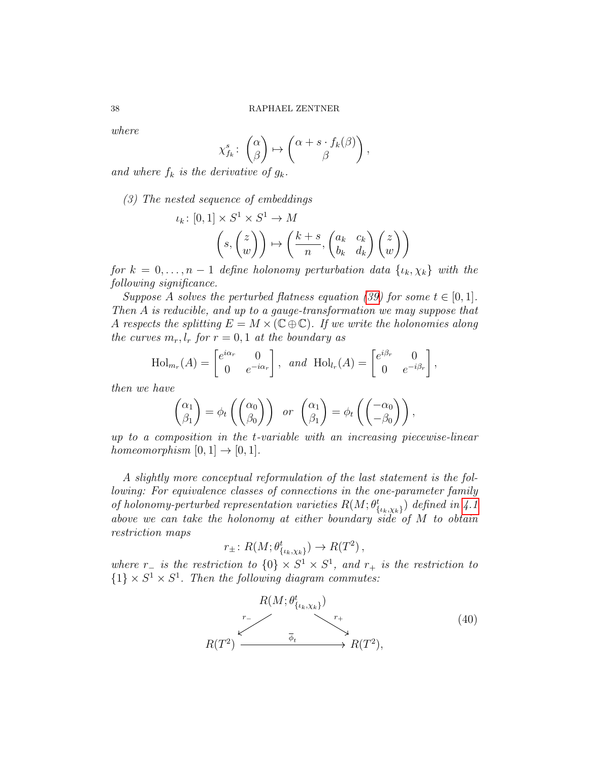*where*

$$\chi^s_{f_k} \colon \begin{pmatrix} \alpha \\ \beta \end{pmatrix} \mapsto \begin{pmatrix} \alpha + s \cdot f_k(\beta) \\ \beta \end{pmatrix},$$

*and where* $f_k$ *is the derivative of* $g_k$.

*(3) The nested sequence of embeddings*

$$\begin{aligned} \iota_k \colon [0,1] \times S^1 \times S^1 &\to M \\ \left( s, \begin{pmatrix} z \\ w \end{pmatrix} \right) &\mapsto \left( \frac{k+s}{n}, \begin{pmatrix} a_k & c_k \\ b_k & d_k \end{pmatrix} \begin{pmatrix} z \\ w \end{pmatrix} \right) \end{aligned}$$

*for* $k = 0, \dots, n-1$ *define holonomy perturbation data* $\{\iota_k, \chi_k\}$ *with the following significance.*

*Suppose* $A$ *solves the perturbed flatness equation (39) for some* $t \in [0,1]$. *Then* $A$ *is reducible, and up to a gauge-transformation we may suppose that* $A$ *respects the splitting* $E = M \times (\mathbb{C} \oplus \mathbb{C})$. *If we write the holonomies along the curves* $m_r, l_r$ *for* $r = 0, 1$ *at the boundary as*

$$\mathrm{Hol}_{m_r}(A) = \begin{bmatrix} e^{i\alpha_r} & 0 \\ 0 & e^{-i\alpha_r} \end{bmatrix}, \quad \textit{and} \quad \mathrm{Hol}_{l_r}(A) = \begin{bmatrix} e^{i\beta_r} & 0 \\ 0 & e^{-i\beta_r} \end{bmatrix},$$

*then we have*

$$\begin{pmatrix} \alpha_1 \\ \beta_1 \end{pmatrix} = \phi_t \left( \begin{pmatrix} \alpha_0 \\ \beta_0 \end{pmatrix} \right) \quad \textit{or} \quad \begin{pmatrix} \alpha_1 \\ \beta_1 \end{pmatrix} = \phi_t \left( \begin{pmatrix} -\alpha_0 \\ -\beta_0 \end{pmatrix} \right),$$

*up to a composition in the* $t$*-variable with an increasing piecewise-linear homeomorphism* $[0,1] \to [0,1]$.

*A slightly more conceptual reformulation of the last statement is the following: For equivalence classes of connections in the one-parameter family of holonomy-perturbed representation varieties* $R(M; \theta^t_{\{\iota_k, \chi_k\}})$ *defined in 4.1 above we can take the holonomy at either boundary side of* $M$ *to obtain restriction maps*

$$r_\pm \colon R(M; \theta^t_{\{\iota_k, \chi_k\}}) \to R(T^2),$$

*where* $r_-$ *is the restriction to* $\{0\} \times S^1 \times S^1$, *and* $r_+$ *is the restriction to* $\{1\} \times S^1 \times S^1$. *Then the following diagram commutes:*

$$\begin{array}{ccc} & R(M; \theta^t_{\{\iota_k, \chi_k\}}) & \\ {}^{r_-}\swarrow & & \searrow^{r_+} \\ R(T^2) & \xrightarrow{\quad \overline{\phi}_t \quad} & R(T^2), \end{array} \tag{40}$$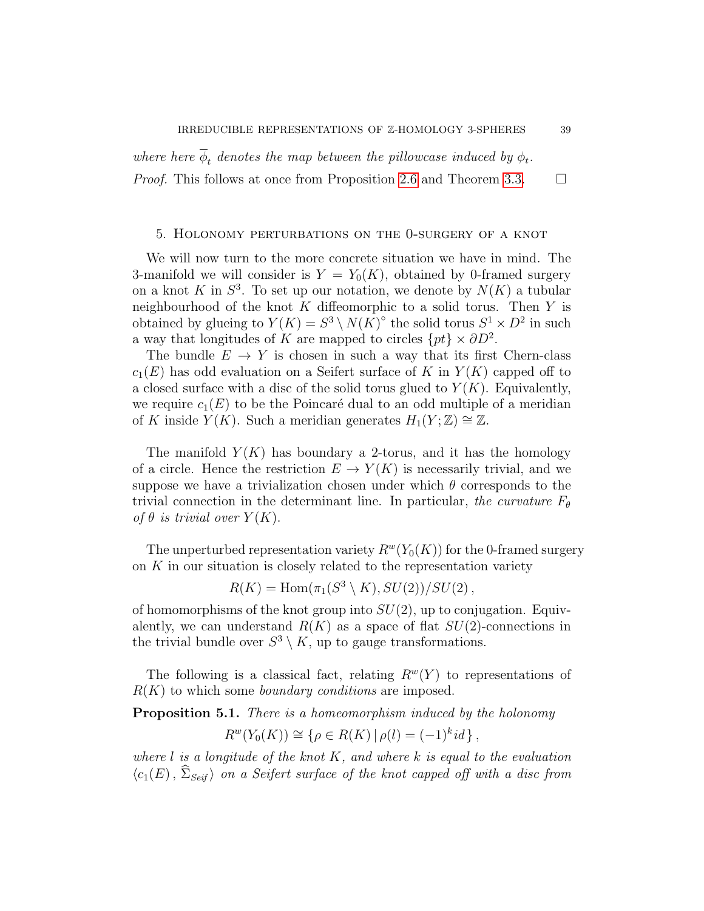*where here $\overline{\phi}_t$ denotes the map between the pillowcase induced by $\phi_t$.*

*Proof.* This follows at once from Proposition 2.6 and Theorem 3.3. $\square$

## 5. Holonomy perturbations on the 0-surgery of a knot

We will now turn to the more concrete situation we have in mind. The 3-manifold we will consider is $Y = Y_0(K)$, obtained by 0-framed surgery on a knot $K$ in $S^3$. To set up our notation, we denote by $N(K)$ a tubular neighbourhood of the knot $K$ diffeomorphic to a solid torus. Then $Y$ is obtained by glueing to $Y(K) = S^3 \setminus N(K)^\circ$ the solid torus $S^1 \times D^2$ in such a way that longitudes of $K$ are mapped to circles $\{pt\} \times \partial D^2$.

The bundle $E \to Y$ is chosen in such a way that its first Chern-class $c_1(E)$ has odd evaluation on a Seifert surface of $K$ in $Y(K)$ capped off to a closed surface with a disc of the solid torus glued to $Y(K)$. Equivalently, we require $c_1(E)$ to be the Poincaré dual to an odd multiple of a meridian of $K$ inside $Y(K)$. Such a meridian generates $H_1(Y;\mathbb{Z}) \cong \mathbb{Z}$.

The manifold $Y(K)$ has boundary a 2-torus, and it has the homology of a circle. Hence the restriction $E \to Y(K)$ is necessarily trivial, and we suppose we have a trivialization chosen under which $\theta$ corresponds to the trivial connection in the determinant line. In particular, *the curvature $F_\theta$ of $\theta$ is trivial over $Y(K)$.*

The unperturbed representation variety $R^w(Y_0(K))$ for the 0-framed surgery on $K$ in our situation is closely related to the representation variety

$$R(K) = \mathrm{Hom}(\pi_1(S^3 \setminus K), SU(2))/SU(2)\,,$$

of homomorphisms of the knot group into $SU(2)$, up to conjugation. Equivalently, we can understand $R(K)$ as a space of flat $SU(2)$-connections in the trivial bundle over $S^3 \setminus K$, up to gauge transformations.

The following is a classical fact, relating $R^w(Y)$ to representations of $R(K)$ to which some *boundary conditions* are imposed.

**Proposition 5.1.** *There is a homeomorphism induced by the holonomy*

$$R^w(Y_0(K)) \cong \{\rho \in R(K) \,|\, \rho(l) = (-1)^k id\}\,,$$

*where $l$ is a longitude of the knot $K$, and where $k$ is equal to the evaluation $\langle c_1(E)\,,\,\widehat{\Sigma}_{Seif}\rangle$ on a Seifert surface of the knot capped off with a disc from*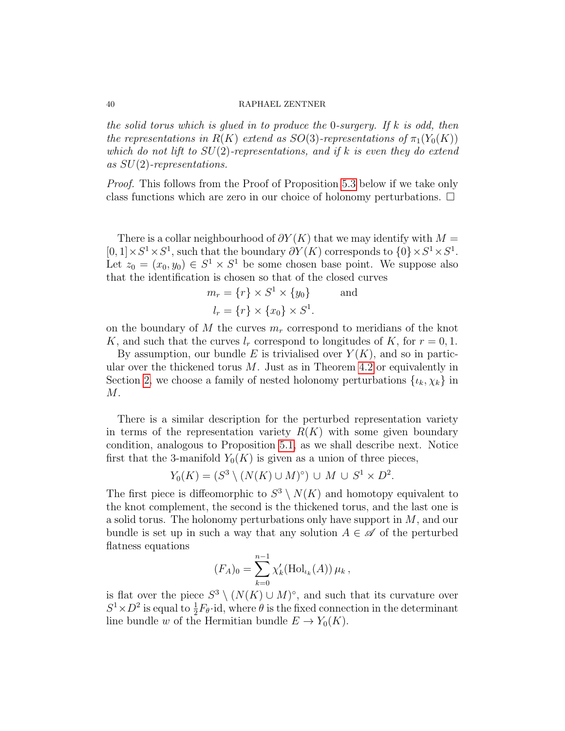*the solid torus which is glued in to produce the 0-surgery. If $k$ is odd, then the representations in $R(K)$ extend as $SO(3)$-representations of $\pi_1(Y_0(K))$ which do not lift to $SU(2)$-representations, and if $k$ is even they do extend as $SU(2)$-representations.*

*Proof.* This follows from the Proof of Proposition 5.3 below if we take only class functions which are zero in our choice of holonomy perturbations. □

There is a collar neighbourhood of $\partial Y(K)$ that we may identify with $M = [0,1] \times S^1 \times S^1$, such that the boundary $\partial Y(K)$ corresponds to $\{0\} \times S^1 \times S^1$. Let $z_0 = (x_0, y_0) \in S^1 \times S^1$ be some chosen base point. We suppose also that the identification is chosen so that of the closed curves

$$m_r = \{r\} \times S^1 \times \{y_0\} \qquad \text{and}$$
$$l_r = \{r\} \times \{x_0\} \times S^1.$$

on the boundary of $M$ the curves $m_r$ correspond to meridians of the knot $K$, and such that the curves $l_r$ correspond to longitudes of $K$, for $r = 0, 1$.

By assumption, our bundle $E$ is trivialised over $Y(K)$, and so in particular over the thickened torus $M$. Just as in Theorem 4.2 or equivalently in Section 2, we choose a family of nested holonomy perturbations $\{\iota_k, \chi_k\}$ in $M$.

There is a similar description for the perturbed representation variety in terms of the representation variety $R(K)$ with some given boundary condition, analogous to Proposition 5.1, as we shall describe next. Notice first that the 3-manifold $Y_0(K)$ is given as a union of three pieces,

$$Y_0(K) = (S^3 \setminus (N(K) \cup M)^\circ) \,\cup\, M \,\cup\, S^1 \times D^2.$$

The first piece is diffeomorphic to $S^3 \setminus N(K)$ and homotopy equivalent to the knot complement, the second is the thickened torus, and the last one is a solid torus. The holonomy perturbations only have support in $M$, and our bundle is set up in such a way that any solution $A \in \mathscr{A}$ of the perturbed flatness equations

$$(F_A)_0 = \sum_{k=0}^{n-1} \chi_k'(\mathrm{Hol}_{\iota_k}(A))\, \mu_k\,,$$

is flat over the piece $S^3 \setminus (N(K) \cup M)^\circ$, and such that its curvature over $S^1 \times D^2$ is equal to $\frac{1}{2} F_\theta \cdot \mathrm{id}$, where $\theta$ is the fixed connection in the determinant line bundle $w$ of the Hermitian bundle $E \to Y_0(K)$.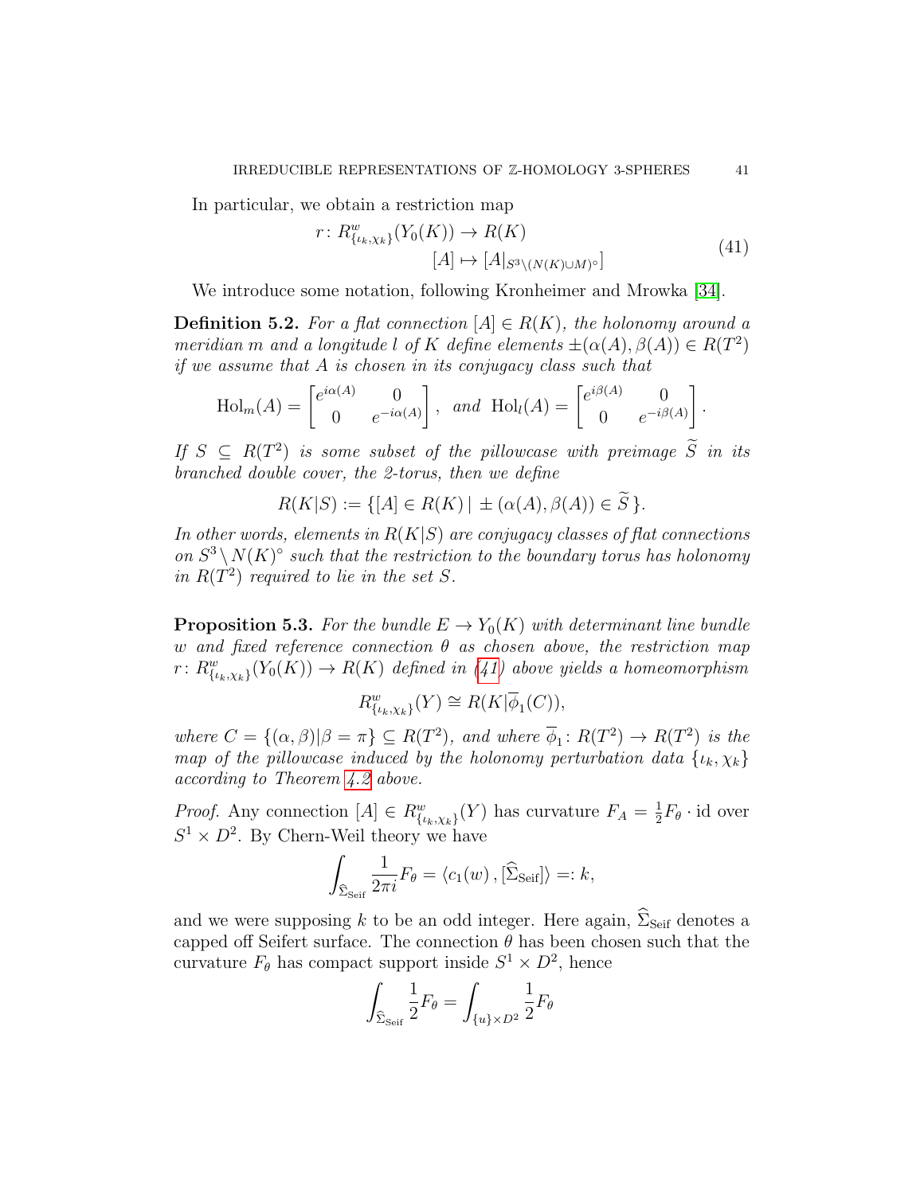In particular, we obtain a restriction map

$$
\begin{aligned}
r\colon R^w_{\{\iota_k,\chi_k\}}(Y_0(K)) &\to R(K) \\
[A] &\mapsto [A|_{S^3\setminus(N(K)\cup M)^\circ}]
\end{aligned}
\tag{41}
$$

We introduce some notation, following Kronheimer and Mrowka [34].

**Definition 5.2.** *For a flat connection $[A]\in R(K)$, the holonomy around a meridian $m$ and a longitude $l$ of $K$ define elements $\pm(\alpha(A),\beta(A))\in R(T^2)$ if we assume that $A$ is chosen in its conjugacy class such that*

$$
\mathrm{Hol}_m(A) = \begin{bmatrix} e^{i\alpha(A)} & 0 \\ 0 & e^{-i\alpha(A)} \end{bmatrix}, \ \ \textit{and} \ \ \mathrm{Hol}_l(A) = \begin{bmatrix} e^{i\beta(A)} & 0 \\ 0 & e^{-i\beta(A)} \end{bmatrix}.
$$

*If $S\subseteq R(T^2)$ is some subset of the pillowcase with preimage $\widetilde{S}$ in its branched double cover, the 2-torus, then we define*

$$
R(K|S) := \{[A]\in R(K) \,|\, \pm(\alpha(A),\beta(A))\in \widetilde{S}\,\}.
$$

*In other words, elements in $R(K|S)$ are conjugacy classes of flat connections on $S^3\setminus N(K)^\circ$ such that the restriction to the boundary torus has holonomy in $R(T^2)$ required to lie in the set $S$.*

**Proposition 5.3.** *For the bundle $E\to Y_0(K)$ with determinant line bundle $w$ and fixed reference connection $\theta$ as chosen above, the restriction map $r\colon R^w_{\{\iota_k,\chi_k\}}(Y_0(K))\to R(K)$ defined in (41) above yields a homeomorphism*

$$
R^w_{\{\iota_k,\chi_k\}}(Y) \cong R(K|\overline{\phi}_1(C)),
$$

*where $C=\{(\alpha,\beta)|\beta=\pi\}\subseteq R(T^2)$, and where $\overline{\phi}_1\colon R(T^2)\to R(T^2)$ is the map of the pillowcase induced by the holonomy perturbation data $\{\iota_k,\chi_k\}$ according to Theorem 4.2 above.*

*Proof.* Any connection $[A]\in R^w_{\{\iota_k,\chi_k\}}(Y)$ has curvature $F_A=\frac{1}{2}F_\theta\cdot\mathrm{id}$ over $S^1\times D^2$. By Chern-Weil theory we have

$$
\int_{\widehat{\Sigma}_{\mathrm{Seif}}} \frac{1}{2\pi i}F_\theta = \langle c_1(w)\,,[\widehat{\Sigma}_{\mathrm{Seif}}]\rangle =: k,
$$

and we were supposing $k$ to be an odd integer. Here again, $\widehat{\Sigma}_{\mathrm{Seif}}$ denotes a capped off Seifert surface. The connection $\theta$ has been chosen such that the curvature $F_\theta$ has compact support inside $S^1\times D^2$, hence

$$
\int_{\widehat{\Sigma}_{\mathrm{Seif}}} \frac{1}{2}F_\theta = \int_{\{u\}\times D^2} \frac{1}{2}F_\theta
$$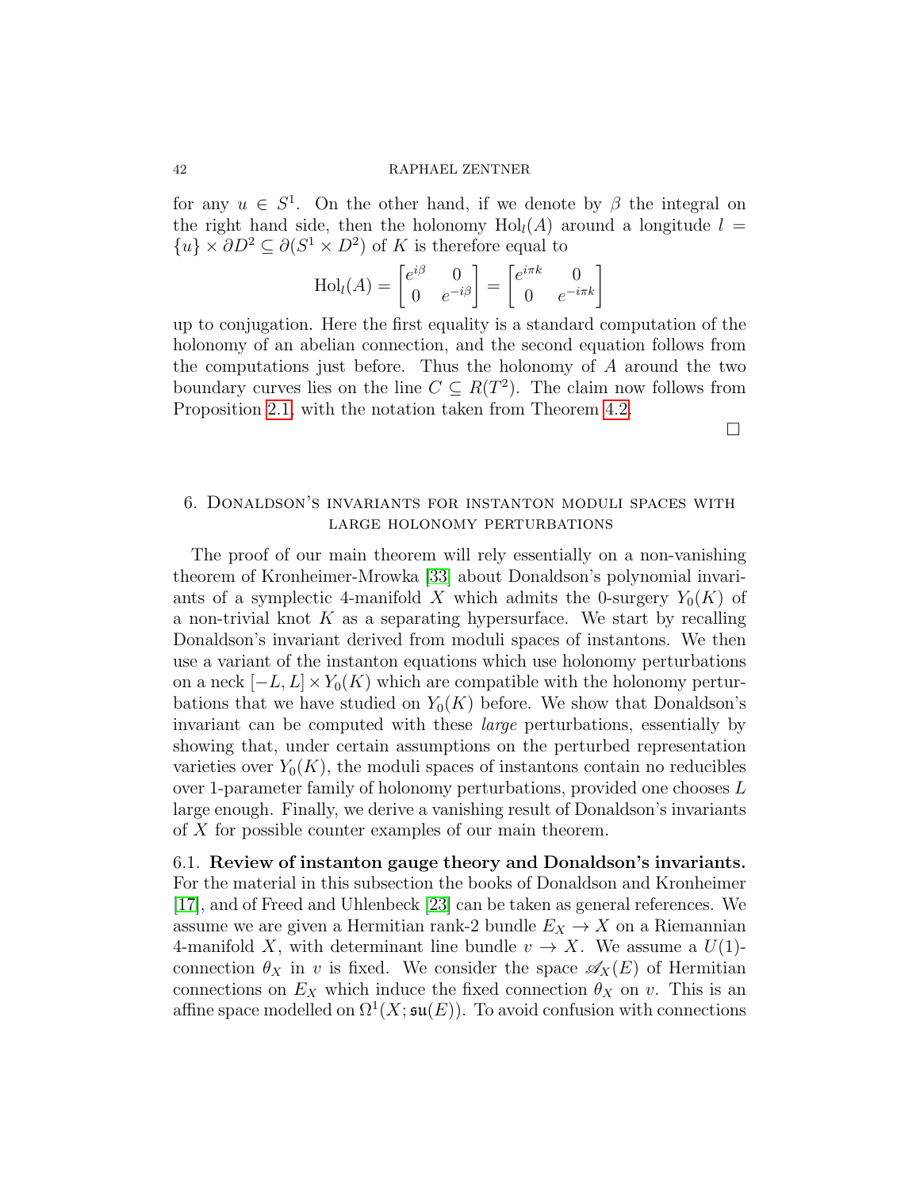for any $u \in S^1$. On the other hand, if we denote by $\beta$ the integral on the right hand side, then the holonomy $\mathrm{Hol}_l(A)$ around a longitude $l = \{u\} \times \partial D^2 \subseteq \partial(S^1 \times D^2)$ of $K$ is therefore equal to

$$\mathrm{Hol}_l(A) = \begin{bmatrix} e^{i\beta} & 0 \\ 0 & e^{-i\beta} \end{bmatrix} = \begin{bmatrix} e^{i\pi k} & 0 \\ 0 & e^{-i\pi k} \end{bmatrix}$$

up to conjugation. Here the first equality is a standard computation of the holonomy of an abelian connection, and the second equation follows from the computations just before. Thus the holonomy of $A$ around the two boundary curves lies on the line $C \subseteq R(T^2)$. The claim now follows from Proposition 2.1, with the notation taken from Theorem 4.2.

□

## 6. Donaldson's invariants for instanton moduli spaces with large holonomy perturbations

The proof of our main theorem will rely essentially on a non-vanishing theorem of Kronheimer-Mrowka [33] about Donaldson's polynomial invariants of a symplectic 4-manifold $X$ which admits the 0-surgery $Y_0(K)$ of a non-trivial knot $K$ as a separating hypersurface. We start by recalling Donaldson's invariant derived from moduli spaces of instantons. We then use a variant of the instanton equations which use holonomy perturbations on a neck $[-L, L] \times Y_0(K)$ which are compatible with the holonomy perturbations that we have studied on $Y_0(K)$ before. We show that Donaldson's invariant can be computed with these *large* perturbations, essentially by showing that, under certain assumptions on the perturbed representation varieties over $Y_0(K)$, the moduli spaces of instantons contain no reducibles over 1-parameter family of holonomy perturbations, provided one chooses $L$ large enough. Finally, we derive a vanishing result of Donaldson's invariants of $X$ for possible counter examples of our main theorem.

6.1. **Review of instanton gauge theory and Donaldson's invariants.** For the material in this subsection the books of Donaldson and Kronheimer [17], and of Freed and Uhlenbeck [23] can be taken as general references. We assume we are given a Hermitian rank-2 bundle $E_X \to X$ on a Riemannian 4-manifold $X$, with determinant line bundle $v \to X$. We assume a $U(1)$-connection $\theta_X$ in $v$ is fixed. We consider the space $\mathscr{A}_X(E)$ of Hermitian connections on $E_X$ which induce the fixed connection $\theta_X$ on $v$. This is an affine space modelled on $\Omega^1(X; \mathfrak{su}(E))$. To avoid confusion with connections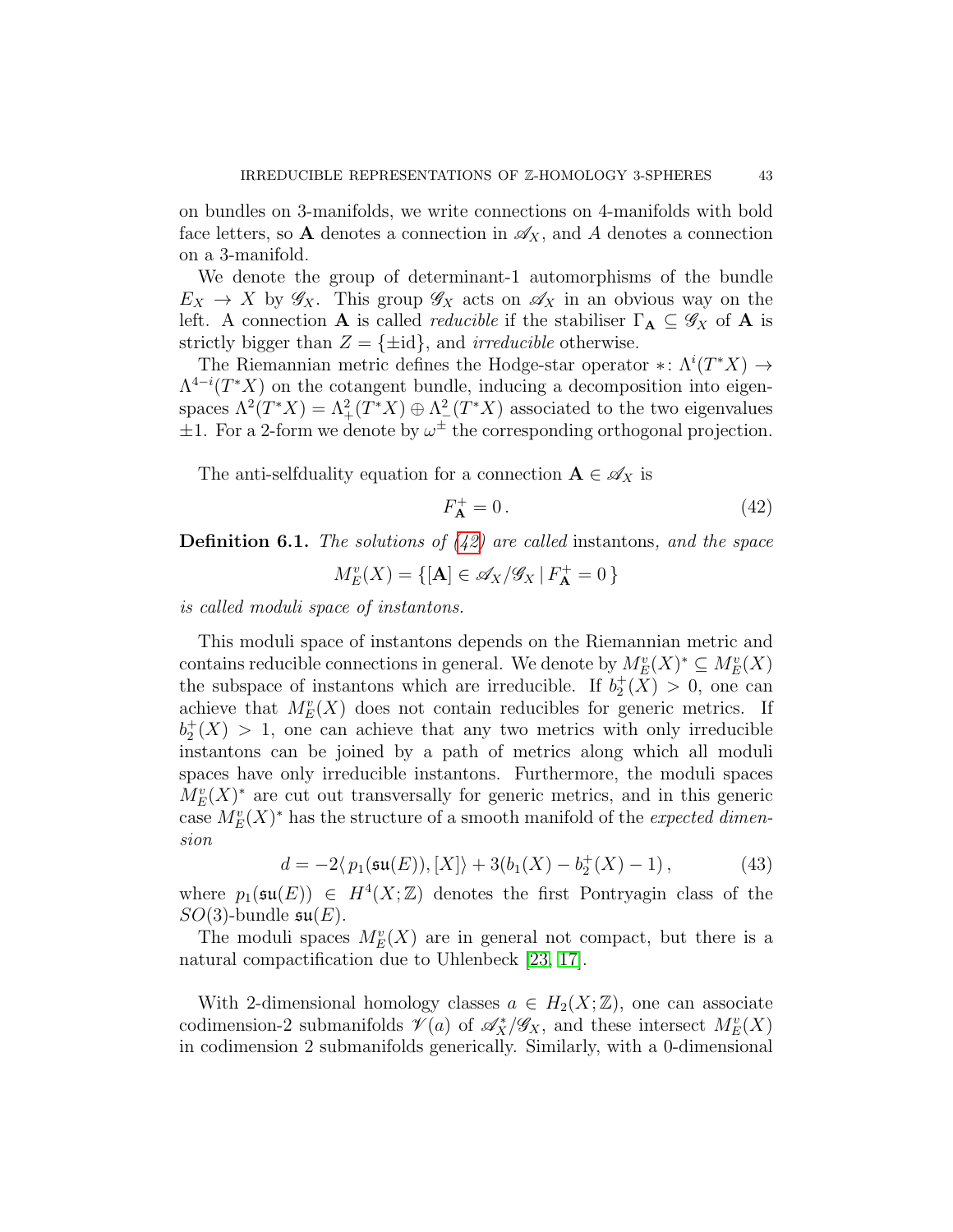on bundles on 3-manifolds, we write connections on 4-manifolds with bold face letters, so $\mathbf{A}$ denotes a connection in $\mathscr{A}_X$, and $A$ denotes a connection on a 3-manifold.

We denote the group of determinant-1 automorphisms of the bundle $E_X \to X$ by $\mathscr{G}_X$. This group $\mathscr{G}_X$ acts on $\mathscr{A}_X$ in an obvious way on the left. A connection $\mathbf{A}$ is called *reducible* if the stabiliser $\Gamma_{\mathbf{A}} \subseteq \mathscr{G}_X$ of $\mathbf{A}$ is strictly bigger than $Z = \{\pm \mathrm{id}\}$, and *irreducible* otherwise.

The Riemannian metric defines the Hodge-star operator $*\colon \Lambda^i(T^*X) \to \Lambda^{4-i}(T^*X)$ on the cotangent bundle, inducing a decomposition into eigenspaces $\Lambda^2(T^*X) = \Lambda^2_+(T^*X) \oplus \Lambda^2_-(T^*X)$ associated to the two eigenvalues $\pm 1$. For a 2-form we denote by $\omega^\pm$ the corresponding orthogonal projection.

The anti-selfduality equation for a connection $\mathbf{A} \in \mathscr{A}_X$ is

$$F^+_{\mathbf{A}} = 0\,. \tag{42}$$

**Definition 6.1.** *The solutions of (42) are called* instantons*, and the space*

$$M^v_E(X) = \{[\mathbf{A}] \in \mathscr{A}_X/\mathscr{G}_X \,|\, F^+_{\mathbf{A}} = 0\,\}$$

*is called moduli space of instantons.*

This moduli space of instantons depends on the Riemannian metric and contains reducible connections in general. We denote by $M^v_E(X)^* \subseteq M^v_E(X)$ the subspace of instantons which are irreducible. If $b^+_2(X) > 0$, one can achieve that $M^v_E(X)$ does not contain reducibles for generic metrics. If $b^+_2(X) > 1$, one can achieve that any two metrics with only irreducible instantons can be joined by a path of metrics along which all moduli spaces have only irreducible instantons. Furthermore, the moduli spaces $M^v_E(X)^*$ are cut out transversally for generic metrics, and in this generic case $M^v_E(X)^*$ has the structure of a smooth manifold of the *expected dimension*

$$d = -2\langle\, p_1(\mathfrak{su}(E)), [X]\rangle + 3(b_1(X) - b^+_2(X) - 1)\,, \tag{43}$$

where $p_1(\mathfrak{su}(E)) \in H^4(X;\mathbb{Z})$ denotes the first Pontryagin class of the $SO(3)$-bundle $\mathfrak{su}(E)$.

The moduli spaces $M^v_E(X)$ are in general not compact, but there is a natural compactification due to Uhlenbeck [23, 17].

With 2-dimensional homology classes $a \in H_2(X;\mathbb{Z})$, one can associate codimension-2 submanifolds $\mathscr{V}(a)$ of $\mathscr{A}^*_X/\mathscr{G}_X$, and these intersect $M^v_E(X)$ in codimension 2 submanifolds generically. Similarly, with a 0-dimensional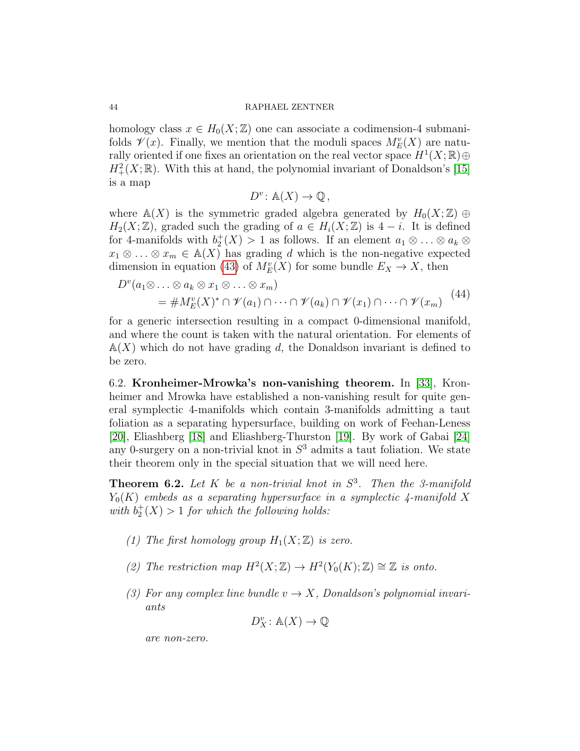homology class $x \in H_0(X;\mathbb{Z})$ one can associate a codimension-4 submanifolds $\mathscr{V}(x)$. Finally, we mention that the moduli spaces $M^v_E(X)$ are naturally oriented if one fixes an orientation on the real vector space $H^1(X;\mathbb{R}) \oplus H^2_+(X;\mathbb{R})$. With this at hand, the polynomial invariant of Donaldson's [15] is a map

$$D^v \colon \mathbb{A}(X) \to \mathbb{Q}\,,$$

where $\mathbb{A}(X)$ is the symmetric graded algebra generated by $H_0(X;\mathbb{Z}) \oplus H_2(X;\mathbb{Z})$, graded such the grading of $a \in H_i(X;\mathbb{Z})$ is $4-i$. It is defined for 4-manifolds with $b_2^+(X) > 1$ as follows. If an element $a_1 \otimes \ldots \otimes a_k \otimes x_1 \otimes \ldots \otimes x_m \in \mathbb{A}(X)$ has grading $d$ which is the non-negative expected dimension in equation (43) of $M^v_E(X)$ for some bundle $E_X \to X$, then

$$\begin{aligned} D^v(a_1 \otimes & \ldots \otimes a_k \otimes x_1 \otimes \ldots \otimes x_m) \\ &= \# M^v_E(X)^* \cap \mathscr{V}(a_1) \cap \cdots \cap \mathscr{V}(a_k) \cap \mathscr{V}(x_1) \cap \cdots \cap \mathscr{V}(x_m) \end{aligned} \tag{44}$$

for a generic intersection resulting in a compact 0-dimensional manifold, and where the count is taken with the natural orientation. For elements of $\mathbb{A}(X)$ which do not have grading $d$, the Donaldson invariant is defined to be zero.

6.2. **Kronheimer-Mrowka's non-vanishing theorem.** In [33], Kronheimer and Mrowka have established a non-vanishing result for quite general symplectic 4-manifolds which contain 3-manifolds admitting a taut foliation as a separating hypersurface, building on work of Feehan-Leness [20], Eliashberg [18] and Eliashberg-Thurston [19]. By work of Gabai [24] any 0-surgery on a non-trivial knot in $S^3$ admits a taut foliation. We state their theorem only in the special situation that we will need here.

**Theorem 6.2.** *Let $K$ be a non-trivial knot in $S^3$. Then the 3-manifold $Y_0(K)$ embeds as a separating hypersurface in a symplectic 4-manifold $X$ with $b_2^+(X) > 1$ for which the following holds:*

*(1) The first homology group $H_1(X;\mathbb{Z})$ is zero.*

*(2) The restriction map $H^2(X;\mathbb{Z}) \to H^2(Y_0(K);\mathbb{Z}) \cong \mathbb{Z}$ is onto.*

*(3) For any complex line bundle $v \to X$, Donaldson's polynomial invariants*

$$D^v_X \colon \mathbb{A}(X) \to \mathbb{Q}$$

*are non-zero.*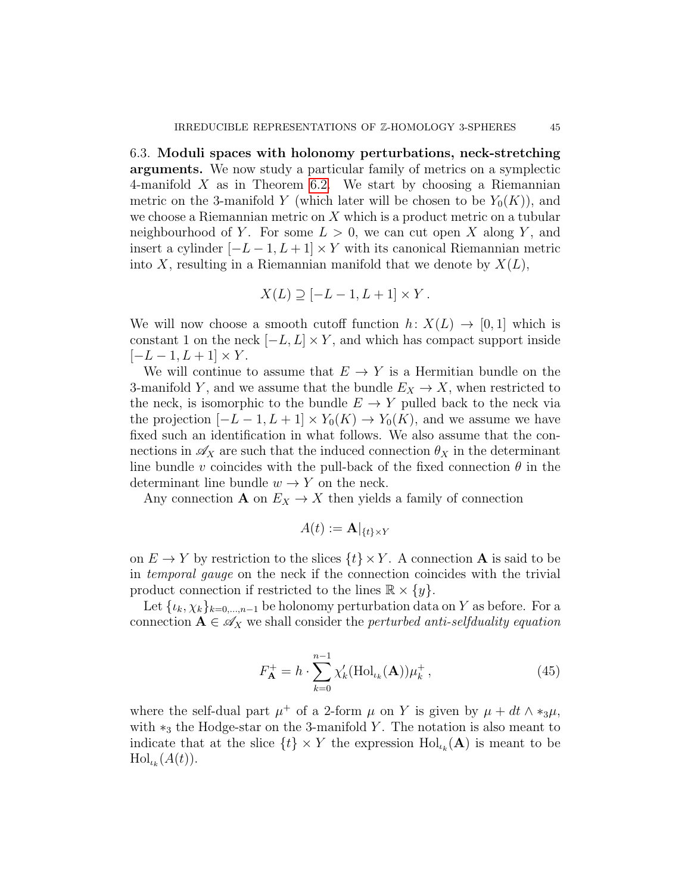6.3. **Moduli spaces with holonomy perturbations, neck-stretching arguments.** We now study a particular family of metrics on a symplectic 4-manifold $X$ as in Theorem 6.2. We start by choosing a Riemannian metric on the 3-manifold $Y$ (which later will be chosen to be $Y_0(K)$), and we choose a Riemannian metric on $X$ which is a product metric on a tubular neighbourhood of $Y$. For some $L > 0$, we can cut open $X$ along $Y$, and insert a cylinder $[-L-1, L+1] \times Y$ with its canonical Riemannian metric into $X$, resulting in a Riemannian manifold that we denote by $X(L)$,

$$X(L) \supseteq [-L-1, L+1] \times Y \, .$$

We will now choose a smooth cutoff function $h \colon X(L) \to [0,1]$ which is constant 1 on the neck $[-L, L] \times Y$, and which has compact support inside $[-L-1, L+1] \times Y$.

We will continue to assume that $E \to Y$ is a Hermitian bundle on the 3-manifold $Y$, and we assume that the bundle $E_X \to X$, when restricted to the neck, is isomorphic to the bundle $E \to Y$ pulled back to the neck via the projection $[-L-1, L+1] \times Y_0(K) \to Y_0(K)$, and we assume we have fixed such an identification in what follows. We also assume that the connections in $\mathscr{A}_X$ are such that the induced connection $\theta_X$ in the determinant line bundle $v$ coincides with the pull-back of the fixed connection $\theta$ in the determinant line bundle $w \to Y$ on the neck.

Any connection $\mathbf{A}$ on $E_X \to X$ then yields a family of connection

$$A(t) := \mathbf{A}|_{\{t\} \times Y}$$

on $E \to Y$ by restriction to the slices $\{t\} \times Y$. A connection $\mathbf{A}$ is said to be in *temporal gauge* on the neck if the connection coincides with the trivial product connection if restricted to the lines $\mathbb{R} \times \{y\}$.

Let $\{\iota_k, \chi_k\}_{k=0,\dots,n-1}$ be holonomy perturbation data on $Y$ as before. For a connection $\mathbf{A} \in \mathscr{A}_X$ we shall consider the *perturbed anti-selfduality equation*

$$F^+_{\mathbf{A}} = h \cdot \sum_{k=0}^{n-1} \chi_k'(\mathrm{Hol}_{\iota_k}(\mathbf{A})) \mu_k^+ \, , \tag{45}$$

where the self-dual part $\mu^+$ of a 2-form $\mu$ on $Y$ is given by $\mu + dt \wedge *_3 \mu$, with $*_3$ the Hodge-star on the 3-manifold $Y$. The notation is also meant to indicate that at the slice $\{t\} \times Y$ the expression $\mathrm{Hol}_{\iota_k}(\mathbf{A})$ is meant to be $\mathrm{Hol}_{\iota_k}(A(t))$.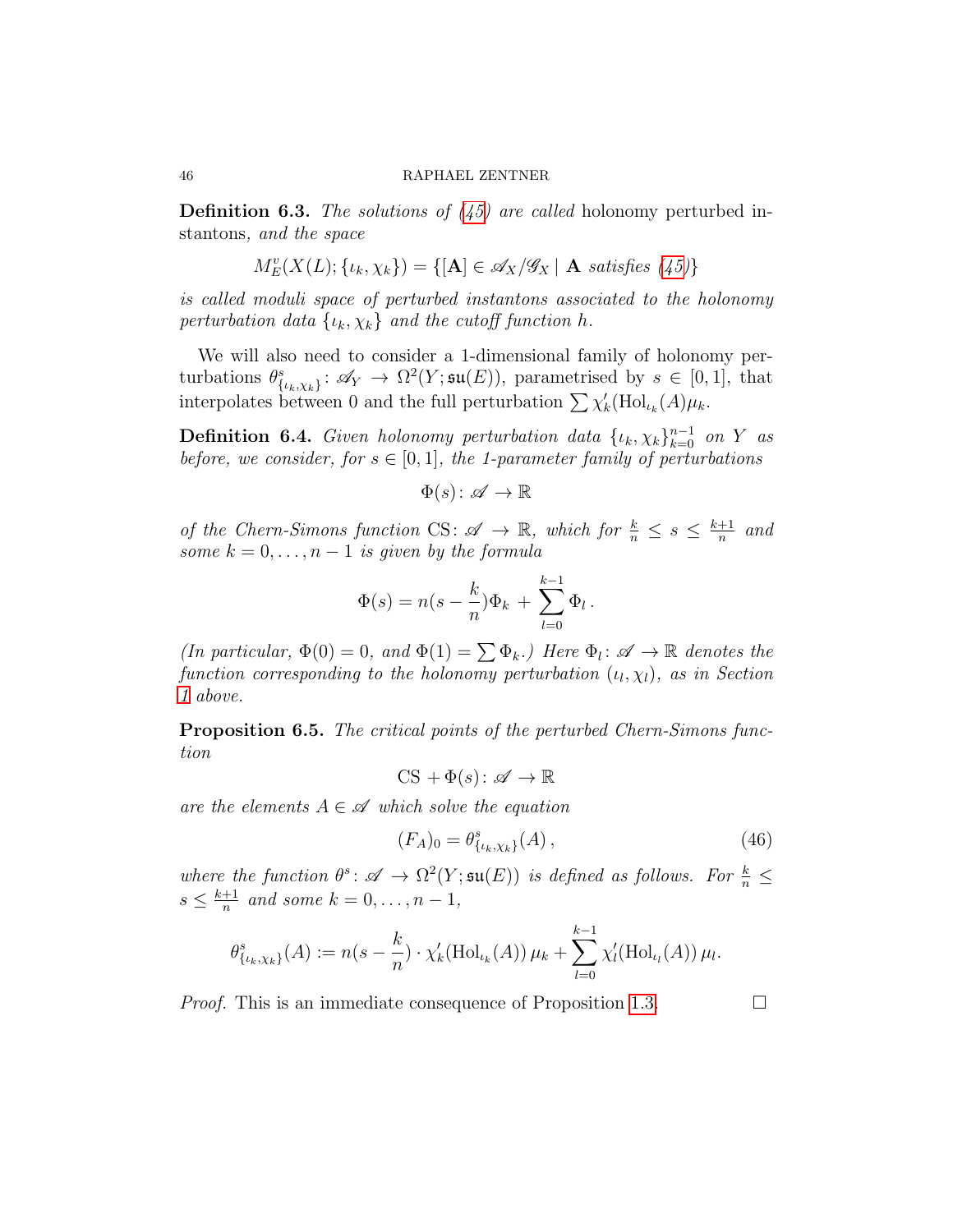**Definition 6.3.** *The solutions of (45) are called* holonomy perturbed instantons*, and the space*

$$M^v_E(X(L); \{\iota_k, \chi_k\}) = \{[\mathbf{A}] \in \mathscr{A}_X/\mathscr{G}_X \mid \mathbf{A} \text{ satisfies } (45)\}$$

*is called moduli space of perturbed instantons associated to the holonomy perturbation data $\{\iota_k, \chi_k\}$ and the cutoff function $h$.*

We will also need to consider a 1-dimensional family of holonomy perturbations $\theta^s_{\{\iota_k,\chi_k\}} \colon \mathscr{A}_Y \to \Omega^2(Y; \mathfrak{su}(E))$, parametrised by $s \in [0,1]$, that interpolates between 0 and the full perturbation $\sum \chi_k'(\mathrm{Hol}_{\iota_k}(A)\mu_k$.

**Definition 6.4.** *Given holonomy perturbation data $\{\iota_k, \chi_k\}_{k=0}^{n-1}$ on $Y$ as before, we consider, for $s \in [0,1]$, the 1-parameter family of perturbations*

$$\Phi(s) \colon \mathscr{A} \to \mathbb{R}$$

*of the Chern-Simons function $\mathrm{CS} \colon \mathscr{A} \to \mathbb{R}$, which for $\frac{k}{n} \leq s \leq \frac{k+1}{n}$ and some $k = 0, \dots, n-1$ is given by the formula*

$$\Phi(s) = n(s - \frac{k}{n})\Phi_k + \sum_{l=0}^{k-1} \Phi_l \, .$$

*(In particular, $\Phi(0) = 0$, and $\Phi(1) = \sum \Phi_k$.) Here $\Phi_l \colon \mathscr{A} \to \mathbb{R}$ denotes the function corresponding to the holonomy perturbation $(\iota_l, \chi_l)$, as in Section 1 above.*

**Proposition 6.5.** *The critical points of the perturbed Chern-Simons function*

$$\mathrm{CS} + \Phi(s) \colon \mathscr{A} \to \mathbb{R}$$

*are the elements $A \in \mathscr{A}$ which solve the equation*

$$(F_A)_0 = \theta^s_{\{\iota_k,\chi_k\}}(A) \, , \tag{46}$$

*where the function $\theta^s \colon \mathscr{A} \to \Omega^2(Y; \mathfrak{su}(E))$ is defined as follows. For $\frac{k}{n} \leq s \leq \frac{k+1}{n}$ and some $k = 0, \dots, n-1$,*

$$\theta^s_{\{\iota_k,\chi_k\}}(A) := n(s - \frac{k}{n}) \cdot \chi_k'(\mathrm{Hol}_{\iota_k}(A))\,\mu_k + \sum_{l=0}^{k-1} \chi_l'(\mathrm{Hol}_{\iota_l}(A))\,\mu_l.$$

*Proof.* This is an immediate consequence of Proposition 1.3. □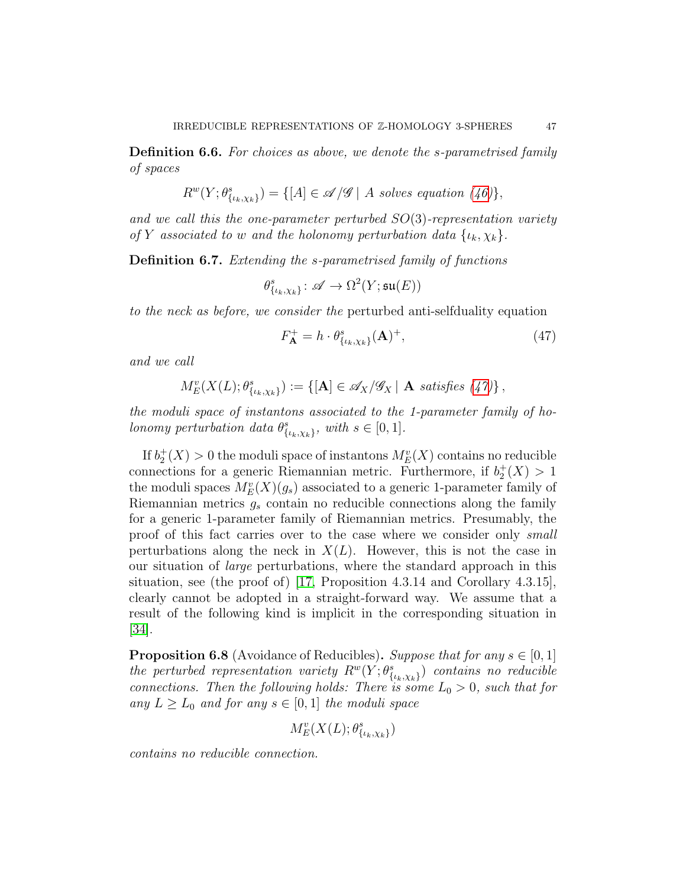**Definition 6.6.** *For choices as above, we denote the s-parametrised family of spaces*

$$R^w(Y;\theta^s_{\{\iota_k,\chi_k\}}) = \{[A] \in \mathscr{A}/\mathscr{G} \mid A \text{ solves equation (46)}\},$$

*and we call this the one-parameter perturbed $SO(3)$-representation variety of $Y$ associated to $w$ and the holonomy perturbation data $\{\iota_k, \chi_k\}$.*

**Definition 6.7.** *Extending the s-parametrised family of functions*

$$\theta^s_{\{\iota_k,\chi_k\}} \colon \mathscr{A} \to \Omega^2(Y;\mathfrak{su}(E))$$

*to the neck as before, we consider the* perturbed anti-selfduality equation

$$F^+_{\mathbf{A}} = h \cdot \theta^s_{\{\iota_k,\chi_k\}}(\mathbf{A})^+, \tag{47}$$

*and we call*

$$M^v_E(X(L);\theta^s_{\{\iota_k,\chi_k\}}) := \{[\mathbf{A}] \in \mathscr{A}_X/\mathscr{G}_X \mid \mathbf{A} \text{ satisfies (47)}\},$$

*the moduli space of instantons associated to the 1-parameter family of holonomy perturbation data $\theta^s_{\{\iota_k,\chi_k\}}$, with $s \in [0,1]$.*

If $b_2^+(X) > 0$ the moduli space of instantons $M^v_E(X)$ contains no reducible connections for a generic Riemannian metric. Furthermore, if $b_2^+(X) > 1$ the moduli spaces $M^v_E(X)(g_s)$ associated to a generic 1-parameter family of Riemannian metrics $g_s$ contain no reducible connections along the family for a generic 1-parameter family of Riemannian metrics. Presumably, the proof of this fact carries over to the case where we consider only *small* perturbations along the neck in $X(L)$. However, this is not the case in our situation of *large* perturbations, where the standard approach in this situation, see (the proof of) [17, Proposition 4.3.14 and Corollary 4.3.15], clearly cannot be adopted in a straight-forward way. We assume that a result of the following kind is implicit in the corresponding situation in [34].

**Proposition 6.8** (Avoidance of Reducibles)**.** *Suppose that for any $s \in [0,1]$ the perturbed representation variety $R^w(Y;\theta^s_{\{\iota_k,\chi_k\}})$ contains no reducible connections. Then the following holds: There is some $L_0 > 0$, such that for any $L \geq L_0$ and for any $s \in [0,1]$ the moduli space*

$$M^v_E(X(L);\theta^s_{\{\iota_k,\chi_k\}})$$

*contains no reducible connection.*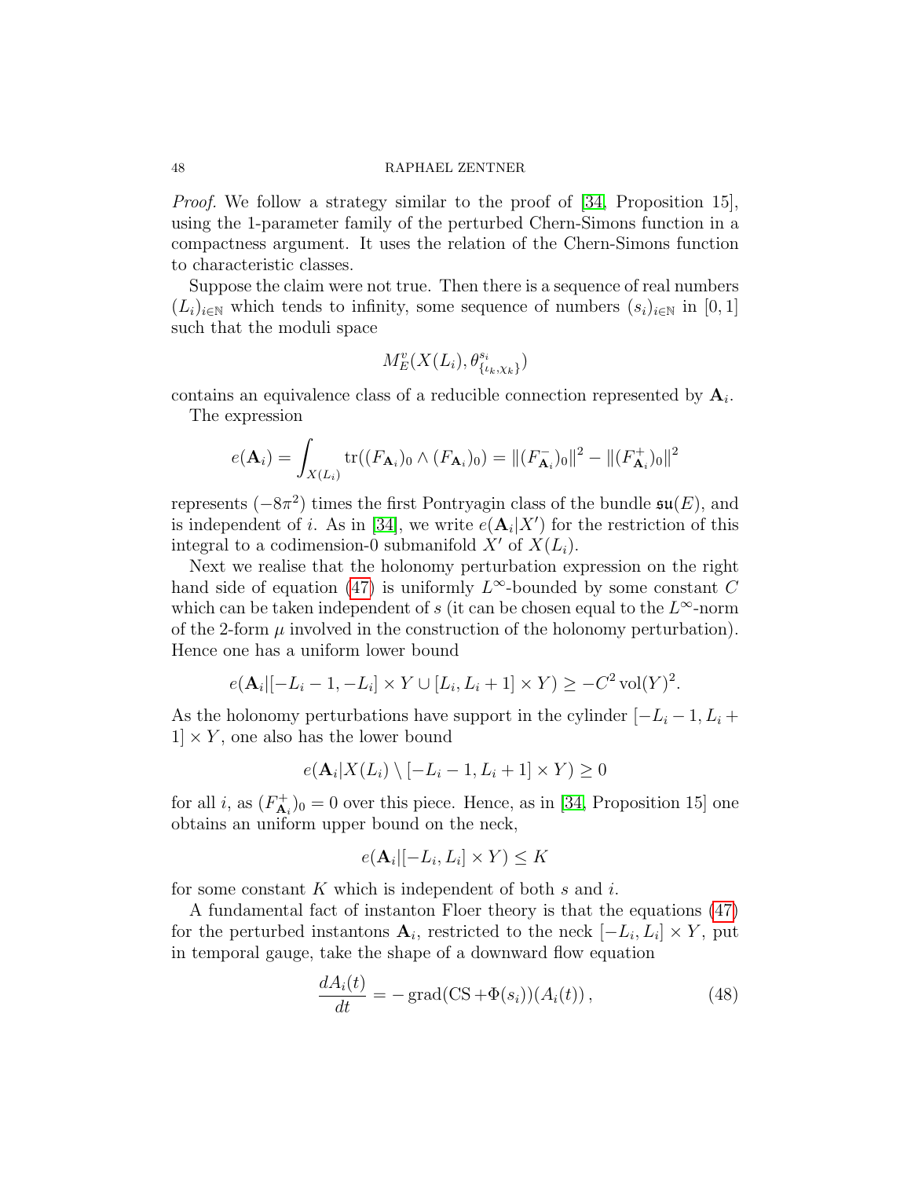*Proof.* We follow a strategy similar to the proof of [34, Proposition 15], using the 1-parameter family of the perturbed Chern-Simons function in a compactness argument. It uses the relation of the Chern-Simons function to characteristic classes.

Suppose the claim were not true. Then there is a sequence of real numbers $(L_i)_{i\in\mathbb{N}}$ which tends to infinity, some sequence of numbers $(s_i)_{i\in\mathbb{N}}$ in $[0,1]$ such that the moduli space

$$M^v_E(X(L_i), \theta^{s_i}_{\{\iota_k,\chi_k\}})$$

contains an equivalence class of a reducible connection represented by $\mathbf{A}_i$.

The expression

$$e(\mathbf{A}_i) = \int_{X(L_i)} \mathrm{tr}((F_{\mathbf{A}_i})_0 \wedge (F_{\mathbf{A}_i})_0) = \|(F^-_{\mathbf{A}_i})_0\|^2 - \|(F^+_{\mathbf{A}_i})_0\|^2$$

represents $(-8\pi^2)$ times the first Pontryagin class of the bundle $\mathfrak{su}(E)$, and is independent of $i$. As in [34], we write $e(\mathbf{A}_i|X')$ for the restriction of this integral to a codimension-0 submanifold $X'$ of $X(L_i)$.

Next we realise that the holonomy perturbation expression on the right hand side of equation (47) is uniformly $L^\infty$-bounded by some constant $C$ which can be taken independent of $s$ (it can be chosen equal to the $L^\infty$-norm of the 2-form $\mu$ involved in the construction of the holonomy perturbation). Hence one has a uniform lower bound

$$e(\mathbf{A}_i|[-L_i-1,-L_i]\times Y \cup [L_i, L_i+1]\times Y) \geq -C^2 \,\mathrm{vol}(Y)^2.$$

As the holonomy perturbations have support in the cylinder $[-L_i-1, L_i+1]\times Y$, one also has the lower bound

$$e(\mathbf{A}_i|X(L_i)\setminus[-L_i-1, L_i+1]\times Y) \geq 0$$

for all $i$, as $(F^+_{\mathbf{A}_i})_0 = 0$ over this piece. Hence, as in [34, Proposition 15] one obtains an uniform upper bound on the neck,

$$e(\mathbf{A}_i|[-L_i, L_i]\times Y) \leq K$$

for some constant $K$ which is independent of both $s$ and $i$.

A fundamental fact of instanton Floer theory is that the equations (47) for the perturbed instantons $\mathbf{A}_i$, restricted to the neck $[-L_i, L_i]\times Y$, put in temporal gauge, take the shape of a downward flow equation

$$\frac{dA_i(t)}{dt} = -\,\mathrm{grad}(\mathrm{CS} + \Phi(s_i))(A_i(t))\,, \tag{48}$$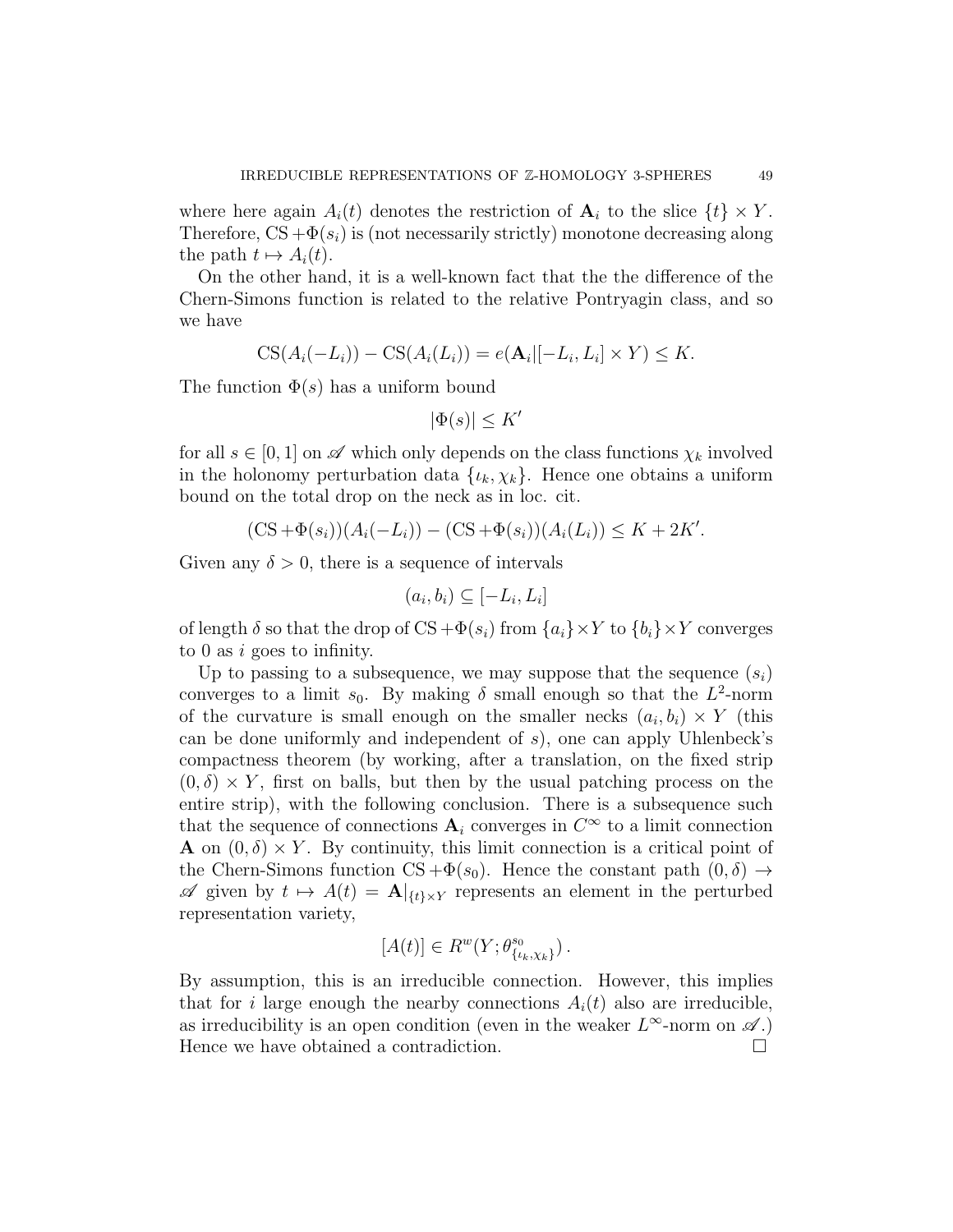where here again $A_i(t)$ denotes the restriction of $\mathbf{A}_i$ to the slice $\{t\} \times Y$. Therefore, $\mathrm{CS} + \Phi(s_i)$ is (not necessarily strictly) monotone decreasing along the path $t \mapsto A_i(t)$.

On the other hand, it is a well-known fact that the the difference of the Chern-Simons function is related to the relative Pontryagin class, and so we have

$$\mathrm{CS}(A_i(-L_i)) - \mathrm{CS}(A_i(L_i)) = e(\mathbf{A}_i|[-L_i, L_i] \times Y) \leq K.$$

The function $\Phi(s)$ has a uniform bound

$$|\Phi(s)| \leq K'$$

for all $s \in [0,1]$ on $\mathscr{A}$ which only depends on the class functions $\chi_k$ involved in the holonomy perturbation data $\{\iota_k, \chi_k\}$. Hence one obtains a uniform bound on the total drop on the neck as in loc. cit.

$$(\mathrm{CS} + \Phi(s_i))(A_i(-L_i)) - (\mathrm{CS} + \Phi(s_i))(A_i(L_i)) \leq K + 2K'.$$

Given any $\delta > 0$, there is a sequence of intervals

$$(a_i, b_i) \subseteq [-L_i, L_i]$$

of length $\delta$ so that the drop of $\mathrm{CS} + \Phi(s_i)$ from $\{a_i\} \times Y$ to $\{b_i\} \times Y$ converges to 0 as $i$ goes to infinity.

Up to passing to a subsequence, we may suppose that the sequence $(s_i)$ converges to a limit $s_0$. By making $\delta$ small enough so that the $L^2$-norm of the curvature is small enough on the smaller necks $(a_i, b_i) \times Y$ (this can be done uniformly and independent of $s$), one can apply Uhlenbeck's compactness theorem (by working, after a translation, on the fixed strip $(0, \delta) \times Y$, first on balls, but then by the usual patching process on the entire strip), with the following conclusion. There is a subsequence such that the sequence of connections $\mathbf{A}_i$ converges in $C^\infty$ to a limit connection $\mathbf{A}$ on $(0, \delta) \times Y$. By continuity, this limit connection is a critical point of the Chern-Simons function $\mathrm{CS} + \Phi(s_0)$. Hence the constant path $(0, \delta) \to \mathscr{A}$ given by $t \mapsto A(t) = \mathbf{A}|_{\{t\} \times Y}$ represents an element in the perturbed representation variety,

$$[A(t)] \in R^w(Y; \theta^{s_0}_{\{\iota_k, \chi_k\}}) \, .$$

By assumption, this is an irreducible connection. However, this implies that for $i$ large enough the nearby connections $A_i(t)$ also are irreducible, as irreducibility is an open condition (even in the weaker $L^\infty$-norm on $\mathscr{A}$.) Hence we have obtained a contradiction. $\square$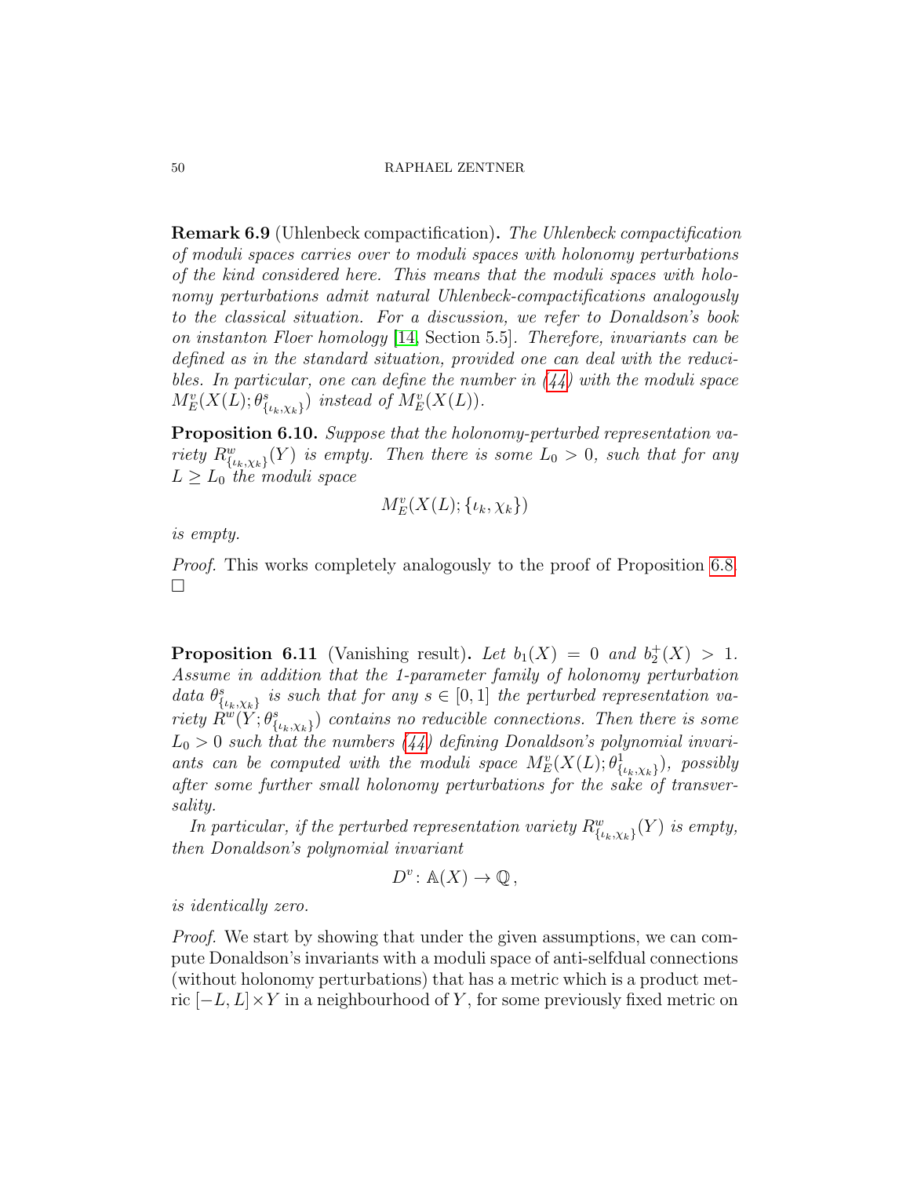**Remark 6.9** (Uhlenbeck compactification)**.** *The Uhlenbeck compactification of moduli spaces carries over to moduli spaces with holonomy perturbations of the kind considered here. This means that the moduli spaces with holonomy perturbations admit natural Uhlenbeck-compactifications analogously to the classical situation. For a discussion, we refer to Donaldson's book on instanton Floer homology* [14, Section 5.5]*. Therefore, invariants can be defined as in the standard situation, provided one can deal with the reducibles. In particular, one can define the number in (44) with the moduli space $M^v_E(X(L);\theta^s_{\{\iota_k,\chi_k\}})$ instead of $M^v_E(X(L))$.*

**Proposition 6.10.** *Suppose that the holonomy-perturbed representation variety $R^w_{\{\iota_k,\chi_k\}}(Y)$ is empty. Then there is some $L_0 > 0$, such that for any $L \geq L_0$ the moduli space*

$$M^v_E(X(L);\{\iota_k,\chi_k\})$$

*is empty.*

*Proof.* This works completely analogously to the proof of Proposition 6.8. □

**Proposition 6.11** (Vanishing result)**.** *Let $b_1(X) = 0$ and $b_2^+(X) > 1$. Assume in addition that the 1-parameter family of holonomy perturbation data $\theta^s_{\{\iota_k,\chi_k\}}$ is such that for any $s \in [0,1]$ the perturbed representation variety $R^w(Y;\theta^s_{\{\iota_k,\chi_k\}})$ contains no reducible connections. Then there is some $L_0 > 0$ such that the numbers (44) defining Donaldson's polynomial invariants can be computed with the moduli space $M^v_E(X(L);\theta^1_{\{\iota_k,\chi_k\}})$, possibly after some further small holonomy perturbations for the sake of transversality.*

*In particular, if the perturbed representation variety $R^w_{\{\iota_k,\chi_k\}}(Y)$ is empty, then Donaldson's polynomial invariant*

$$D^v : \mathbb{A}(X) \to \mathbb{Q},$$

*is identically zero.*

*Proof.* We start by showing that under the given assumptions, we can compute Donaldson's invariants with a moduli space of anti-selfdual connections (without holonomy perturbations) that has a metric which is a product metric $[-L,L]\times Y$ in a neighbourhood of $Y$, for some previously fixed metric on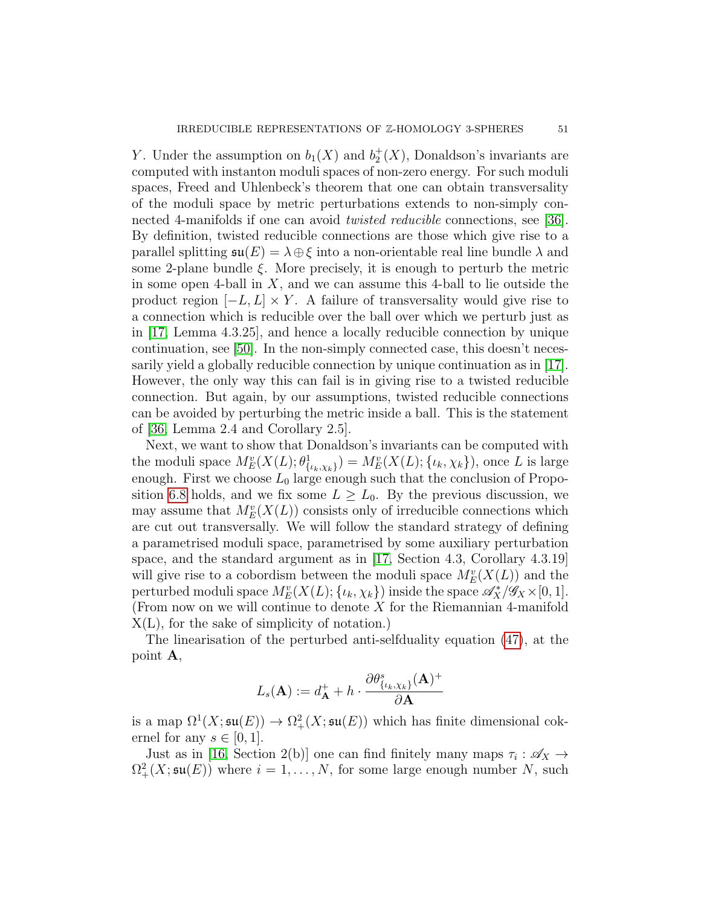$Y$. Under the assumption on $b_1(X)$ and $b_2^+(X)$, Donaldson's invariants are computed with instanton moduli spaces of non-zero energy. For such moduli spaces, Freed and Uhlenbeck's theorem that one can obtain transversality of the moduli space by metric perturbations extends to non-simply connected 4-manifolds if one can avoid *twisted reducible* connections, see [36]. By definition, twisted reducible connections are those which give rise to a parallel splitting $\mathfrak{su}(E) = \lambda \oplus \xi$ into a non-orientable real line bundle $\lambda$ and some 2-plane bundle $\xi$. More precisely, it is enough to perturb the metric in some open 4-ball in $X$, and we can assume this 4-ball to lie outside the product region $[-L, L] \times Y$. A failure of transversality would give rise to a connection which is reducible over the ball over which we perturb just as in [17, Lemma 4.3.25], and hence a locally reducible connection by unique continuation, see [50]. In the non-simply connected case, this doesn't necessarily yield a globally reducible connection by unique continuation as in [17]. However, the only way this can fail is in giving rise to a twisted reducible connection. But again, by our assumptions, twisted reducible connections can be avoided by perturbing the metric inside a ball. This is the statement of [36, Lemma 2.4 and Corollary 2.5].

Next, we want to show that Donaldson's invariants can be computed with the moduli space $M_E^v(X(L); \theta^1_{\{\iota_k,\chi_k\}}) = M_E^v(X(L); \{\iota_k, \chi_k\})$, once $L$ is large enough. First we choose $L_0$ large enough such that the conclusion of Proposition 6.8 holds, and we fix some $L \geq L_0$. By the previous discussion, we may assume that $M_E^v(X(L))$ consists only of irreducible connections which are cut out transversally. We will follow the standard strategy of defining a parametrised moduli space, parametrised by some auxiliary perturbation space, and the standard argument as in [17, Section 4.3, Corollary 4.3.19] will give rise to a cobordism between the moduli space $M_E^v(X(L))$ and the perturbed moduli space $M_E^v(X(L); \{\iota_k, \chi_k\})$ inside the space $\mathscr{A}_X^*/\mathscr{G}_X \times [0,1]$. (From now on we will continue to denote $X$ for the Riemannian 4-manifold X(L), for the sake of simplicity of notation.)

The linearisation of the perturbed anti-selfduality equation (47), at the point $\mathbf{A}$,

$$L_s(\mathbf{A}) := d^+_{\mathbf{A}} + h \cdot \frac{\partial \theta^s_{\{\iota_k,\chi_k\}}(\mathbf{A})^+}{\partial \mathbf{A}}$$

is a map $\Omega^1(X; \mathfrak{su}(E)) \to \Omega^2_+(X; \mathfrak{su}(E))$ which has finite dimensional cokernel for any $s \in [0,1]$.

Just as in [16, Section 2(b)] one can find finitely many maps $\tau_i : \mathscr{A}_X \to \Omega^2_+(X; \mathfrak{su}(E))$ where $i = 1, \dots, N$, for some large enough number $N$, such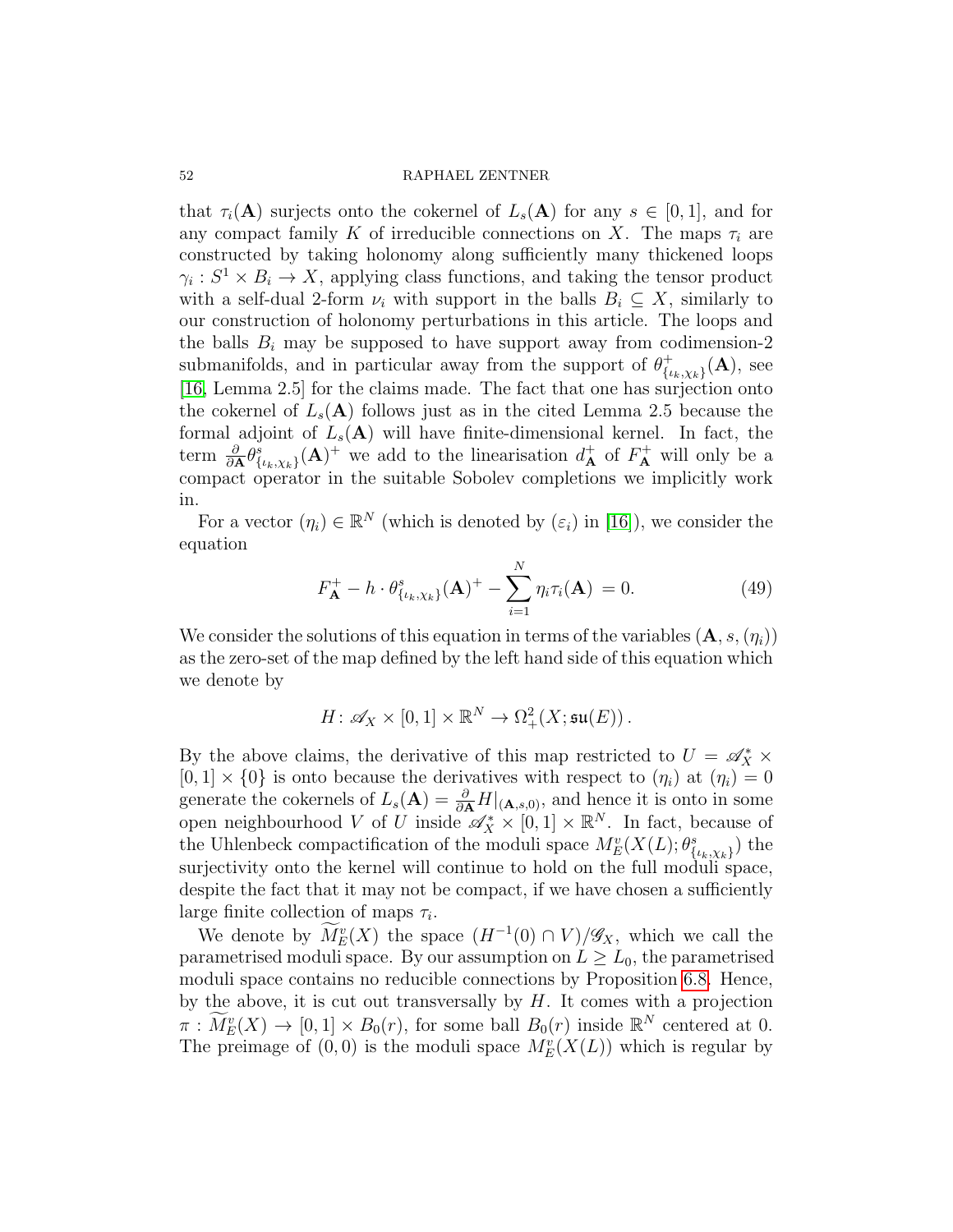that $\tau_i(\mathbf{A})$ surjects onto the cokernel of $L_s(\mathbf{A})$ for any $s \in [0,1]$, and for any compact family $K$ of irreducible connections on $X$. The maps $\tau_i$ are constructed by taking holonomy along sufficiently many thickened loops $\gamma_i : S^1 \times B_i \to X$, applying class functions, and taking the tensor product with a self-dual 2-form $\nu_i$ with support in the balls $B_i \subseteq X$, similarly to our construction of holonomy perturbations in this article. The loops and the balls $B_i$ may be supposed to have support away from codimension-2 submanifolds, and in particular away from the support of $\theta^+_{\{\iota_k,\chi_k\}}(\mathbf{A})$, see [16, Lemma 2.5] for the claims made. The fact that one has surjection onto the cokernel of $L_s(\mathbf{A})$ follows just as in the cited Lemma 2.5 because the formal adjoint of $L_s(\mathbf{A})$ will have finite-dimensional kernel. In fact, the term $\frac{\partial}{\partial \mathbf{A}} \theta^s_{\{\iota_k,\chi_k\}}(\mathbf{A})^+$ we add to the linearisation $d^+_{\mathbf{A}}$ of $F^+_{\mathbf{A}}$ will only be a compact operator in the suitable Sobolev completions we implicitly work in.

For a vector $(\eta_i) \in \mathbb{R}^N$ (which is denoted by $(\varepsilon_i)$ in [16]), we consider the equation

$$F^+_{\mathbf{A}} - h \cdot \theta^s_{\{\iota_k,\chi_k\}}(\mathbf{A})^+ - \sum_{i=1}^N \eta_i \tau_i(\mathbf{A}) = 0. \tag{49}$$

We consider the solutions of this equation in terms of the variables $(\mathbf{A}, s, (\eta_i))$ as the zero-set of the map defined by the left hand side of this equation which we denote by

$$H \colon \mathscr{A}_X \times [0,1] \times \mathbb{R}^N \to \Omega^2_+(X; \mathfrak{su}(E)) \, .$$

By the above claims, the derivative of this map restricted to $U = \mathscr{A}^*_X \times [0,1] \times \{0\}$ is onto because the derivatives with respect to $(\eta_i)$ at $(\eta_i) = 0$ generate the cokernels of $L_s(\mathbf{A}) = \frac{\partial}{\partial \mathbf{A}} H|_{(\mathbf{A},s,0)}$, and hence it is onto in some open neighbourhood $V$ of $U$ inside $\mathscr{A}^*_X \times [0,1] \times \mathbb{R}^N$. In fact, because of the Uhlenbeck compactification of the moduli space $M^v_E(X(L); \theta^s_{\{\iota_k,\chi_k\}})$ the surjectivity onto the kernel will continue to hold on the full moduli space, despite the fact that it may not be compact, if we have chosen a sufficiently large finite collection of maps $\tau_i$.

We denote by $\widetilde{M}^v_E(X)$ the space $(H^{-1}(0) \cap V)/\mathscr{G}_X$, which we call the parametrised moduli space. By our assumption on $L \geq L_0$, the parametrised moduli space contains no reducible connections by Proposition 6.8. Hence, by the above, it is cut out transversally by $H$. It comes with a projection $\pi : \widetilde{M}^v_E(X) \to [0,1] \times B_0(r)$, for some ball $B_0(r)$ inside $\mathbb{R}^N$ centered at 0. The preimage of $(0,0)$ is the moduli space $M^v_E(X(L))$ which is regular by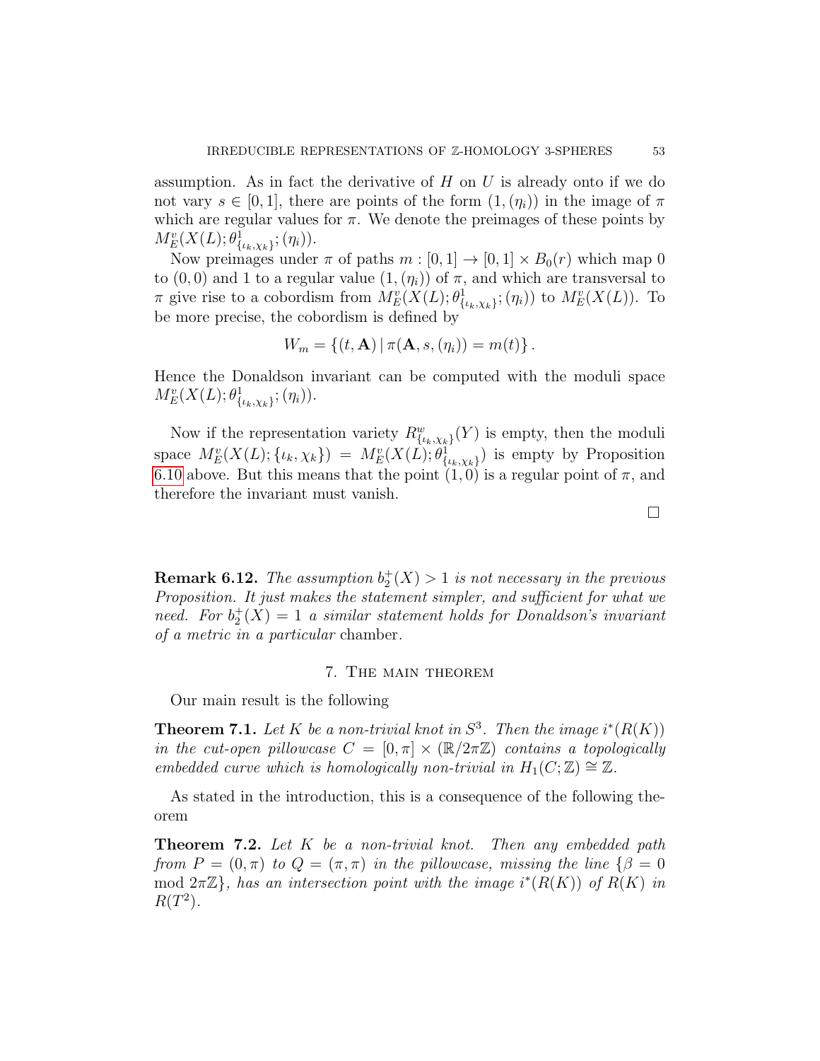assumption. As in fact the derivative of $H$ on $U$ is already onto if we do not vary $s \in [0,1]$, there are points of the form $(1,(\eta_i))$ in the image of $\pi$ which are regular values for $\pi$. We denote the preimages of these points by $M^v_E(X(L);\theta^1_{\{\iota_k,\chi_k\}};(\eta_i))$.

Now preimages under $\pi$ of paths $m : [0,1] \to [0,1] \times B_0(r)$ which map 0 to $(0,0)$ and 1 to a regular value $(1,(\eta_i))$ of $\pi$, and which are transversal to $\pi$ give rise to a cobordism from $M^v_E(X(L);\theta^1_{\{\iota_k,\chi_k\}};(\eta_i))$ to $M^v_E(X(L))$. To be more precise, the cobordism is defined by

$$W_m = \{(t,\mathbf{A}) \,|\, \pi(\mathbf{A}, s, (\eta_i)) = m(t)\}.$$

Hence the Donaldson invariant can be computed with the moduli space $M^v_E(X(L);\theta^1_{\{\iota_k,\chi_k\}};(\eta_i))$.

Now if the representation variety $R^w_{\{\iota_k,\chi_k\}}(Y)$ is empty, then the moduli space $M^v_E(X(L);\{\iota_k,\chi_k\}) = M^v_E(X(L);\theta^1_{\{\iota_k,\chi_k\}})$ is empty by Proposition 6.10 above. But this means that the point $(1,0)$ is a regular point of $\pi$, and therefore the invariant must vanish.

□

**Remark 6.12.** *The assumption $b_2^+(X) > 1$ is not necessary in the previous Proposition. It just makes the statement simpler, and sufficient for what we need. For $b_2^+(X) = 1$ a similar statement holds for Donaldson's invariant of a metric in a particular* chamber.

## 7. The main theorem

Our main result is the following

**Theorem 7.1.** *Let $K$ be a non-trivial knot in $S^3$. Then the image $i^*(R(K))$ in the cut-open pillowcase $C = [0,\pi] \times (\mathbb{R}/2\pi\mathbb{Z})$ contains a topologically embedded curve which is homologically non-trivial in $H_1(C;\mathbb{Z}) \cong \mathbb{Z}$.*

As stated in the introduction, this is a consequence of the following theorem

**Theorem 7.2.** *Let $K$ be a non-trivial knot. Then any embedded path from $P = (0,\pi)$ to $Q = (\pi,\pi)$ in the pillowcase, missing the line $\{\beta = 0 \mod 2\pi\mathbb{Z}\}$, has an intersection point with the image $i^*(R(K))$ of $R(K)$ in $R(T^2)$.*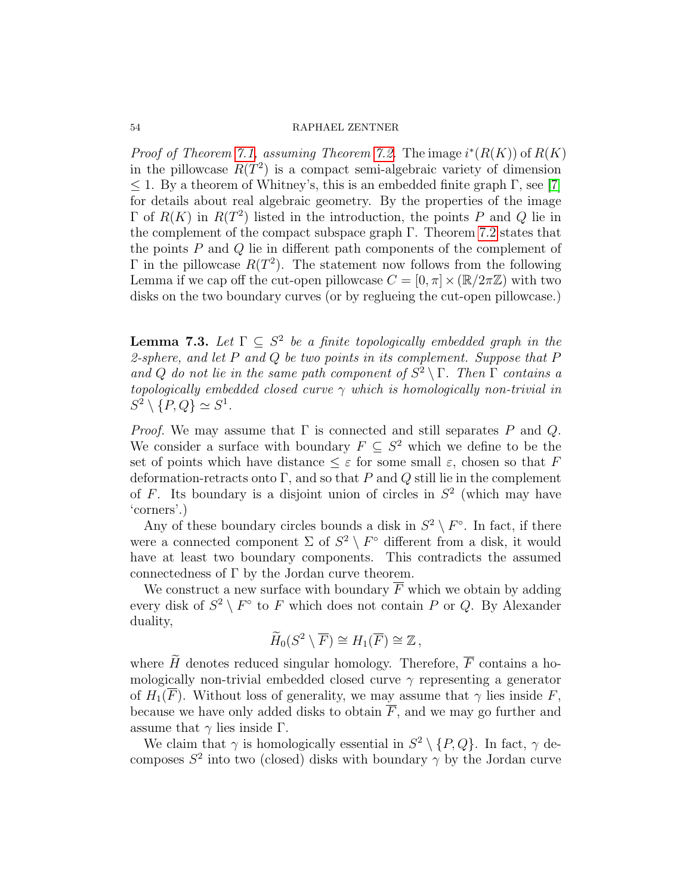*Proof of Theorem 7.1, assuming Theorem 7.2.* The image $i^*(R(K))$ of $R(K)$ in the pillowcase $R(T^2)$ is a compact semi-algebraic variety of dimension $\leq 1$. By a theorem of Whitney's, this is an embedded finite graph $\Gamma$, see [7] for details about real algebraic geometry. By the properties of the image $\Gamma$ of $R(K)$ in $R(T^2)$ listed in the introduction, the points $P$ and $Q$ lie in the complement of the compact subspace graph $\Gamma$. Theorem 7.2 states that the points $P$ and $Q$ lie in different path components of the complement of $\Gamma$ in the pillowcase $R(T^2)$. The statement now follows from the following Lemma if we cap off the cut-open pillowcase $C = [0, \pi] \times (\mathbb{R}/2\pi\mathbb{Z})$ with two disks on the two boundary curves (or by reglueing the cut-open pillowcase.)

**Lemma 7.3.** *Let $\Gamma \subseteq S^2$ be a finite topologically embedded graph in the 2-sphere, and let $P$ and $Q$ be two points in its complement. Suppose that $P$ and $Q$ do not lie in the same path component of $S^2 \setminus \Gamma$. Then $\Gamma$ contains a topologically embedded closed curve $\gamma$ which is homologically non-trivial in $S^2 \setminus \{P, Q\} \simeq S^1$.*

*Proof.* We may assume that $\Gamma$ is connected and still separates $P$ and $Q$. We consider a surface with boundary $F \subseteq S^2$ which we define to be the set of points which have distance $\leq \varepsilon$ for some small $\varepsilon$, chosen so that $F$ deformation-retracts onto $\Gamma$, and so that $P$ and $Q$ still lie in the complement of $F$. Its boundary is a disjoint union of circles in $S^2$ (which may have 'corners'.)

Any of these boundary circles bounds a disk in $S^2 \setminus F^\circ$. In fact, if there were a connected component $\Sigma$ of $S^2 \setminus F^\circ$ different from a disk, it would have at least two boundary components. This contradicts the assumed connectedness of $\Gamma$ by the Jordan curve theorem.

We construct a new surface with boundary $\overline{F}$ which we obtain by adding every disk of $S^2 \setminus F^\circ$ to $F$ which does not contain $P$ or $Q$. By Alexander duality,

$$\widetilde{H}_0(S^2 \setminus \overline{F}) \cong H_1(\overline{F}) \cong \mathbb{Z}\,,$$

where $\widetilde{H}$ denotes reduced singular homology. Therefore, $\overline{F}$ contains a homologically non-trivial embedded closed curve $\gamma$ representing a generator of $H_1(\overline{F})$. Without loss of generality, we may assume that $\gamma$ lies inside $F$, because we have only added disks to obtain $\overline{F}$, and we may go further and assume that $\gamma$ lies inside $\Gamma$.

We claim that $\gamma$ is homologically essential in $S^2 \setminus \{P, Q\}$. In fact, $\gamma$ decomposes $S^2$ into two (closed) disks with boundary $\gamma$ by the Jordan curve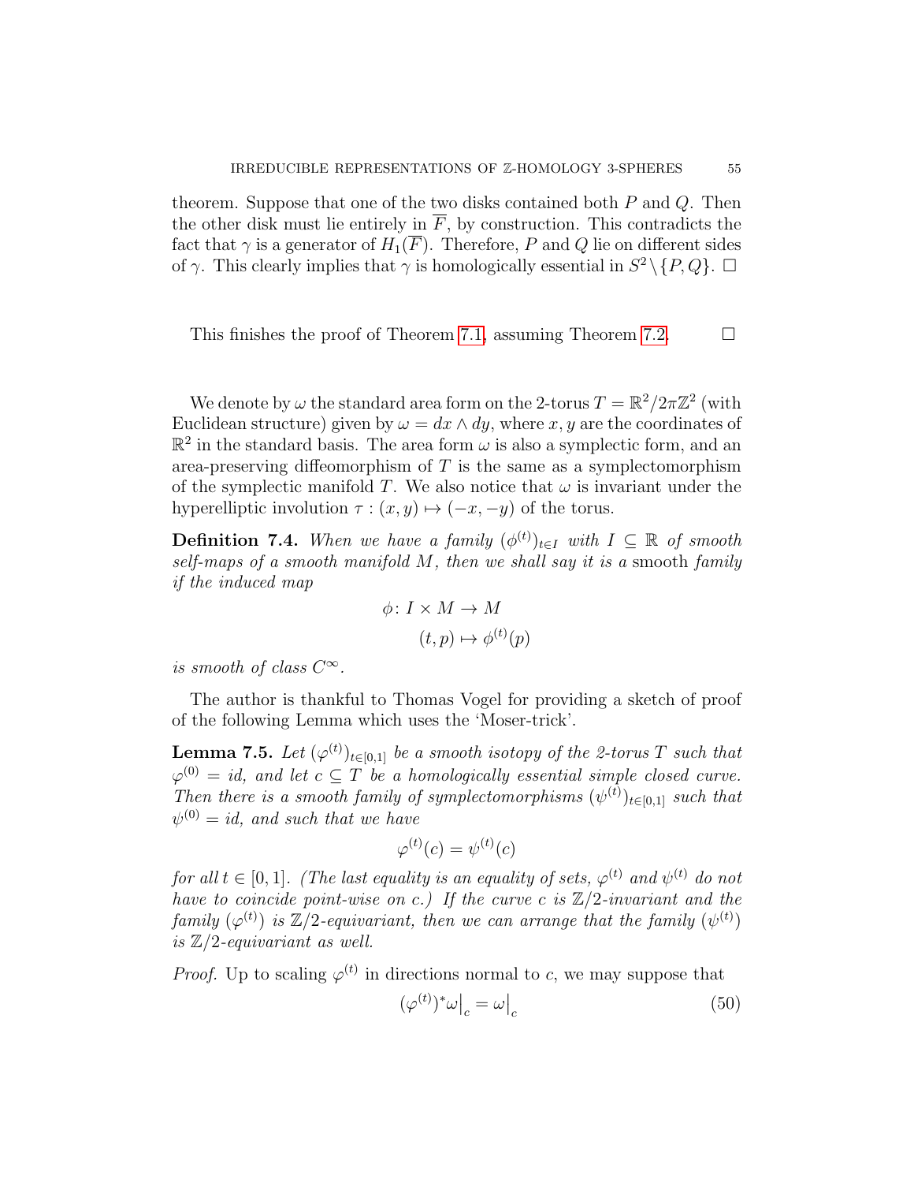theorem. Suppose that one of the two disks contained both $P$ and $Q$. Then the other disk must lie entirely in $\overline{F}$, by construction. This contradicts the fact that $\gamma$ is a generator of $H_1(\overline{F})$. Therefore, $P$ and $Q$ lie on different sides of $\gamma$. This clearly implies that $\gamma$ is homologically essential in $S^2 \setminus \{P, Q\}$. □

This finishes the proof of Theorem 7.1, assuming Theorem 7.2. □

We denote by $\omega$ the standard area form on the 2-torus $T = \mathbb{R}^2/2\pi\mathbb{Z}^2$ (with Euclidean structure) given by $\omega = dx \wedge dy$, where $x, y$ are the coordinates of $\mathbb{R}^2$ in the standard basis. The area form $\omega$ is also a symplectic form, and an area-preserving diffeomorphism of $T$ is the same as a symplectomorphism of the symplectic manifold $T$. We also notice that $\omega$ is invariant under the hyperelliptic involution $\tau : (x, y) \mapsto (-x, -y)$ of the torus.

**Definition 7.4.** *When we have a family $(\phi^{(t)})_{t\in I}$ with $I \subseteq \mathbb{R}$ of smooth self-maps of a smooth manifold $M$, then we shall say it is a* smooth *family if the induced map*

$$\phi\colon I \times M \to M$$
$$(t, p) \mapsto \phi^{(t)}(p)$$

*is smooth of class $C^\infty$.*

The author is thankful to Thomas Vogel for providing a sketch of proof of the following Lemma which uses the 'Moser-trick'.

**Lemma 7.5.** *Let $(\varphi^{(t)})_{t\in[0,1]}$ be a smooth isotopy of the 2-torus $T$ such that $\varphi^{(0)} = id$, and let $c \subseteq T$ be a homologically essential simple closed curve. Then there is a smooth family of symplectomorphisms $(\psi^{(t)})_{t\in[0,1]}$ such that $\psi^{(0)} = id$, and such that we have*

$$\varphi^{(t)}(c) = \psi^{(t)}(c)$$

*for all $t \in [0, 1]$. (The last equality is an equality of sets, $\varphi^{(t)}$ and $\psi^{(t)}$ do not have to coincide point-wise on $c$.) If the curve $c$ is $\mathbb{Z}/2$-invariant and the family $(\varphi^{(t)})$ is $\mathbb{Z}/2$-equivariant, then we can arrange that the family $(\psi^{(t)})$ is $\mathbb{Z}/2$-equivariant as well.*

*Proof.* Up to scaling $\varphi^{(t)}$ in directions normal to $c$, we may suppose that

$$(\varphi^{(t)})^*\omega\big|_c = \omega\big|_c \tag{50}$$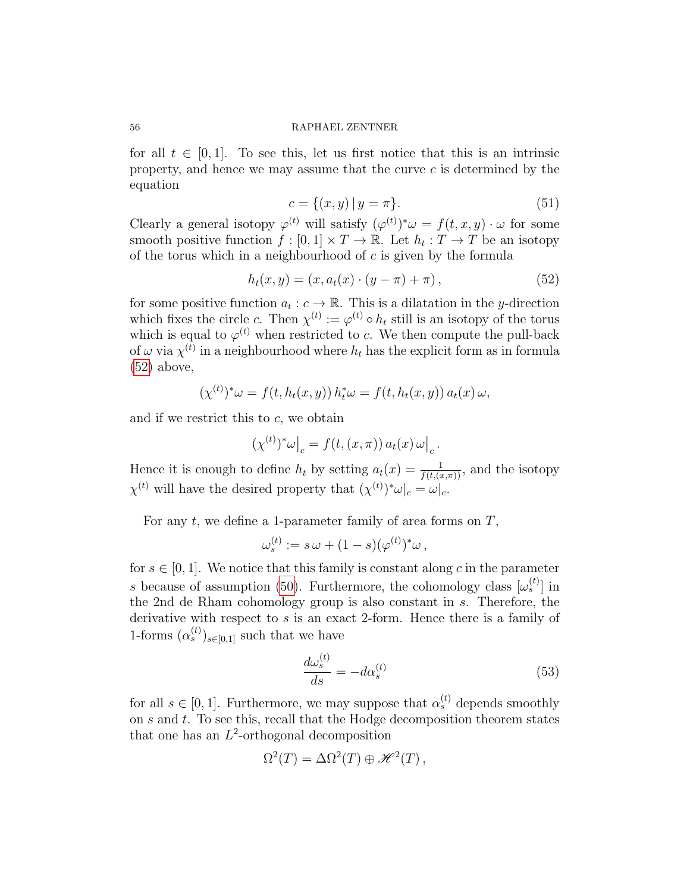for all $t \in [0,1]$. To see this, let us first notice that this is an intrinsic property, and hence we may assume that the curve $c$ is determined by the equation

$$c = \{(x,y) \,|\, y = \pi\}. \tag{51}$$

Clearly a general isotopy $\varphi^{(t)}$ will satisfy $(\varphi^{(t)})^*\omega = f(t,x,y) \cdot \omega$ for some smooth positive function $f : [0,1] \times T \to \mathbb{R}$. Let $h_t : T \to T$ be an isotopy of the torus which in a neighbourhood of $c$ is given by the formula

$$h_t(x,y) = (x, a_t(x) \cdot (y - \pi) + \pi), \tag{52}$$

for some positive function $a_t : c \to \mathbb{R}$. This is a dilatation in the $y$-direction which fixes the circle $c$. Then $\chi^{(t)} := \varphi^{(t)} \circ h_t$ still is an isotopy of the torus which is equal to $\varphi^{(t)}$ when restricted to $c$. We then compute the pull-back of $\omega$ via $\chi^{(t)}$ in a neighbourhood where $h_t$ has the explicit form as in formula (52) above,

$$(\chi^{(t)})^*\omega = f(t, h_t(x,y))\, h_t^*\omega = f(t, h_t(x,y))\, a_t(x)\, \omega,$$

and if we restrict this to $c$, we obtain

$$(\chi^{(t)})^*\omega\big|_c = f(t,(x,\pi))\, a_t(x)\, \omega\big|_c.$$

Hence it is enough to define $h_t$ by setting $a_t(x) = \frac{1}{f(t,(x,\pi))}$, and the isotopy $\chi^{(t)}$ will have the desired property that $(\chi^{(t)})^*\omega|_c = \omega|_c$.

For any $t$, we define a 1-parameter family of area forms on $T$,

$$\omega_s^{(t)} := s\,\omega + (1-s)(\varphi^{(t)})^*\omega\,,$$

for $s \in [0,1]$. We notice that this family is constant along $c$ in the parameter $s$ because of assumption (50). Furthermore, the cohomology class $[\omega_s^{(t)}]$ in the 2nd de Rham cohomology group is also constant in $s$. Therefore, the derivative with respect to $s$ is an exact 2-form. Hence there is a family of 1-forms $(\alpha_s^{(t)})_{s\in[0,1]}$ such that we have

$$\frac{d\omega_s^{(t)}}{ds} = -d\alpha_s^{(t)} \tag{53}$$

for all $s \in [0,1]$. Furthermore, we may suppose that $\alpha_s^{(t)}$ depends smoothly on $s$ and $t$. To see this, recall that the Hodge decomposition theorem states that one has an $L^2$-orthogonal decomposition

$$\Omega^2(T) = \Delta\Omega^2(T) \oplus \mathscr{H}^2(T)\,,$$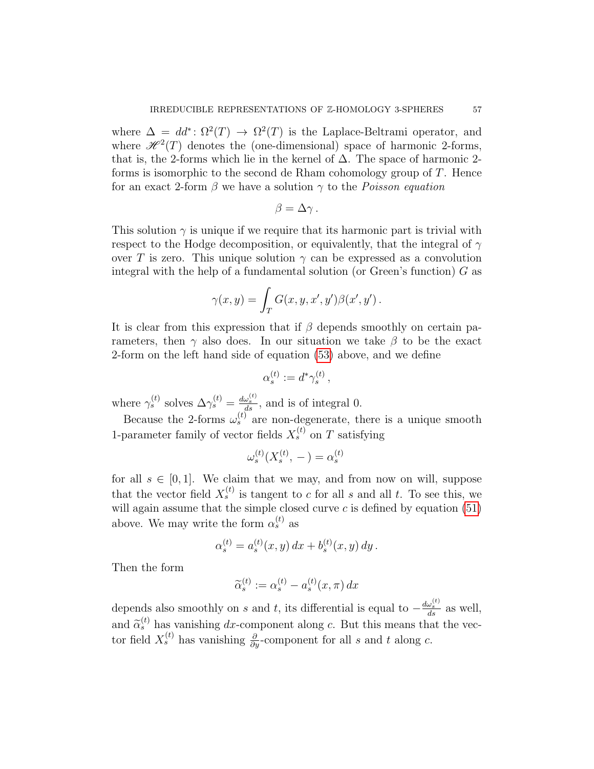where $\Delta = dd^*\colon \Omega^2(T) \to \Omega^2(T)$ is the Laplace-Beltrami operator, and where $\mathscr{H}^2(T)$ denotes the (one-dimensional) space of harmonic 2-forms, that is, the 2-forms which lie in the kernel of $\Delta$. The space of harmonic 2-forms is isomorphic to the second de Rham cohomology group of $T$. Hence for an exact 2-form $\beta$ we have a solution $\gamma$ to the *Poisson equation*

$$\beta = \Delta\gamma\,.$$

This solution $\gamma$ is unique if we require that its harmonic part is trivial with respect to the Hodge decomposition, or equivalently, that the integral of $\gamma$ over $T$ is zero. This unique solution $\gamma$ can be expressed as a convolution integral with the help of a fundamental solution (or Green's function) $G$ as

$$\gamma(x,y) = \int_T G(x,y,x',y')\beta(x',y')\,.$$

It is clear from this expression that if $\beta$ depends smoothly on certain parameters, then $\gamma$ also does. In our situation we take $\beta$ to be the exact 2-form on the left hand side of equation (53) above, and we define

$$\alpha_s^{(t)} := d^*\gamma_s^{(t)}\,,$$

where $\gamma_s^{(t)}$ solves $\Delta\gamma_s^{(t)} = \frac{d\omega_s^{(t)}}{ds}$, and is of integral 0.

Because the 2-forms $\omega_s^{(t)}$ are non-degenerate, there is a unique smooth 1-parameter family of vector fields $X_s^{(t)}$ on $T$ satisfying

$$\omega_s^{(t)}(X_s^{(t)}, -\,) = \alpha_s^{(t)}$$

for all $s \in [0,1]$. We claim that we may, and from now on will, suppose that the vector field $X_s^{(t)}$ is tangent to $c$ for all $s$ and all $t$. To see this, we will again assume that the simple closed curve $c$ is defined by equation (51) above. We may write the form $\alpha_s^{(t)}$ as

$$\alpha_s^{(t)} = a_s^{(t)}(x,y)\,dx + b_s^{(t)}(x,y)\,dy\,.$$

Then the form

$$\widetilde{\alpha}_s^{(t)} := \alpha_s^{(t)} - a_s^{(t)}(x,\pi)\,dx$$

depends also smoothly on $s$ and $t$, its differential is equal to $-\frac{d\omega_s^{(t)}}{ds}$ as well, and $\widetilde{\alpha}_s^{(t)}$ has vanishing $dx$-component along $c$. But this means that the vector field $X_s^{(t)}$ has vanishing $\frac{\partial}{\partial y}$-component for all $s$ and $t$ along $c$.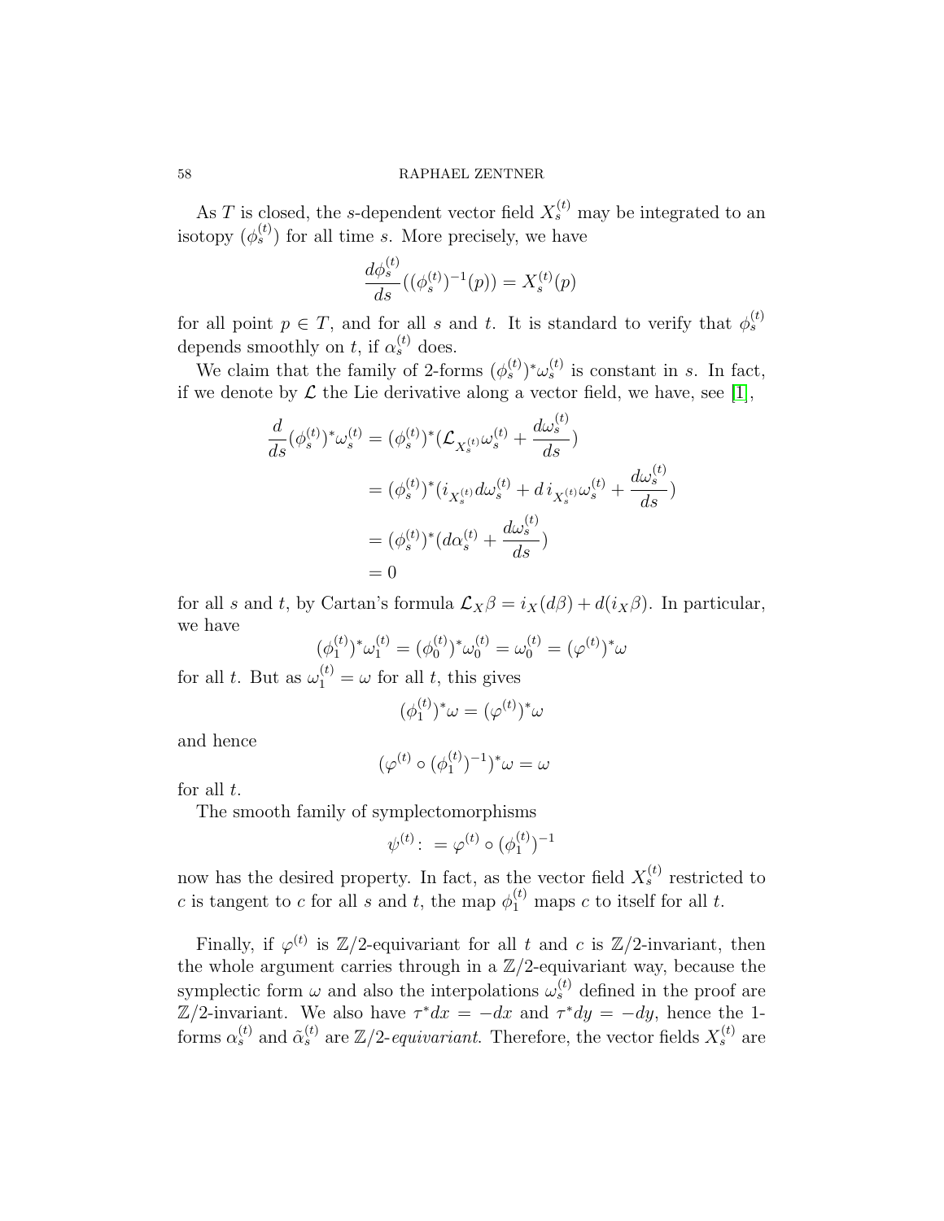As $T$ is closed, the $s$-dependent vector field $X_s^{(t)}$ may be integrated to an isotopy $(\phi_s^{(t)})$ for all time $s$. More precisely, we have

$$\frac{d\phi_s^{(t)}}{ds}((\phi_s^{(t)})^{-1}(p)) = X_s^{(t)}(p)$$

for all point $p \in T$, and for all $s$ and $t$. It is standard to verify that $\phi_s^{(t)}$ depends smoothly on $t$, if $\alpha_s^{(t)}$ does.

We claim that the family of 2-forms $(\phi_s^{(t)})^*\omega_s^{(t)}$ is constant in $s$. In fact, if we denote by $\mathcal{L}$ the Lie derivative along a vector field, we have, see [1],

$$\begin{aligned}
\frac{d}{ds}(\phi_s^{(t)})^*\omega_s^{(t)} &= (\phi_s^{(t)})^*(\mathcal{L}_{X_s^{(t)}}\omega_s^{(t)} + \frac{d\omega_s^{(t)}}{ds}) \\
&= (\phi_s^{(t)})^*(i_{X_s^{(t)}}d\omega_s^{(t)} + d\, i_{X_s^{(t)}}\omega_s^{(t)} + \frac{d\omega_s^{(t)}}{ds}) \\
&= (\phi_s^{(t)})^*(d\alpha_s^{(t)} + \frac{d\omega_s^{(t)}}{ds}) \\
&= 0
\end{aligned}$$

for all $s$ and $t$, by Cartan's formula $\mathcal{L}_X\beta = i_X(d\beta) + d(i_X\beta)$. In particular, we have

$$(\phi_1^{(t)})^*\omega_1^{(t)} = (\phi_0^{(t)})^*\omega_0^{(t)} = \omega_0^{(t)} = (\varphi^{(t)})^*\omega$$

for all $t$. But as $\omega_1^{(t)} = \omega$ for all $t$, this gives

$$(\phi_1^{(t)})^*\omega = (\varphi^{(t)})^*\omega$$

and hence

$$(\varphi^{(t)} \circ (\phi_1^{(t)})^{-1})^*\omega = \omega$$

for all $t$.

The smooth family of symplectomorphisms

$$\psi^{(t)} :\, = \varphi^{(t)} \circ (\phi_1^{(t)})^{-1}$$

now has the desired property. In fact, as the vector field $X_s^{(t)}$ restricted to $c$ is tangent to $c$ for all $s$ and $t$, the map $\phi_1^{(t)}$ maps $c$ to itself for all $t$.

Finally, if $\varphi^{(t)}$ is $\mathbb{Z}/2$-equivariant for all $t$ and $c$ is $\mathbb{Z}/2$-invariant, then the whole argument carries through in a $\mathbb{Z}/2$-equivariant way, because the symplectic form $\omega$ and also the interpolations $\omega_s^{(t)}$ defined in the proof are $\mathbb{Z}/2$-invariant. We also have $\tau^*dx = -dx$ and $\tau^*dy = -dy$, hence the 1-forms $\alpha_s^{(t)}$ and $\tilde{\alpha}_s^{(t)}$ are $\mathbb{Z}/2$-*equivariant*. Therefore, the vector fields $X_s^{(t)}$ are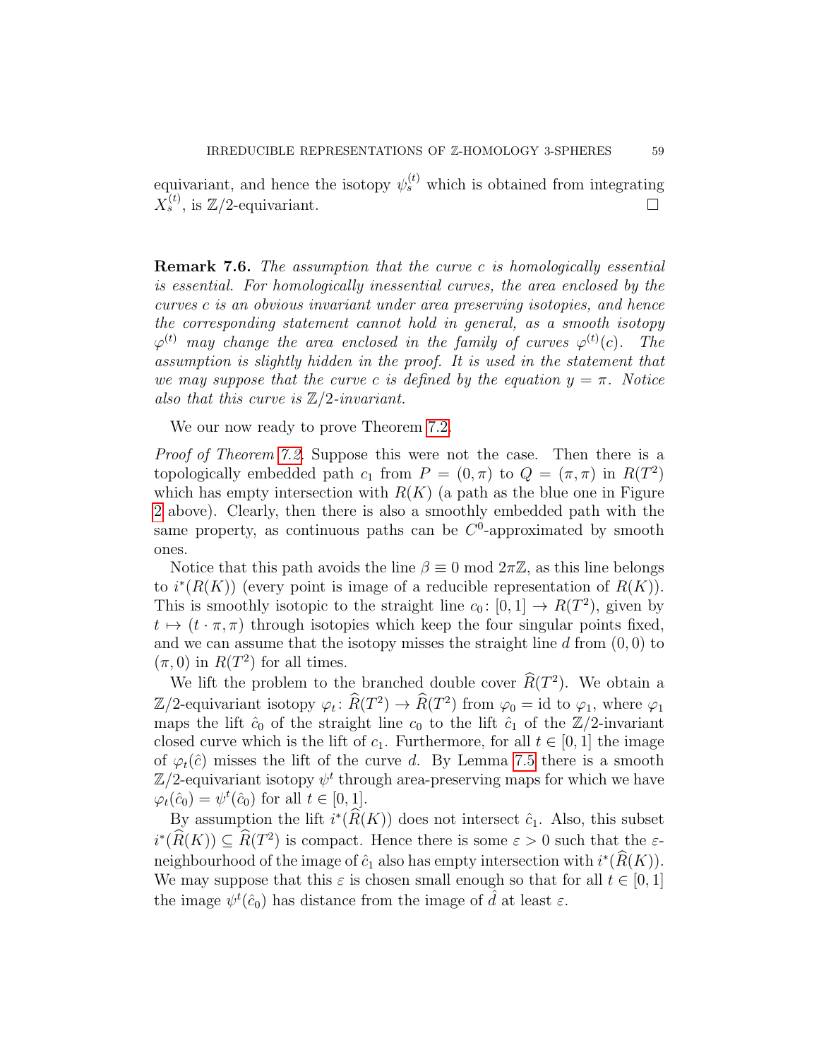equivariant, and hence the isotopy $\psi_s^{(t)}$ which is obtained from integrating $X_s^{(t)}$, is $\mathbb{Z}/2$-equivariant. □

**Remark 7.6.** *The assumption that the curve $c$ is homologically essential is essential. For homologically inessential curves, the area enclosed by the curves $c$ is an obvious invariant under area preserving isotopies, and hence the corresponding statement cannot hold in general, as a smooth isotopy $\varphi^{(t)}$ may change the area enclosed in the family of curves $\varphi^{(t)}(c)$. The assumption is slightly hidden in the proof. It is used in the statement that we may suppose that the curve $c$ is defined by the equation $y = \pi$. Notice also that this curve is $\mathbb{Z}/2$-invariant.*

We our now ready to prove Theorem 7.2.

*Proof of Theorem 7.2.* Suppose this were not the case. Then there is a topologically embedded path $c_1$ from $P = (0, \pi)$ to $Q = (\pi, \pi)$ in $R(T^2)$ which has empty intersection with $R(K)$ (a path as the blue one in Figure 2 above). Clearly, then there is also a smoothly embedded path with the same property, as continuous paths can be $C^0$-approximated by smooth ones.

Notice that this path avoids the line $\beta \equiv 0 \bmod 2\pi\mathbb{Z}$, as this line belongs to $i^*(R(K))$ (every point is image of a reducible representation of $R(K)$). This is smoothly isotopic to the straight line $c_0 \colon [0,1] \to R(T^2)$, given by $t \mapsto (t \cdot \pi, \pi)$ through isotopies which keep the four singular points fixed, and we can assume that the isotopy misses the straight line $d$ from $(0,0)$ to $(\pi, 0)$ in $R(T^2)$ for all times.

We lift the problem to the branched double cover $\widehat{R}(T^2)$. We obtain a $\mathbb{Z}/2$-equivariant isotopy $\varphi_t \colon \widehat{R}(T^2) \to \widehat{R}(T^2)$ from $\varphi_0 = \mathrm{id}$ to $\varphi_1$, where $\varphi_1$ maps the lift $\hat{c}_0$ of the straight line $c_0$ to the lift $\hat{c}_1$ of the $\mathbb{Z}/2$-invariant closed curve which is the lift of $c_1$. Furthermore, for all $t \in [0,1]$ the image of $\varphi_t(\hat{c})$ misses the lift of the curve $d$. By Lemma 7.5 there is a smooth $\mathbb{Z}/2$-equivariant isotopy $\psi^t$ through area-preserving maps for which we have $\varphi_t(\hat{c}_0) = \psi^t(\hat{c}_0)$ for all $t \in [0,1]$.

By assumption the lift $i^*(\widehat{R}(K))$ does not intersect $\hat{c}_1$. Also, this subset $i^*(\widehat{R}(K)) \subseteq \widehat{R}(T^2)$ is compact. Hence there is some $\varepsilon > 0$ such that the $\varepsilon$-neighbourhood of the image of $\hat{c}_1$ also has empty intersection with $i^*(\widehat{R}(K))$. We may suppose that this $\varepsilon$ is chosen small enough so that for all $t \in [0,1]$ the image $\psi^t(\hat{c}_0)$ has distance from the image of $\hat{d}$ at least $\varepsilon$.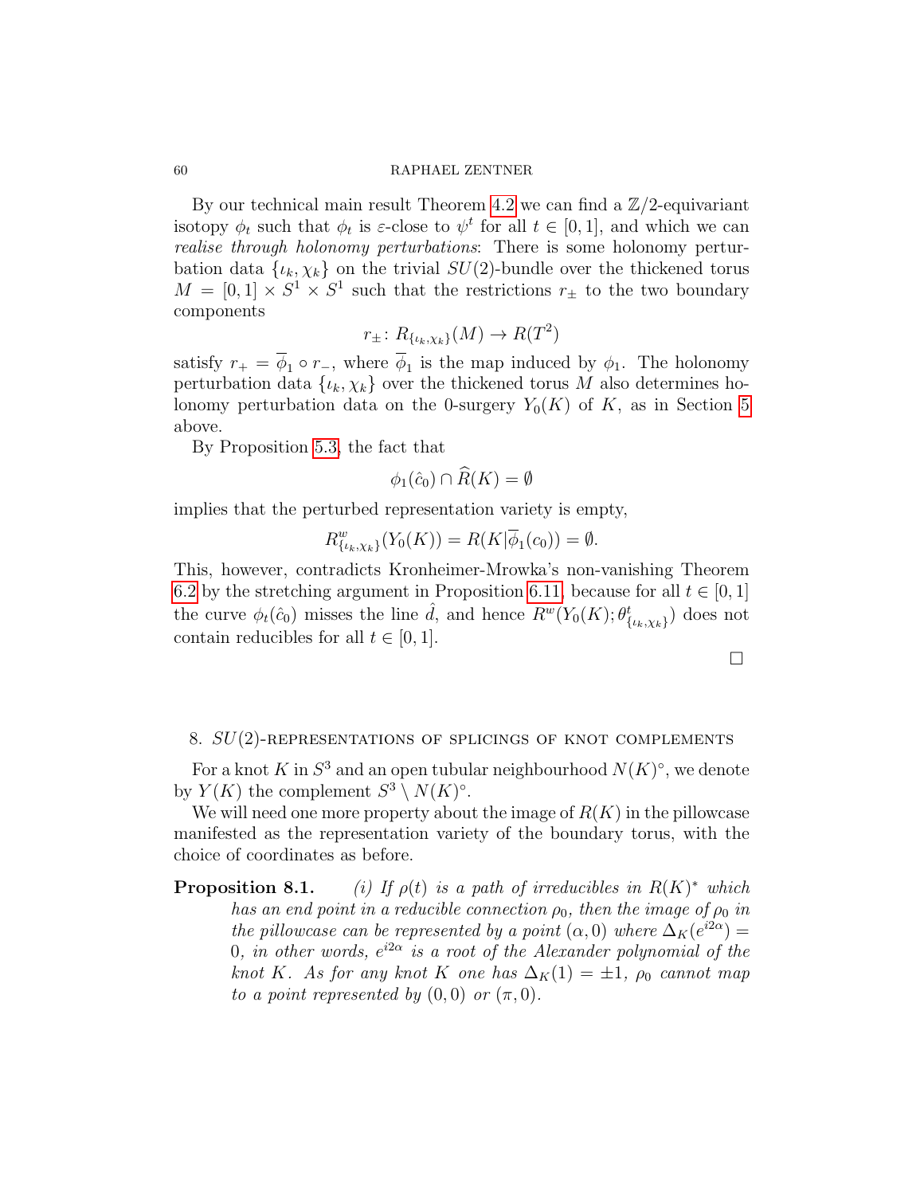By our technical main result Theorem 4.2 we can find a $\mathbb{Z}/2$-equivariant isotopy $\phi_t$ such that $\phi_t$ is $\varepsilon$-close to $\psi^t$ for all $t \in [0,1]$, and which we can *realise through holonomy perturbations*: There is some holonomy perturbation data $\{\iota_k, \chi_k\}$ on the trivial $SU(2)$-bundle over the thickened torus $M = [0,1] \times S^1 \times S^1$ such that the restrictions $r_\pm$ to the two boundary components

$$r_\pm \colon R_{\{\iota_k,\chi_k\}}(M) \to R(T^2)$$

satisfy $r_+ = \overline{\phi}_1 \circ r_-$, where $\overline{\phi}_1$ is the map induced by $\phi_1$. The holonomy perturbation data $\{\iota_k, \chi_k\}$ over the thickened torus $M$ also determines holonomy perturbation data on the 0-surgery $Y_0(K)$ of $K$, as in Section 5 above.

By Proposition 5.3, the fact that

$$\phi_1(\hat{c}_0) \cap \widehat{R}(K) = \emptyset$$

implies that the perturbed representation variety is empty,

$$R^w_{\{\iota_k,\chi_k\}}(Y_0(K)) = R(K|\overline{\phi}_1(c_0)) = \emptyset.$$

This, however, contradicts Kronheimer-Mrowka's non-vanishing Theorem 6.2 by the stretching argument in Proposition 6.11, because for all $t \in [0,1]$ the curve $\phi_t(\hat{c}_0)$ misses the line $\hat{d}$, and hence $R^w(Y_0(K); \theta^t_{\{\iota_k,\chi_k\}})$ does not contain reducibles for all $t \in [0,1]$.

□

## 8. $SU(2)$-representations of splicings of knot complements

For a knot $K$ in $S^3$ and an open tubular neighbourhood $N(K)^\circ$, we denote by $Y(K)$ the complement $S^3 \setminus N(K)^\circ$.

We will need one more property about the image of $R(K)$ in the pillowcase manifested as the representation variety of the boundary torus, with the choice of coordinates as before.

**Proposition 8.1.** *(i) If $\rho(t)$ is a path of irreducibles in $R(K)^*$ which has an end point in a reducible connection $\rho_0$, then the image of $\rho_0$ in the pillowcase can be represented by a point $(\alpha, 0)$ where $\Delta_K(e^{i2\alpha}) = 0$, in other words, $e^{i2\alpha}$ is a root of the Alexander polynomial of the knot $K$. As for any knot $K$ one has $\Delta_K(1) = \pm 1$, $\rho_0$ cannot map to a point represented by $(0,0)$ or $(\pi, 0)$.*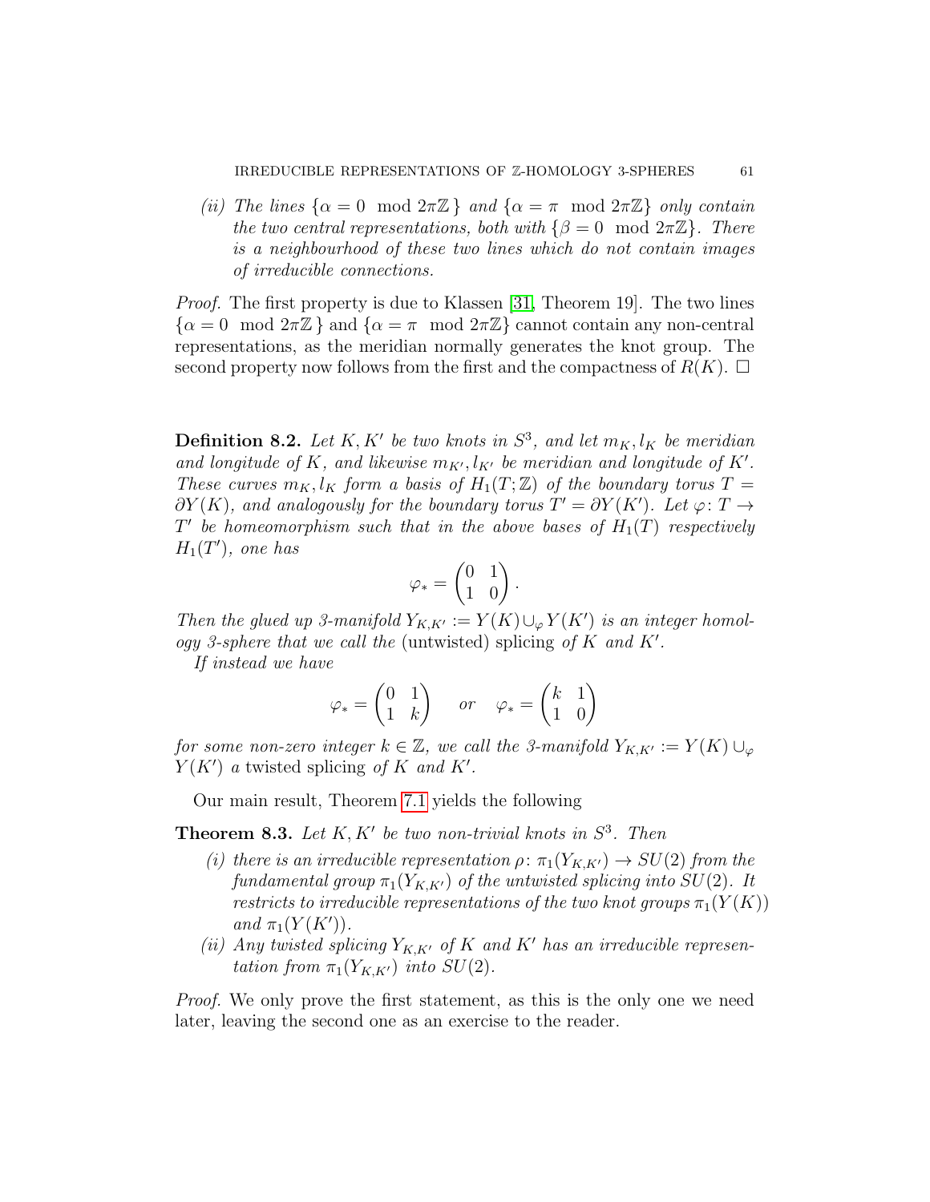*(ii) The lines $\{\alpha = 0 \mod 2\pi\mathbb{Z}\}$ and $\{\alpha = \pi \mod 2\pi\mathbb{Z}\}$ only contain the two central representations, both with $\{\beta = 0 \mod 2\pi\mathbb{Z}\}$. There is a neighbourhood of these two lines which do not contain images of irreducible connections.*

*Proof.* The first property is due to Klassen [31, Theorem 19]. The two lines $\{\alpha = 0 \mod 2\pi\mathbb{Z}\}$ and $\{\alpha = \pi \mod 2\pi\mathbb{Z}\}$ cannot contain any non-central representations, as the meridian normally generates the knot group. The second property now follows from the first and the compactness of $R(K)$. □

**Definition 8.2.** *Let $K, K'$ be two knots in $S^3$, and let $m_K, l_K$ be meridian and longitude of $K$, and likewise $m_{K'}, l_{K'}$ be meridian and longitude of $K'$. These curves $m_K, l_K$ form a basis of $H_1(T;\mathbb{Z})$ of the boundary torus $T = \partial Y(K)$, and analogously for the boundary torus $T' = \partial Y(K')$. Let $\varphi\colon T \to T'$ be homeomorphism such that in the above bases of $H_1(T)$ respectively $H_1(T')$, one has*

$$\varphi_* = \begin{pmatrix} 0 & 1 \\ 1 & 0 \end{pmatrix}.$$

*Then the glued up 3-manifold $Y_{K,K'} := Y(K) \cup_\varphi Y(K')$ is an integer homology 3-sphere that we call the* (untwisted) splicing *of $K$ and $K'$.*

*If instead we have*

$$\varphi_* = \begin{pmatrix} 0 & 1 \\ 1 & k \end{pmatrix} \quad \text{or} \quad \varphi_* = \begin{pmatrix} k & 1 \\ 1 & 0 \end{pmatrix}$$

*for some non-zero integer $k \in \mathbb{Z}$, we call the 3-manifold $Y_{K,K'} := Y(K) \cup_\varphi Y(K')$ a* twisted splicing *of $K$ and $K'$.*

Our main result, Theorem 7.1 yields the following

**Theorem 8.3.** *Let $K, K'$ be two non-trivial knots in $S^3$. Then*

- *(i) there is an irreducible representation $\rho\colon \pi_1(Y_{K,K'}) \to SU(2)$ from the fundamental group $\pi_1(Y_{K,K'})$ of the untwisted splicing into $SU(2)$. It restricts to irreducible representations of the two knot groups $\pi_1(Y(K))$ and $\pi_1(Y(K'))$.*
- *(ii) Any twisted splicing $Y_{K,K'}$ of $K$ and $K'$ has an irreducible representation from $\pi_1(Y_{K,K'})$ into $SU(2)$.*

*Proof.* We only prove the first statement, as this is the only one we need later, leaving the second one as an exercise to the reader.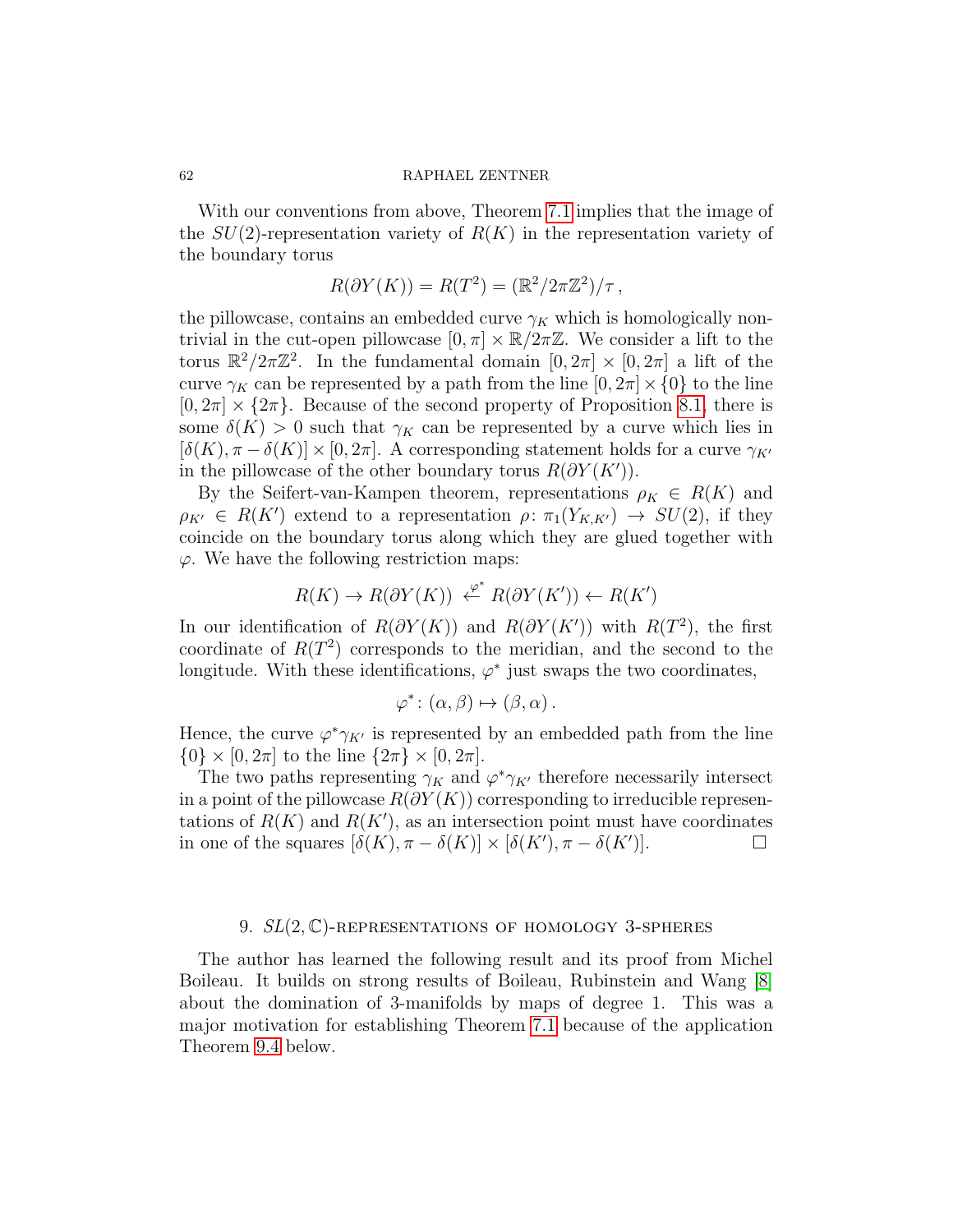With our conventions from above, Theorem 7.1 implies that the image of the $SU(2)$-representation variety of $R(K)$ in the representation variety of the boundary torus

$$R(\partial Y(K)) = R(T^2) = (\mathbb{R}^2/2\pi\mathbb{Z}^2)/\tau\,,$$

the pillowcase, contains an embedded curve $\gamma_K$ which is homologically nontrivial in the cut-open pillowcase $[0,\pi] \times \mathbb{R}/2\pi\mathbb{Z}$. We consider a lift to the torus $\mathbb{R}^2/2\pi\mathbb{Z}^2$. In the fundamental domain $[0, 2\pi] \times [0, 2\pi]$ a lift of the curve $\gamma_K$ can be represented by a path from the line $[0, 2\pi] \times \{0\}$ to the line $[0, 2\pi] \times \{2\pi\}$. Because of the second property of Proposition 8.1, there is some $\delta(K) > 0$ such that $\gamma_K$ can be represented by a curve which lies in $[\delta(K), \pi - \delta(K)] \times [0, 2\pi]$. A corresponding statement holds for a curve $\gamma_{K'}$ in the pillowcase of the other boundary torus $R(\partial Y(K'))$.

By the Seifert-van-Kampen theorem, representations $\rho_K \in R(K)$ and $\rho_{K'} \in R(K')$ extend to a representation $\rho\colon \pi_1(Y_{K,K'}) \to SU(2)$, if they coincide on the boundary torus along which they are glued together with $\varphi$. We have the following restriction maps:

$$R(K) \to R(\partial Y(K)) \overset{\varphi^*}{\leftarrow} R(\partial Y(K')) \leftarrow R(K')$$

In our identification of $R(\partial Y(K))$ and $R(\partial Y(K'))$ with $R(T^2)$, the first coordinate of $R(T^2)$ corresponds to the meridian, and the second to the longitude. With these identifications, $\varphi^*$ just swaps the two coordinates,

$$\varphi^*\colon (\alpha, \beta) \mapsto (\beta, \alpha)\,.$$

Hence, the curve $\varphi^*\gamma_{K'}$ is represented by an embedded path from the line $\{0\} \times [0, 2\pi]$ to the line $\{2\pi\} \times [0, 2\pi]$.

The two paths representing $\gamma_K$ and $\varphi^*\gamma_{K'}$ therefore necessarily intersect in a point of the pillowcase $R(\partial Y(K))$ corresponding to irreducible representations of $R(K)$ and $R(K')$, as an intersection point must have coordinates in one of the squares $[\delta(K), \pi - \delta(K)] \times [\delta(K'), \pi - \delta(K')]$. □

## 9. $SL(2,\mathbb{C})$-representations of homology 3-spheres

The author has learned the following result and its proof from Michel Boileau. It builds on strong results of Boileau, Rubinstein and Wang [8] about the domination of 3-manifolds by maps of degree 1. This was a major motivation for establishing Theorem 7.1 because of the application Theorem 9.4 below.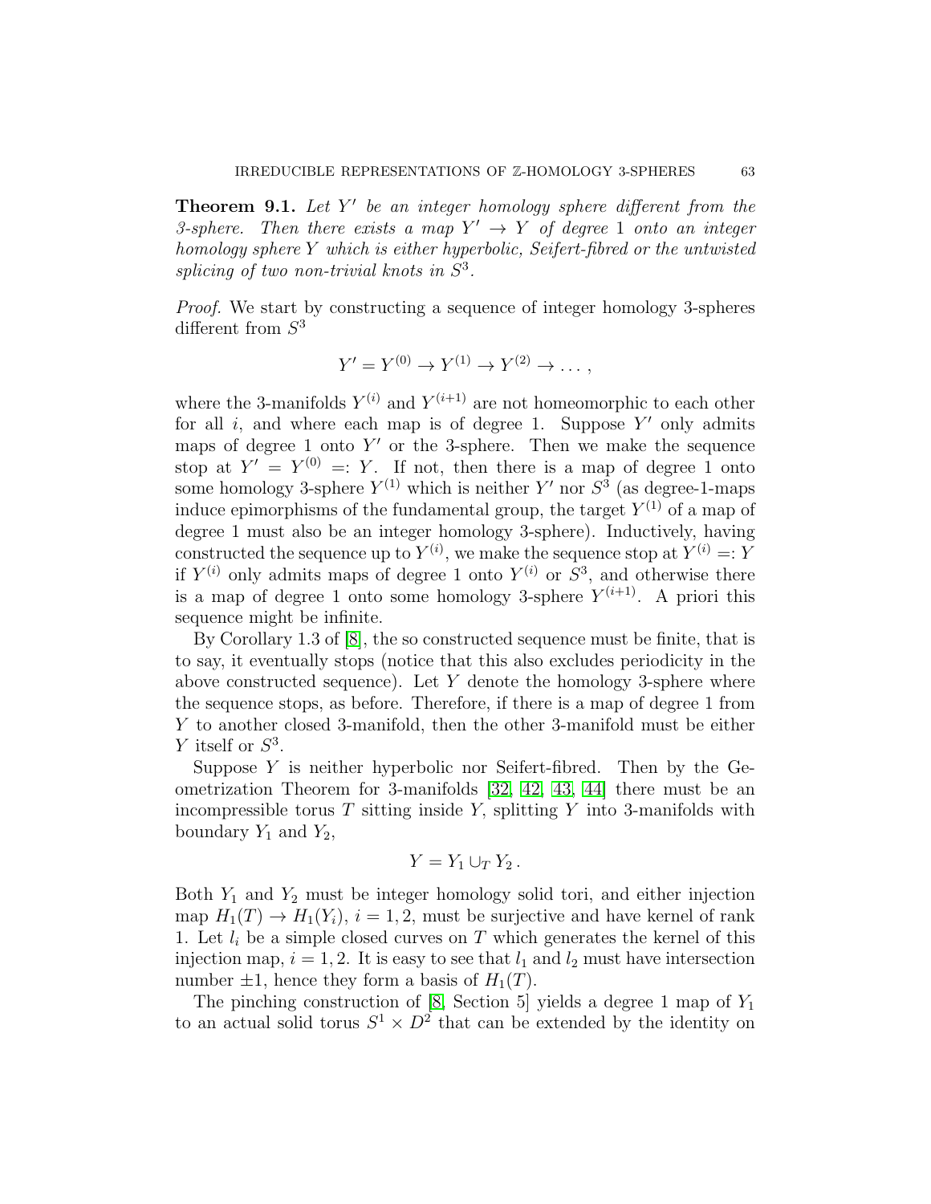**Theorem 9.1.** *Let $Y'$ be an integer homology sphere different from the 3-sphere. Then there exists a map $Y' \to Y$ of degree 1 onto an integer homology sphere $Y$ which is either hyperbolic, Seifert-fibred or the untwisted splicing of two non-trivial knots in $S^3$.*

*Proof.* We start by constructing a sequence of integer homology 3-spheres different from $S^3$

$$Y' = Y^{(0)} \to Y^{(1)} \to Y^{(2)} \to \dots ,$$

where the 3-manifolds $Y^{(i)}$ and $Y^{(i+1)}$ are not homeomorphic to each other for all $i$, and where each map is of degree 1. Suppose $Y'$ only admits maps of degree 1 onto $Y'$ or the 3-sphere. Then we make the sequence stop at $Y' = Y^{(0)} =: Y$. If not, then there is a map of degree 1 onto some homology 3-sphere $Y^{(1)}$ which is neither $Y'$ nor $S^3$ (as degree-1-maps induce epimorphisms of the fundamental group, the target $Y^{(1)}$ of a map of degree 1 must also be an integer homology 3-sphere). Inductively, having constructed the sequence up to $Y^{(i)}$, we make the sequence stop at $Y^{(i)} =: Y$ if $Y^{(i)}$ only admits maps of degree 1 onto $Y^{(i)}$ or $S^3$, and otherwise there is a map of degree 1 onto some homology 3-sphere $Y^{(i+1)}$. A priori this sequence might be infinite.

By Corollary 1.3 of [8], the so constructed sequence must be finite, that is to say, it eventually stops (notice that this also excludes periodicity in the above constructed sequence). Let $Y$ denote the homology 3-sphere where the sequence stops, as before. Therefore, if there is a map of degree 1 from $Y$ to another closed 3-manifold, then the other 3-manifold must be either $Y$ itself or $S^3$.

Suppose $Y$ is neither hyperbolic nor Seifert-fibred. Then by the Geometrization Theorem for 3-manifolds [32, 42, 43, 44] there must be an incompressible torus $T$ sitting inside $Y$, splitting $Y$ into 3-manifolds with boundary $Y_1$ and $Y_2$,

$$Y = Y_1 \cup_T Y_2 .$$

Both $Y_1$ and $Y_2$ must be integer homology solid tori, and either injection map $H_1(T) \to H_1(Y_i)$, $i = 1, 2$, must be surjective and have kernel of rank 1. Let $l_i$ be a simple closed curves on $T$ which generates the kernel of this injection map, $i = 1, 2$. It is easy to see that $l_1$ and $l_2$ must have intersection number $\pm 1$, hence they form a basis of $H_1(T)$.

The pinching construction of [8, Section 5] yields a degree 1 map of $Y_1$ to an actual solid torus $S^1 \times D^2$ that can be extended by the identity on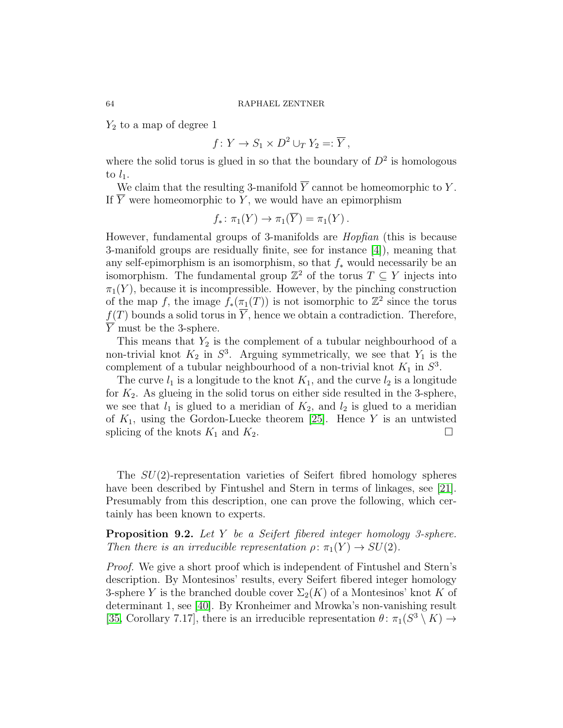$Y_2$ to a map of degree 1

$$f\colon Y \to S_1 \times D^2 \cup_T Y_2 =: \overline{Y}\,,$$

where the solid torus is glued in so that the boundary of $D^2$ is homologous to $l_1$.

We claim that the resulting 3-manifold $\overline{Y}$ cannot be homeomorphic to $Y$. If $\overline{Y}$ were homeomorphic to $Y$, we would have an epimorphism

$$f_*\colon \pi_1(Y) \to \pi_1(\overline{Y}) = \pi_1(Y)\,.$$

However, fundamental groups of 3-manifolds are *Hopfian* (this is because 3-manifold groups are residually finite, see for instance [4]), meaning that any self-epimorphism is an isomorphism, so that $f_*$ would necessarily be an isomorphism. The fundamental group $\mathbb{Z}^2$ of the torus $T \subseteq Y$ injects into $\pi_1(Y)$, because it is incompressible. However, by the pinching construction of the map $f$, the image $f_*(\pi_1(T))$ is not isomorphic to $\mathbb{Z}^2$ since the torus $f(T)$ bounds a solid torus in $\overline{Y}$, hence we obtain a contradiction. Therefore, $\overline{Y}$ must be the 3-sphere.

This means that $Y_2$ is the complement of a tubular neighbourhood of a non-trivial knot $K_2$ in $S^3$. Arguing symmetrically, we see that $Y_1$ is the complement of a tubular neighbourhood of a non-trivial knot $K_1$ in $S^3$.

The curve $l_1$ is a longitude to the knot $K_1$, and the curve $l_2$ is a longitude for $K_2$. As glueing in the solid torus on either side resulted in the 3-sphere, we see that $l_1$ is glued to a meridian of $K_2$, and $l_2$ is glued to a meridian of $K_1$, using the Gordon-Luecke theorem [25]. Hence $Y$ is an untwisted splicing of the knots $K_1$ and $K_2$. $\square$

The $SU(2)$-representation varieties of Seifert fibred homology spheres have been described by Fintushel and Stern in terms of linkages, see [21]. Presumably from this description, one can prove the following, which certainly has been known to experts.

**Proposition 9.2.** *Let $Y$ be a Seifert fibered integer homology 3-sphere. Then there is an irreducible representation $\rho\colon \pi_1(Y) \to SU(2)$.*

*Proof.* We give a short proof which is independent of Fintushel and Stern's description. By Montesinos' results, every Seifert fibered integer homology 3-sphere $Y$ is the branched double cover $\Sigma_2(K)$ of a Montesinos' knot $K$ of determinant 1, see [40]. By Kronheimer and Mrowka's non-vanishing result [35, Corollary 7.17], there is an irreducible representation $\theta\colon \pi_1(S^3 \setminus K) \to$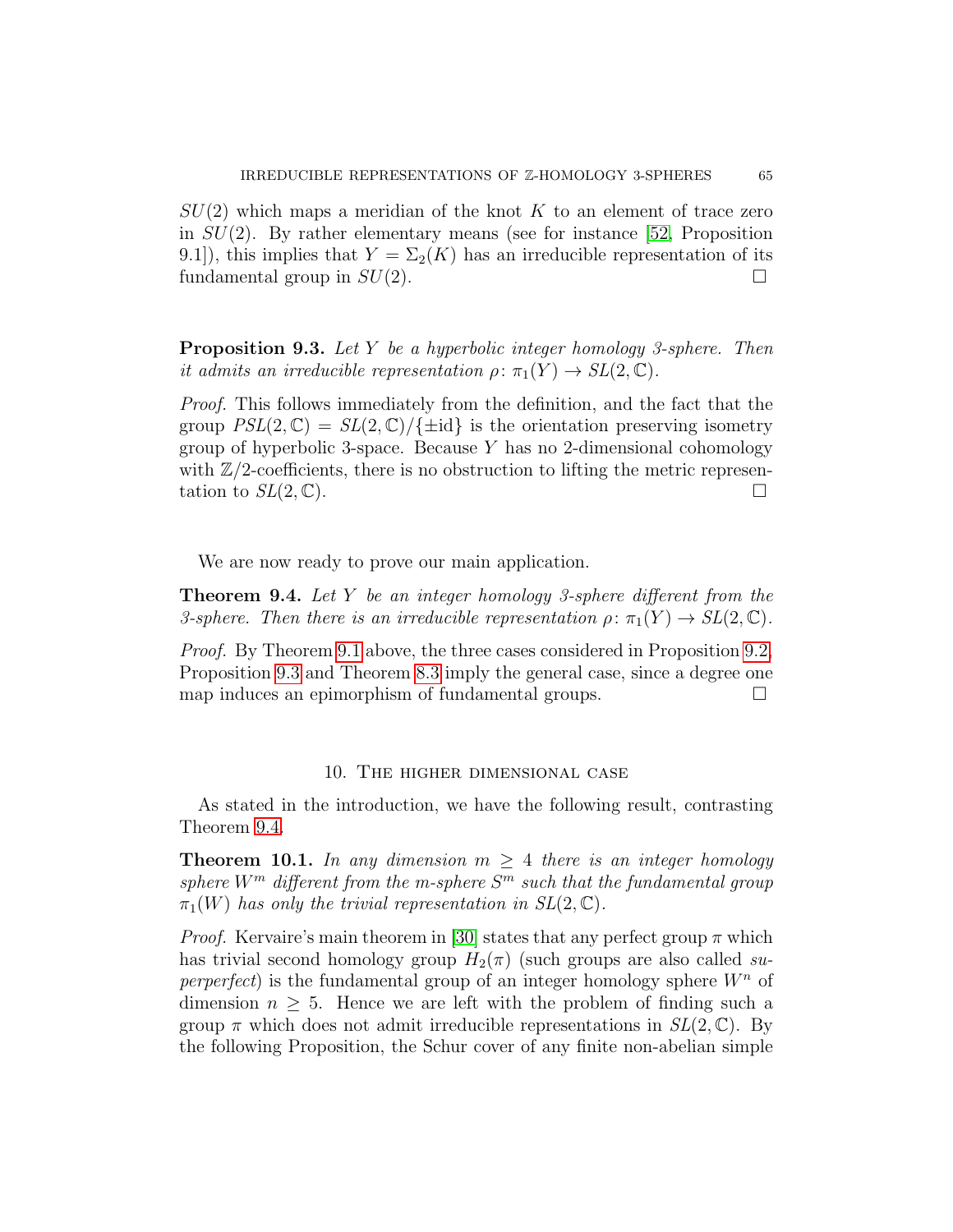$SU(2)$ which maps a meridian of the knot $K$ to an element of trace zero in $SU(2)$. By rather elementary means (see for instance [52, Proposition 9.1]), this implies that $Y = \Sigma_2(K)$ has an irreducible representation of its fundamental group in $SU(2)$. □

**Proposition 9.3.** *Let $Y$ be a hyperbolic integer homology 3-sphere. Then it admits an irreducible representation $\rho\colon \pi_1(Y) \to SL(2,\mathbb{C})$.*

*Proof.* This follows immediately from the definition, and the fact that the group $PSL(2,\mathbb{C}) = SL(2,\mathbb{C})/\{\pm \mathrm{id}\}$ is the orientation preserving isometry group of hyperbolic 3-space. Because $Y$ has no 2-dimensional cohomology with $\mathbb{Z}/2$-coefficients, there is no obstruction to lifting the metric representation to $SL(2,\mathbb{C})$. □

We are now ready to prove our main application.

**Theorem 9.4.** *Let $Y$ be an integer homology 3-sphere different from the 3-sphere. Then there is an irreducible representation $\rho\colon \pi_1(Y) \to SL(2,\mathbb{C})$.*

*Proof.* By Theorem 9.1 above, the three cases considered in Proposition 9.2, Proposition 9.3 and Theorem 8.3 imply the general case, since a degree one map induces an epimorphism of fundamental groups. □

## 10. The higher dimensional case

As stated in the introduction, we have the following result, contrasting Theorem 9.4.

**Theorem 10.1.** *In any dimension $m \geq 4$ there is an integer homology sphere $W^m$ different from the m-sphere $S^m$ such that the fundamental group $\pi_1(W)$ has only the trivial representation in $SL(2,\mathbb{C})$.*

*Proof.* Kervaire's main theorem in [30] states that any perfect group $\pi$ which has trivial second homology group $H_2(\pi)$ (such groups are also called *superperfect*) is the fundamental group of an integer homology sphere $W^n$ of dimension $n \geq 5$. Hence we are left with the problem of finding such a group $\pi$ which does not admit irreducible representations in $SL(2,\mathbb{C})$. By the following Proposition, the Schur cover of any finite non-abelian simple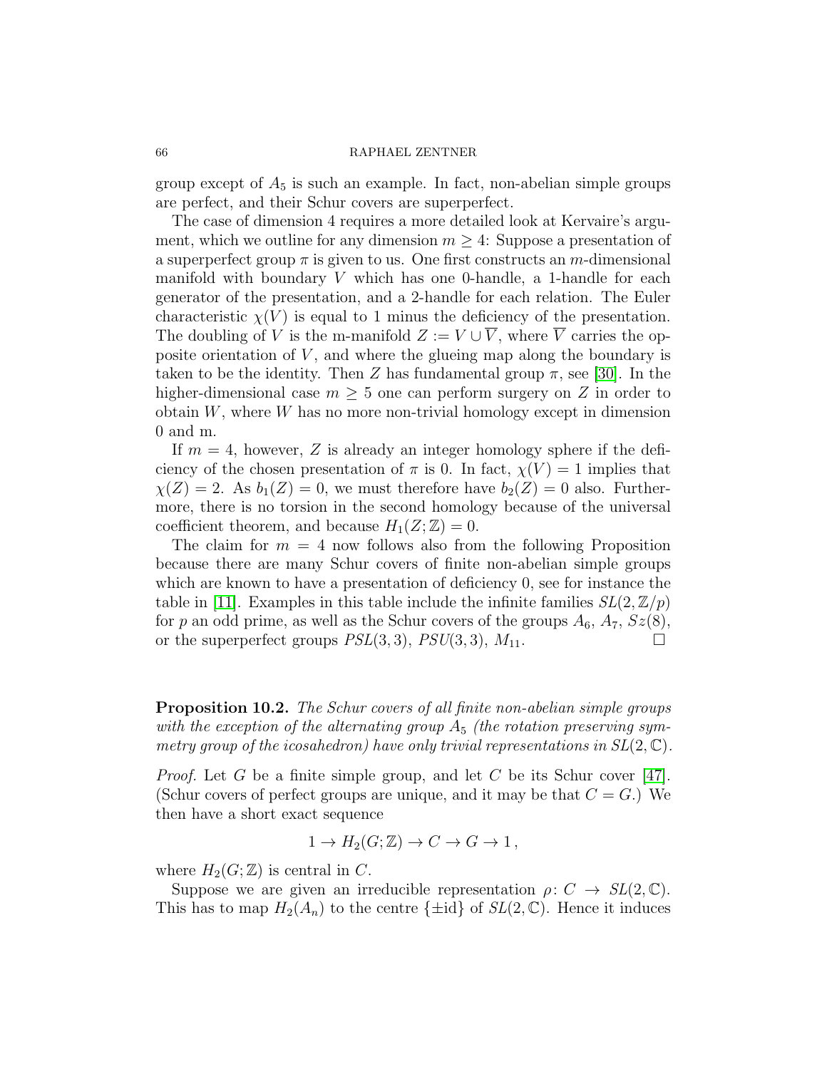group except of $A_5$ is such an example. In fact, non-abelian simple groups are perfect, and their Schur covers are superperfect.

The case of dimension 4 requires a more detailed look at Kervaire's argument, which we outline for any dimension $m \geq 4$: Suppose a presentation of a superperfect group $\pi$ is given to us. One first constructs an $m$-dimensional manifold with boundary $V$ which has one 0-handle, a 1-handle for each generator of the presentation, and a 2-handle for each relation. The Euler characteristic $\chi(V)$ is equal to 1 minus the deficiency of the presentation. The doubling of $V$ is the m-manifold $Z := V \cup \overline{V}$, where $\overline{V}$ carries the opposite orientation of $V$, and where the glueing map along the boundary is taken to be the identity. Then $Z$ has fundamental group $\pi$, see [30]. In the higher-dimensional case $m \geq 5$ one can perform surgery on $Z$ in order to obtain $W$, where $W$ has no more non-trivial homology except in dimension 0 and m.

If $m = 4$, however, $Z$ is already an integer homology sphere if the deficiency of the chosen presentation of $\pi$ is 0. In fact, $\chi(V) = 1$ implies that $\chi(Z) = 2$. As $b_1(Z) = 0$, we must therefore have $b_2(Z) = 0$ also. Furthermore, there is no torsion in the second homology because of the universal coefficient theorem, and because $H_1(Z;\mathbb{Z}) = 0$.

The claim for $m = 4$ now follows also from the following Proposition because there are many Schur covers of finite non-abelian simple groups which are known to have a presentation of deficiency 0, see for instance the table in [11]. Examples in this table include the infinite families $SL(2, \mathbb{Z}/p)$ for $p$ an odd prime, as well as the Schur covers of the groups $A_6$, $A_7$, $Sz(8)$, or the superperfect groups $PSL(3,3)$, $PSU(3,3)$, $M_{11}$. $\square$

**Proposition 10.2.** *The Schur covers of all finite non-abelian simple groups with the exception of the alternating group $A_5$ (the rotation preserving symmetry group of the icosahedron) have only trivial representations in $SL(2,\mathbb{C})$.*

*Proof.* Let $G$ be a finite simple group, and let $C$ be its Schur cover [47]. (Schur covers of perfect groups are unique, and it may be that $C = G$.) We then have a short exact sequence

$$1 \to H_2(G;\mathbb{Z}) \to C \to G \to 1\,,$$

where $H_2(G;\mathbb{Z})$ is central in $C$.

Suppose we are given an irreducible representation $\rho\colon C \to SL(2,\mathbb{C})$. This has to map $H_2(A_n)$ to the centre $\{\pm \mathrm{id}\}$ of $SL(2,\mathbb{C})$. Hence it induces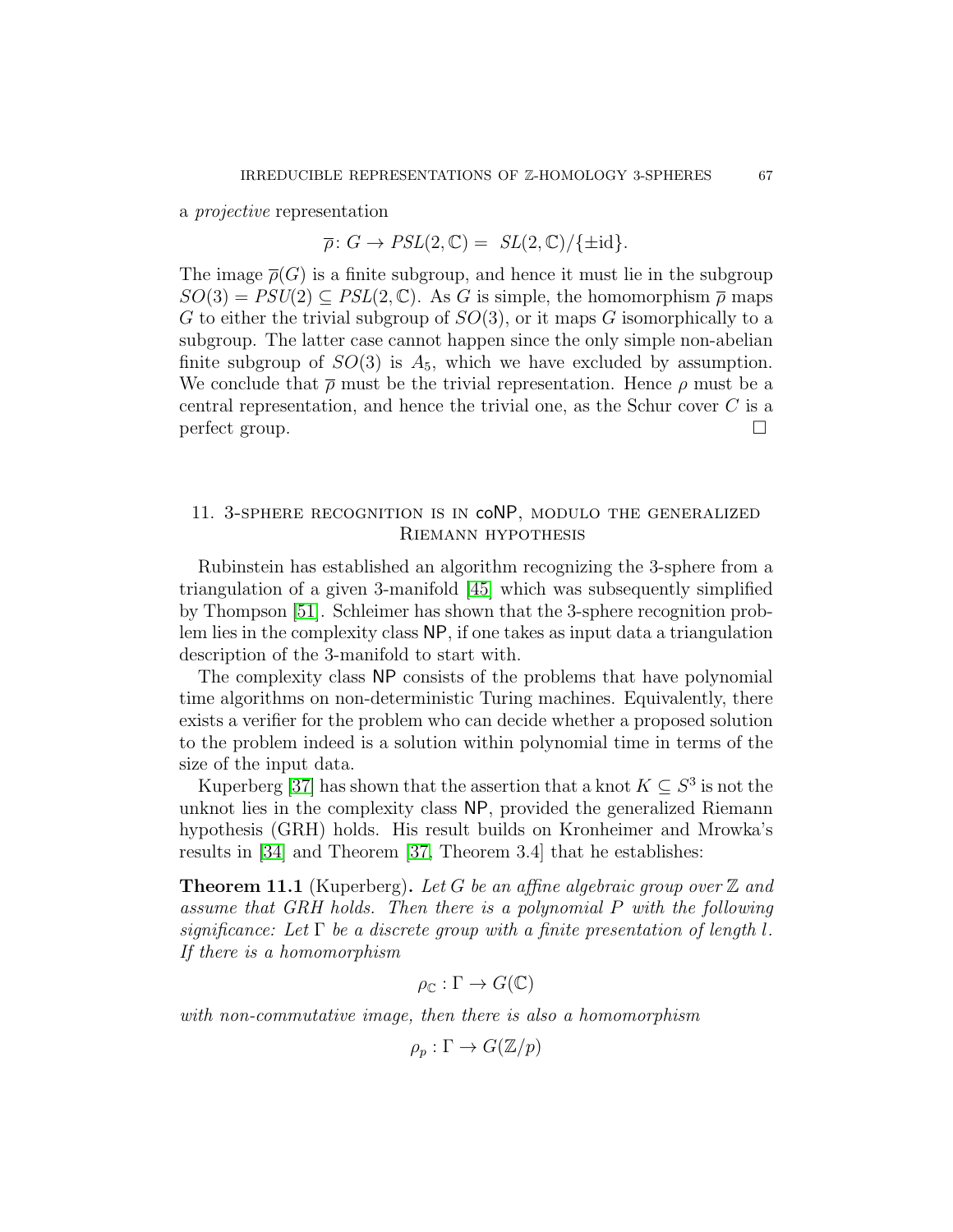a *projective* representation

$$\overline{\rho}\colon G \to PSL(2,\mathbb{C}) = SL(2,\mathbb{C})/\{\pm \mathrm{id}\}.$$

The image $\overline{\rho}(G)$ is a finite subgroup, and hence it must lie in the subgroup $SO(3) = PSU(2) \subseteq PSL(2,\mathbb{C})$. As $G$ is simple, the homomorphism $\overline{\rho}$ maps $G$ to either the trivial subgroup of $SO(3)$, or it maps $G$ isomorphically to a subgroup. The latter case cannot happen since the only simple non-abelian finite subgroup of $SO(3)$ is $A_5$, which we have excluded by assumption. We conclude that $\overline{\rho}$ must be the trivial representation. Hence $\rho$ must be a central representation, and hence the trivial one, as the Schur cover $C$ is a perfect group. □

## 11. 3-sphere recognition is in coNP, modulo the generalized Riemann hypothesis

Rubinstein has established an algorithm recognizing the 3-sphere from a triangulation of a given 3-manifold [45] which was subsequently simplified by Thompson [51]. Schleimer has shown that the 3-sphere recognition problem lies in the complexity class NP, if one takes as input data a triangulation description of the 3-manifold to start with.

The complexity class NP consists of the problems that have polynomial time algorithms on non-deterministic Turing machines. Equivalently, there exists a verifier for the problem who can decide whether a proposed solution to the problem indeed is a solution within polynomial time in terms of the size of the input data.

Kuperberg [37] has shown that the assertion that a knot $K \subseteq S^3$ is not the unknot lies in the complexity class NP, provided the generalized Riemann hypothesis (GRH) holds. His result builds on Kronheimer and Mrowka's results in [34] and Theorem [37, Theorem 3.4] that he establishes:

**Theorem 11.1** (Kuperberg)**.** *Let $G$ be an affine algebraic group over $\mathbb{Z}$ and assume that GRH holds. Then there is a polynomial $P$ with the following significance: Let $\Gamma$ be a discrete group with a finite presentation of length $l$. If there is a homomorphism*

$$\rho_{\mathbb{C}} : \Gamma \to G(\mathbb{C})$$

*with non-commutative image, then there is also a homomorphism*

$$\rho_p : \Gamma \to G(\mathbb{Z}/p)$$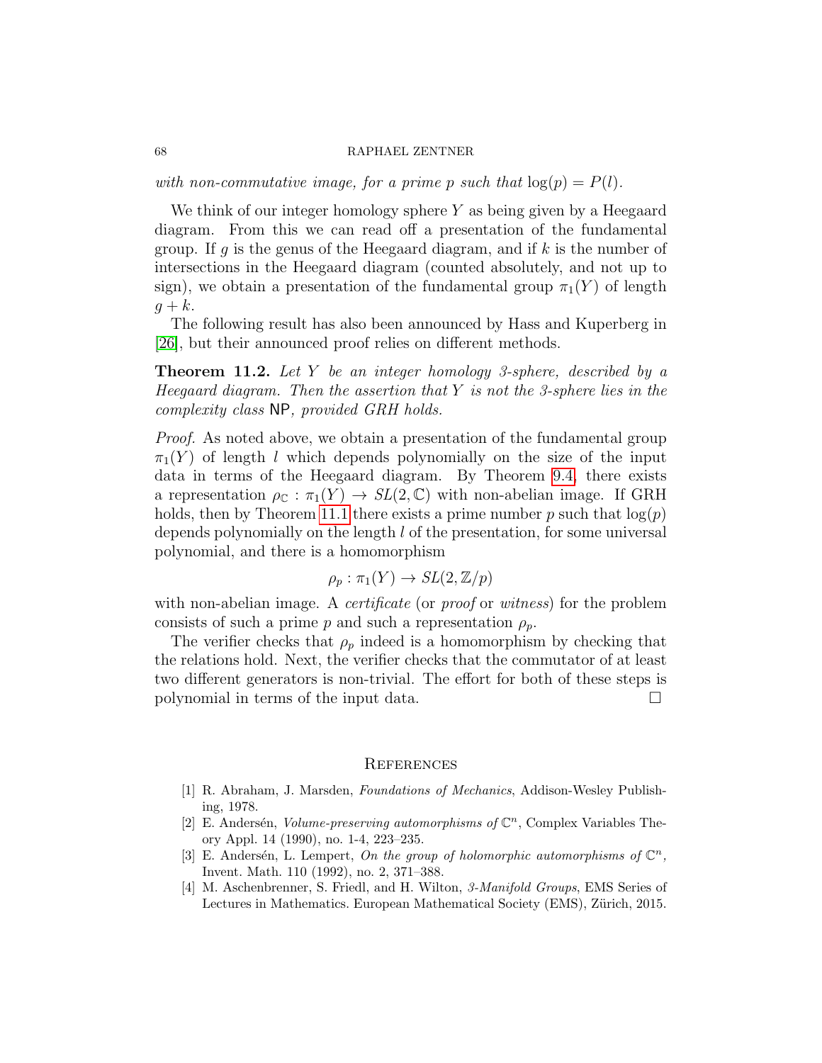*with non-commutative image, for a prime $p$ such that $\log(p) = P(l)$.*

We think of our integer homology sphere $Y$ as being given by a Heegaard diagram. From this we can read off a presentation of the fundamental group. If $g$ is the genus of the Heegaard diagram, and if $k$ is the number of intersections in the Heegaard diagram (counted absolutely, and not up to sign), we obtain a presentation of the fundamental group $\pi_1(Y)$ of length $g + k$.

The following result has also been announced by Hass and Kuperberg in [26], but their announced proof relies on different methods.

**Theorem 11.2.** *Let $Y$ be an integer homology 3-sphere, described by a Heegaard diagram. Then the assertion that $Y$ is not the 3-sphere lies in the complexity class* NP*, provided GRH holds.*

*Proof.* As noted above, we obtain a presentation of the fundamental group $\pi_1(Y)$ of length $l$ which depends polynomially on the size of the input data in terms of the Heegaard diagram. By Theorem 9.4, there exists a representation $\rho_{\mathbb{C}} : \pi_1(Y) \to SL(2, \mathbb{C})$ with non-abelian image. If GRH holds, then by Theorem 11.1 there exists a prime number $p$ such that $\log(p)$ depends polynomially on the length $l$ of the presentation, for some universal polynomial, and there is a homomorphism

$$\rho_p : \pi_1(Y) \to SL(2, \mathbb{Z}/p)$$

with non-abelian image. A *certificate* (or *proof* or *witness*) for the problem consists of such a prime $p$ and such a representation $\rho_p$.

The verifier checks that $\rho_p$ indeed is a homomorphism by checking that the relations hold. Next, the verifier checks that the commutator of at least two different generators is non-trivial. The effort for both of these steps is polynomial in terms of the input data. □

## References

[1] R. Abraham, J. Marsden, *Foundations of Mechanics*, Addison-Wesley Publishing, 1978.

[2] E. Andersén, *Volume-preserving automorphisms of $\mathbb{C}^n$*, Complex Variables Theory Appl. 14 (1990), no. 1-4, 223–235.

[3] E. Andersén, L. Lempert, *On the group of holomorphic automorphisms of $\mathbb{C}^n$*, Invent. Math. 110 (1992), no. 2, 371–388.

[4] M. Aschenbrenner, S. Friedl, and H. Wilton, *3-Manifold Groups*, EMS Series of Lectures in Mathematics. European Mathematical Society (EMS), Zürich, 2015.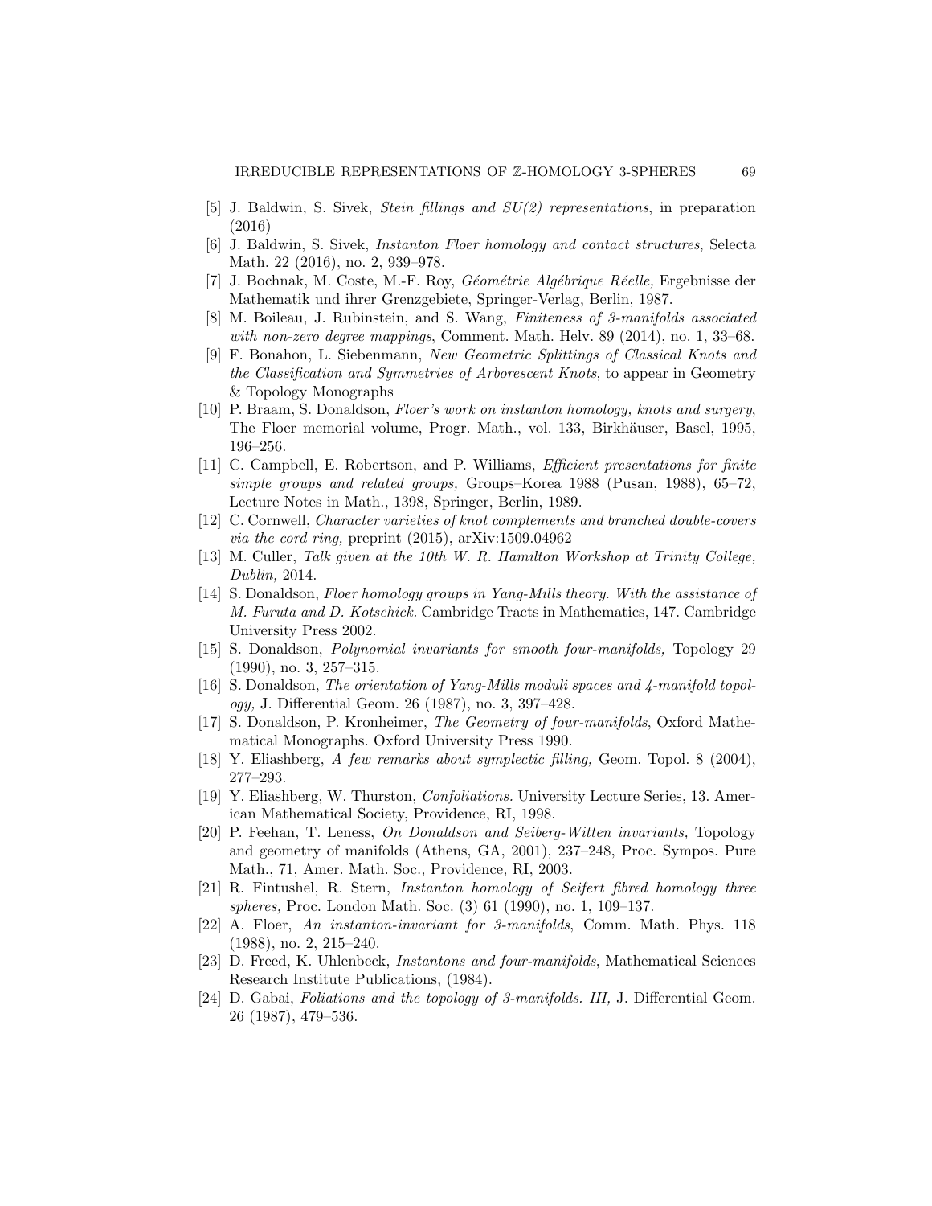[5] J. Baldwin, S. Sivek, *Stein fillings and SU(2) representations*, in preparation (2016)

[6] J. Baldwin, S. Sivek, *Instanton Floer homology and contact structures*, Selecta Math. 22 (2016), no. 2, 939–978.

[7] J. Bochnak, M. Coste, M.-F. Roy, *Géométrie Algébrique Réelle,* Ergebnisse der Mathematik und ihrer Grenzgebiete, Springer-Verlag, Berlin, 1987.

[8] M. Boileau, J. Rubinstein, and S. Wang, *Finiteness of 3-manifolds associated with non-zero degree mappings*, Comment. Math. Helv. 89 (2014), no. 1, 33–68.

[9] F. Bonahon, L. Siebenmann, *New Geometric Splittings of Classical Knots and the Classification and Symmetries of Arborescent Knots*, to appear in Geometry & Topology Monographs

[10] P. Braam, S. Donaldson, *Floer's work on instanton homology, knots and surgery*, The Floer memorial volume, Progr. Math., vol. 133, Birkhäuser, Basel, 1995, 196–256.

[11] C. Campbell, E. Robertson, and P. Williams, *Efficient presentations for finite simple groups and related groups,* Groups–Korea 1988 (Pusan, 1988), 65–72, Lecture Notes in Math., 1398, Springer, Berlin, 1989.

[12] C. Cornwell, *Character varieties of knot complements and branched double-covers via the cord ring,* preprint (2015), arXiv:1509.04962

[13] M. Culler, *Talk given at the 10th W. R. Hamilton Workshop at Trinity College, Dublin,* 2014.

[14] S. Donaldson, *Floer homology groups in Yang-Mills theory. With the assistance of M. Furuta and D. Kotschick.* Cambridge Tracts in Mathematics, 147. Cambridge University Press 2002.

[15] S. Donaldson, *Polynomial invariants for smooth four-manifolds,* Topology 29 (1990), no. 3, 257–315.

[16] S. Donaldson, *The orientation of Yang-Mills moduli spaces and 4-manifold topology,* J. Differential Geom. 26 (1987), no. 3, 397–428.

[17] S. Donaldson, P. Kronheimer, *The Geometry of four-manifolds*, Oxford Mathematical Monographs. Oxford University Press 1990.

[18] Y. Eliashberg, *A few remarks about symplectic filling,* Geom. Topol. 8 (2004), 277–293.

[19] Y. Eliashberg, W. Thurston, *Confoliations.* University Lecture Series, 13. American Mathematical Society, Providence, RI, 1998.

[20] P. Feehan, T. Leness, *On Donaldson and Seiberg-Witten invariants,* Topology and geometry of manifolds (Athens, GA, 2001), 237–248, Proc. Sympos. Pure Math., 71, Amer. Math. Soc., Providence, RI, 2003.

[21] R. Fintushel, R. Stern, *Instanton homology of Seifert fibred homology three spheres,* Proc. London Math. Soc. (3) 61 (1990), no. 1, 109–137.

[22] A. Floer, *An instanton-invariant for 3-manifolds*, Comm. Math. Phys. 118 (1988), no. 2, 215–240.

[23] D. Freed, K. Uhlenbeck, *Instantons and four-manifolds*, Mathematical Sciences Research Institute Publications, (1984).

[24] D. Gabai, *Foliations and the topology of 3-manifolds. III,* J. Differential Geom. 26 (1987), 479–536.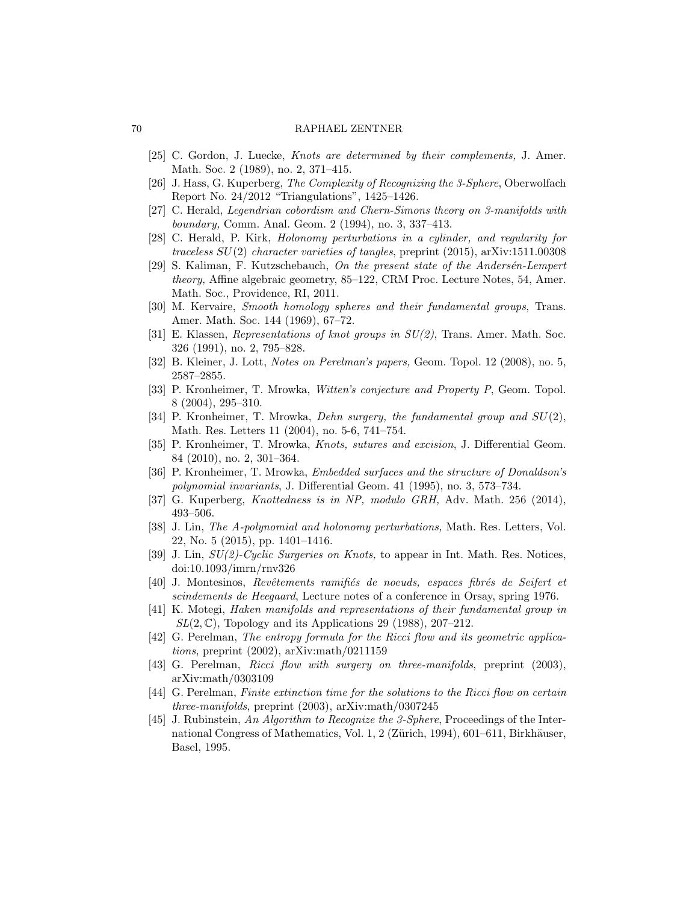[25] C. Gordon, J. Luecke, *Knots are determined by their complements,* J. Amer. Math. Soc. 2 (1989), no. 2, 371–415.

[26] J. Hass, G. Kuperberg, *The Complexity of Recognizing the 3-Sphere*, Oberwolfach Report No. 24/2012 "Triangulations", 1425–1426.

[27] C. Herald, *Legendrian cobordism and Chern-Simons theory on 3-manifolds with boundary,* Comm. Anal. Geom. 2 (1994), no. 3, 337–413.

[28] C. Herald, P. Kirk, *Holonomy perturbations in a cylinder, and regularity for traceless $SU(2)$ character varieties of tangles*, preprint (2015), arXiv:1511.00308

[29] S. Kaliman, F. Kutzschebauch, *On the present state of the Andersén-Lempert theory,* Affine algebraic geometry, 85–122, CRM Proc. Lecture Notes, 54, Amer. Math. Soc., Providence, RI, 2011.

[30] M. Kervaire, *Smooth homology spheres and their fundamental groups*, Trans. Amer. Math. Soc. 144 (1969), 67–72.

[31] E. Klassen, *Representations of knot groups in SU(2)*, Trans. Amer. Math. Soc. 326 (1991), no. 2, 795–828.

[32] B. Kleiner, J. Lott, *Notes on Perelman's papers,* Geom. Topol. 12 (2008), no. 5, 2587–2855.

[33] P. Kronheimer, T. Mrowka, *Witten's conjecture and Property P*, Geom. Topol. 8 (2004), 295–310.

[34] P. Kronheimer, T. Mrowka, *Dehn surgery, the fundamental group and $SU(2)$*, Math. Res. Letters 11 (2004), no. 5-6, 741–754.

[35] P. Kronheimer, T. Mrowka, *Knots, sutures and excision*, J. Differential Geom. 84 (2010), no. 2, 301–364.

[36] P. Kronheimer, T. Mrowka, *Embedded surfaces and the structure of Donaldson's polynomial invariants*, J. Differential Geom. 41 (1995), no. 3, 573–734.

[37] G. Kuperberg, *Knottedness is in NP, modulo GRH,* Adv. Math. 256 (2014), 493–506.

[38] J. Lin, *The A-polynomial and holonomy perturbations,* Math. Res. Letters, Vol. 22, No. 5 (2015), pp. 1401–1416.

[39] J. Lin, *SU(2)-Cyclic Surgeries on Knots,* to appear in Int. Math. Res. Notices, doi:10.1093/imrn/rnv326

[40] J. Montesinos, *Revêtements ramifiés de noeuds, espaces fibrés de Seifert et scindements de Heegaard*, Lecture notes of a conference in Orsay, spring 1976.

[41] K. Motegi, *Haken manifolds and representations of their fundamental group in $SL(2,\mathbb{C})$*, Topology and its Applications 29 (1988), 207–212.

[42] G. Perelman, *The entropy formula for the Ricci flow and its geometric applications*, preprint (2002), arXiv:math/0211159

[43] G. Perelman, *Ricci flow with surgery on three-manifolds*, preprint (2003), arXiv:math/0303109

[44] G. Perelman, *Finite extinction time for the solutions to the Ricci flow on certain three-manifolds*, preprint (2003), arXiv:math/0307245

[45] J. Rubinstein, *An Algorithm to Recognize the 3-Sphere*, Proceedings of the International Congress of Mathematics, Vol. 1, 2 (Zürich, 1994), 601–611, Birkhäuser, Basel, 1995.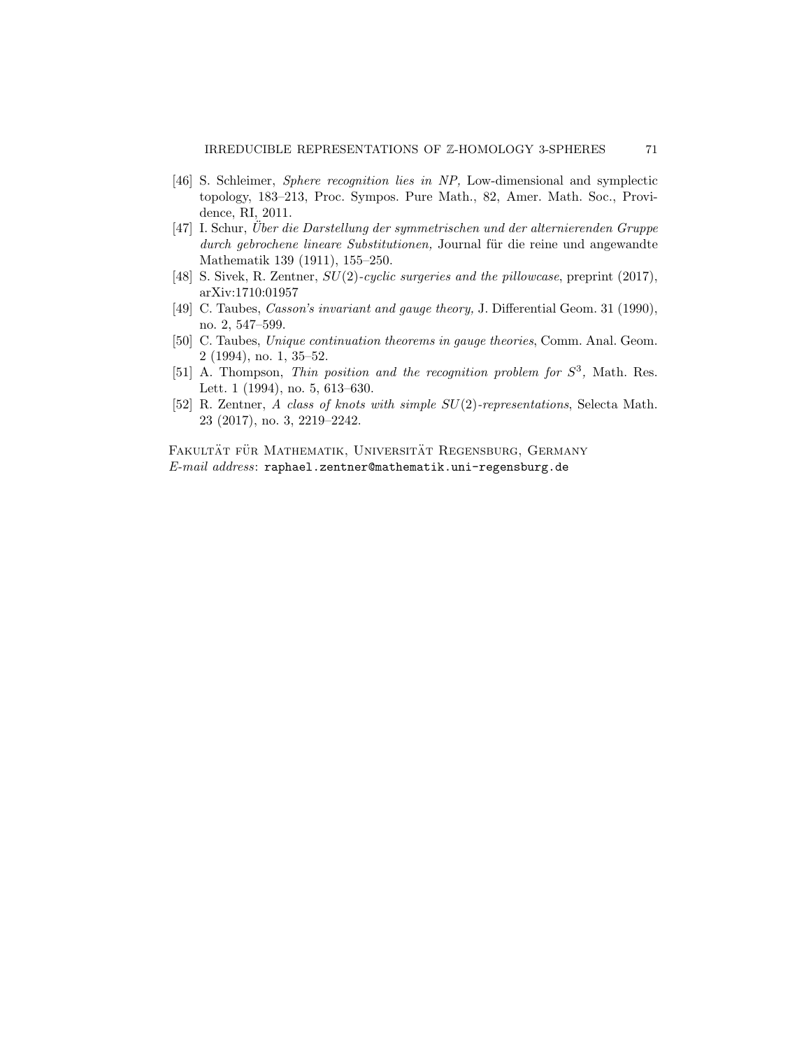[46] S. Schleimer, *Sphere recognition lies in NP,* Low-dimensional and symplectic topology, 183–213, Proc. Sympos. Pure Math., 82, Amer. Math. Soc., Providence, RI, 2011.

[47] I. Schur, *Über die Darstellung der symmetrischen und der alternierenden Gruppe durch gebrochene lineare Substitutionen,* Journal für die reine und angewandte Mathematik 139 (1911), 155–250.

[48] S. Sivek, R. Zentner, *$SU(2)$-cyclic surgeries and the pillowcase*, preprint (2017), arXiv:1710:01957

[49] C. Taubes, *Casson's invariant and gauge theory,* J. Differential Geom. 31 (1990), no. 2, 547–599.

[50] C. Taubes, *Unique continuation theorems in gauge theories*, Comm. Anal. Geom. 2 (1994), no. 1, 35–52.

[51] A. Thompson, *Thin position and the recognition problem for $S^3$,* Math. Res. Lett. 1 (1994), no. 5, 613–630.

[52] R. Zentner, *A class of knots with simple $SU(2)$-representations*, Selecta Math. 23 (2017), no. 3, 2219–2242.

Fakultät für Mathematik, Universität Regensburg, Germany
*E-mail address*: raphael.zentner@mathematik.uni-regensburg.de